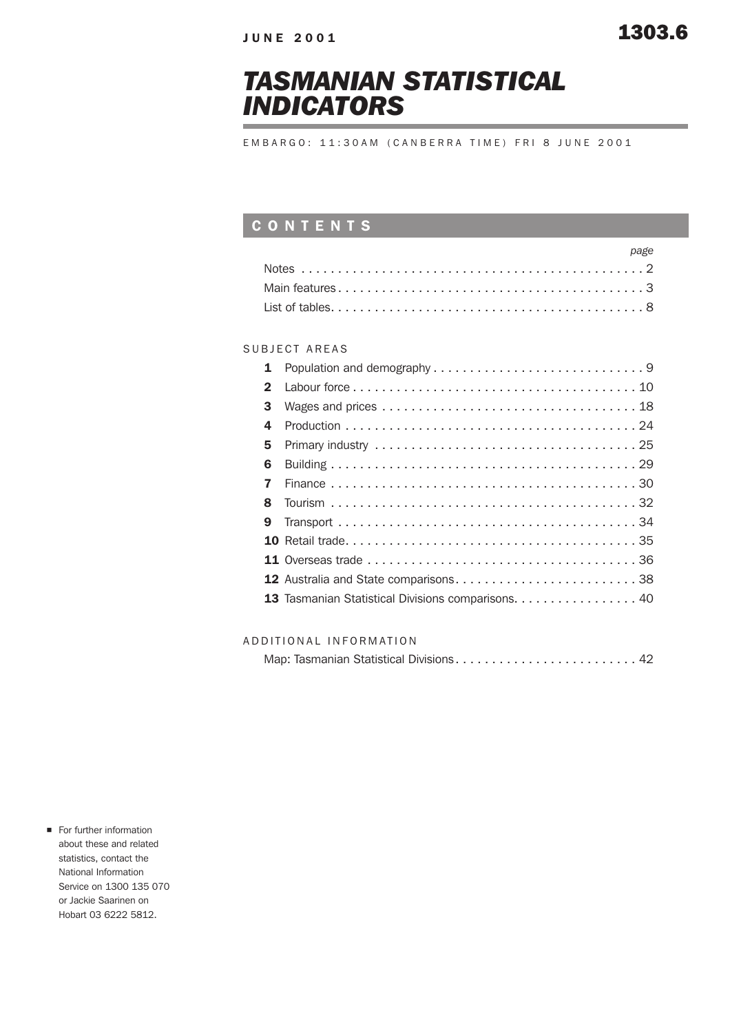JUNE 2001

1303.6

# TASMANIAN STATISTICAL INDICATORS

EMBARGO: 11:30AM (CANBERRA TIME) FRI 8 JUNE 2001

## CONTENTS

| | page |
|---|---|
| Notes | 2 |
| Main features | 3 |
| List of tables | 8 |

### SUBJECT AREAS

| | | |
|---|---|---|
| **1** | Population and demography | 9 |
| **2** | Labour force | 10 |
| **3** | Wages and prices | 18 |
| **4** | Production | 24 |
| **5** | Primary industry | 25 |
| **6** | Building | 29 |
| **7** | Finance | 30 |
| **8** | Tourism | 32 |
| **9** | Transport | 34 |
| **10** | Retail trade | 35 |
| **11** | Overseas trade | 36 |
| **12** | Australia and State comparisons | 38 |
| **13** | Tasmanian Statistical Divisions comparisons | 40 |

### ADDITIONAL INFORMATION

| | |
|---|---|
| Map: Tasmanian Statistical Divisions | 42 |

- For further information about these and related statistics, contact the National Information Service on 1300 135 070 or Jackie Saarinen on Hobart 03 6222 5812.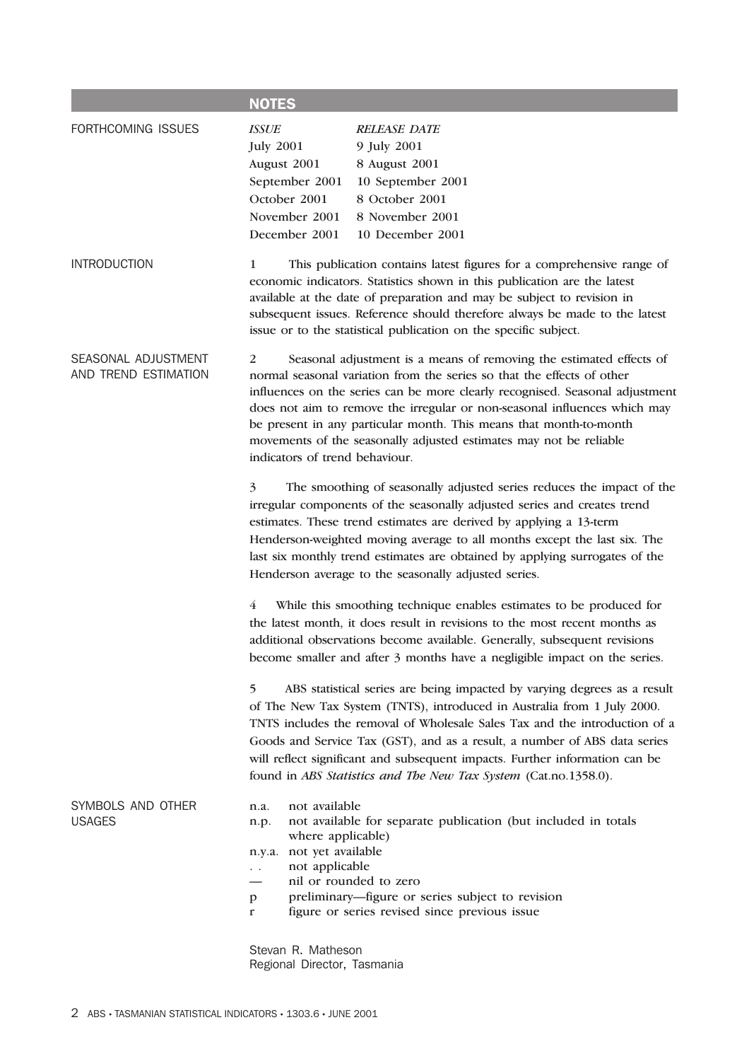## NOTES

### FORTHCOMING ISSUES

| *ISSUE* | *RELEASE DATE* |
|---|---|
| July 2001 | 9 July 2001 |
| August 2001 | 8 August 2001 |
| September 2001 | 10 September 2001 |
| October 2001 | 8 October 2001 |
| November 2001 | 8 November 2001 |
| December 2001 | 10 December 2001 |

### INTRODUCTION

1 This publication contains latest figures for a comprehensive range of economic indicators. Statistics shown in this publication are the latest available at the date of preparation and may be subject to revision in subsequent issues. Reference should therefore always be made to the latest issue or to the statistical publication on the specific subject.

### SEASONAL ADJUSTMENT AND TREND ESTIMATION

2 Seasonal adjustment is a means of removing the estimated effects of normal seasonal variation from the series so that the effects of other influences on the series can be more clearly recognised. Seasonal adjustment does not aim to remove the irregular or non-seasonal influences which may be present in any particular month. This means that month-to-month movements of the seasonally adjusted estimates may not be reliable indicators of trend behaviour.

3 The smoothing of seasonally adjusted series reduces the impact of the irregular components of the seasonally adjusted series and creates trend estimates. These trend estimates are derived by applying a 13-term Henderson-weighted moving average to all months except the last six. The last six monthly trend estimates are obtained by applying surrogates of the Henderson average to the seasonally adjusted series.

4 While this smoothing technique enables estimates to be produced for the latest month, it does result in revisions to the most recent months as additional observations become available. Generally, subsequent revisions become smaller and after 3 months have a negligible impact on the series.

5 ABS statistical series are being impacted by varying degrees as a result of The New Tax System (TNTS), introduced in Australia from 1 July 2000. TNTS includes the removal of Wholesale Sales Tax and the introduction of a Goods and Service Tax (GST), and as a result, a number of ABS data series will reflect significant and subsequent impacts. Further information can be found in *ABS Statistics and The New Tax System* (Cat.no.1358.0).

### SYMBOLS AND OTHER USAGES

- n.a. not available
- n.p. not available for separate publication (but included in totals where applicable)
- n.y.a. not yet available
- . . not applicable
- — nil or rounded to zero
- p preliminary—figure or series subject to revision
- r figure or series revised since previous issue

Stevan R. Matheson
Regional Director, Tasmania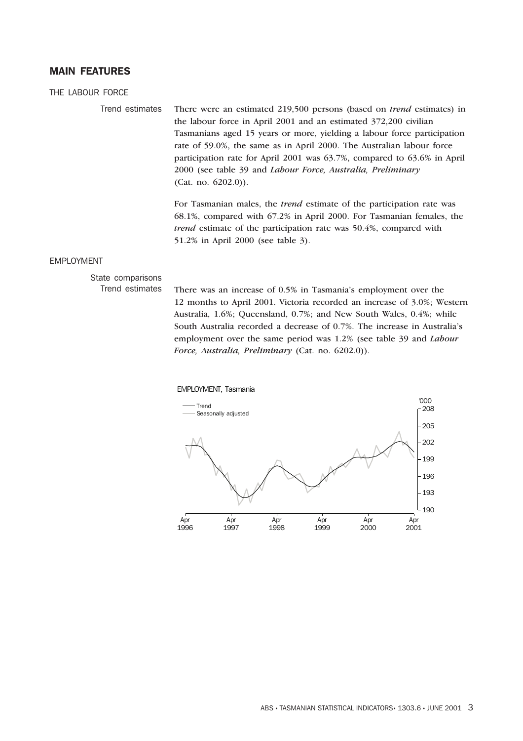## MAIN FEATURES

### THE LABOUR FORCE

**Trend estimates**

There were an estimated 219,500 persons (based on *trend* estimates) in the labour force in April 2001 and an estimated 372,200 civilian Tasmanians aged 15 years or more, yielding a labour force participation rate of 59.0%, the same as in April 2000. The Australian labour force participation rate for April 2001 was 63.7%, compared to 63.6% in April 2000 (see table 39 and *Labour Force, Australia, Preliminary* (Cat. no. 6202.0)).

For Tasmanian males, the *trend* estimate of the participation rate was 68.1%, compared with 67.2% in April 2000. For Tasmanian females, the *trend* estimate of the participation rate was 50.4%, compared with 51.2% in April 2000 (see table 3).

### EMPLOYMENT

**State comparisons**
**Trend estimates**

There was an increase of 0.5% in Tasmania's employment over the 12 months to April 2001. Victoria recorded an increase of 3.0%; Western Australia, 1.6%; Queensland, 0.7%; and New South Wales, 0.4%; while South Australia recorded a decrease of 0.7%. The increase in Australia's employment over the same period was 1.2% (see table 39 and *Labour Force, Australia, Preliminary* (Cat. no. 6202.0)).

EMPLOYMENT, Tasmania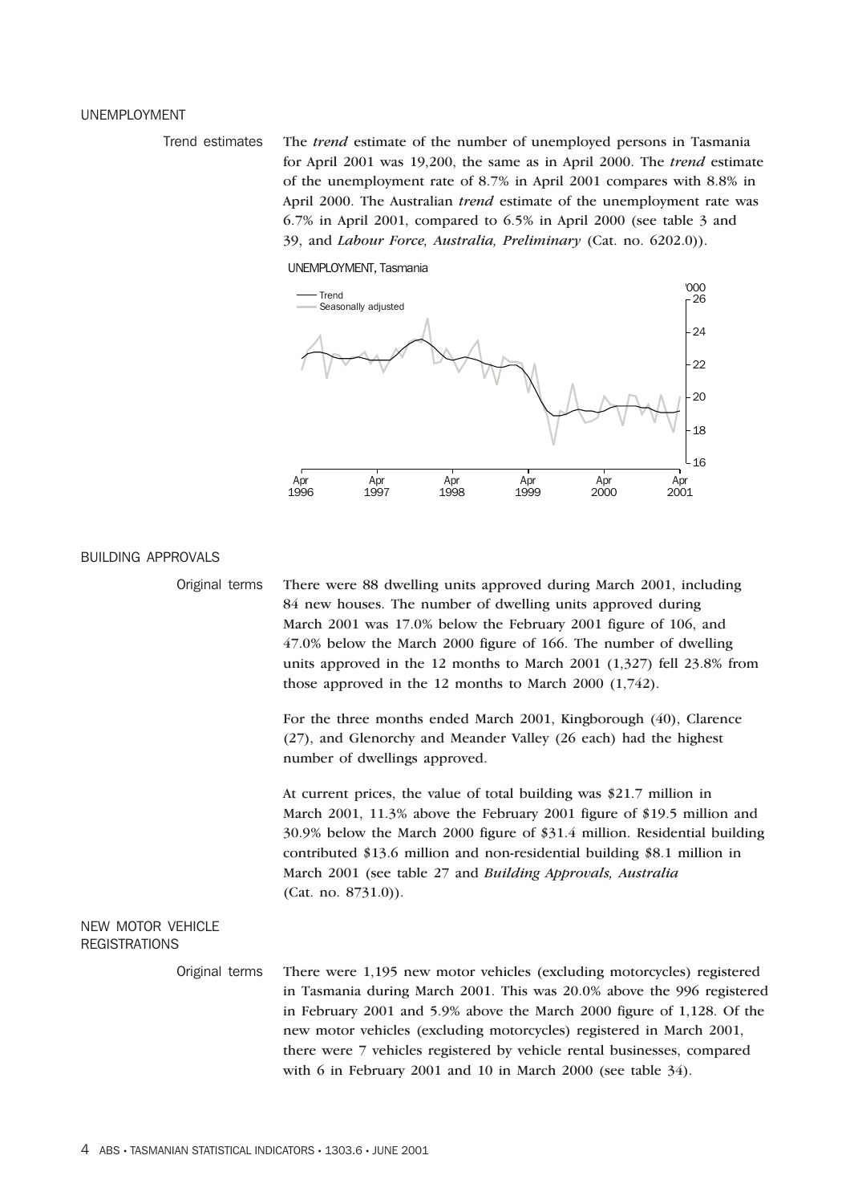## UNEMPLOYMENT

### Trend estimates

The *trend* estimate of the number of unemployed persons in Tasmania for April 2001 was 19,200, the same as in April 2000. The *trend* estimate of the unemployment rate of 8.7% in April 2001 compares with 8.8% in April 2000. The Australian *trend* estimate of the unemployment rate was 6.7% in April 2001, compared to 6.5% in April 2000 (see table 3 and 39, and *Labour Force, Australia, Preliminary* (Cat. no. 6202.0)).

UNEMPLOYMENT, Tasmania

## BUILDING APPROVALS

### Original terms

There were 88 dwelling units approved during March 2001, including 84 new houses. The number of dwelling units approved during March 2001 was 17.0% below the February 2001 figure of 106, and 47.0% below the March 2000 figure of 166. The number of dwelling units approved in the 12 months to March 2001 (1,327) fell 23.8% from those approved in the 12 months to March 2000 (1,742).

For the three months ended March 2001, Kingborough (40), Clarence (27), and Glenorchy and Meander Valley (26 each) had the highest number of dwellings approved.

At current prices, the value of total building was $21.7 million in March 2001, 11.3% above the February 2001 figure of $19.5 million and 30.9% below the March 2000 figure of $31.4 million. Residential building contributed $13.6 million and non-residential building $8.1 million in March 2001 (see table 27 and *Building Approvals, Australia* (Cat. no. 8731.0)).

## NEW MOTOR VEHICLE REGISTRATIONS

### Original terms

There were 1,195 new motor vehicles (excluding motorcycles) registered in Tasmania during March 2001. This was 20.0% above the 996 registered in February 2001 and 5.9% above the March 2000 figure of 1,128. Of the new motor vehicles (excluding motorcycles) registered in March 2001, there were 7 vehicles registered by vehicle rental businesses, compared with 6 in February 2001 and 10 in March 2000 (see table 34).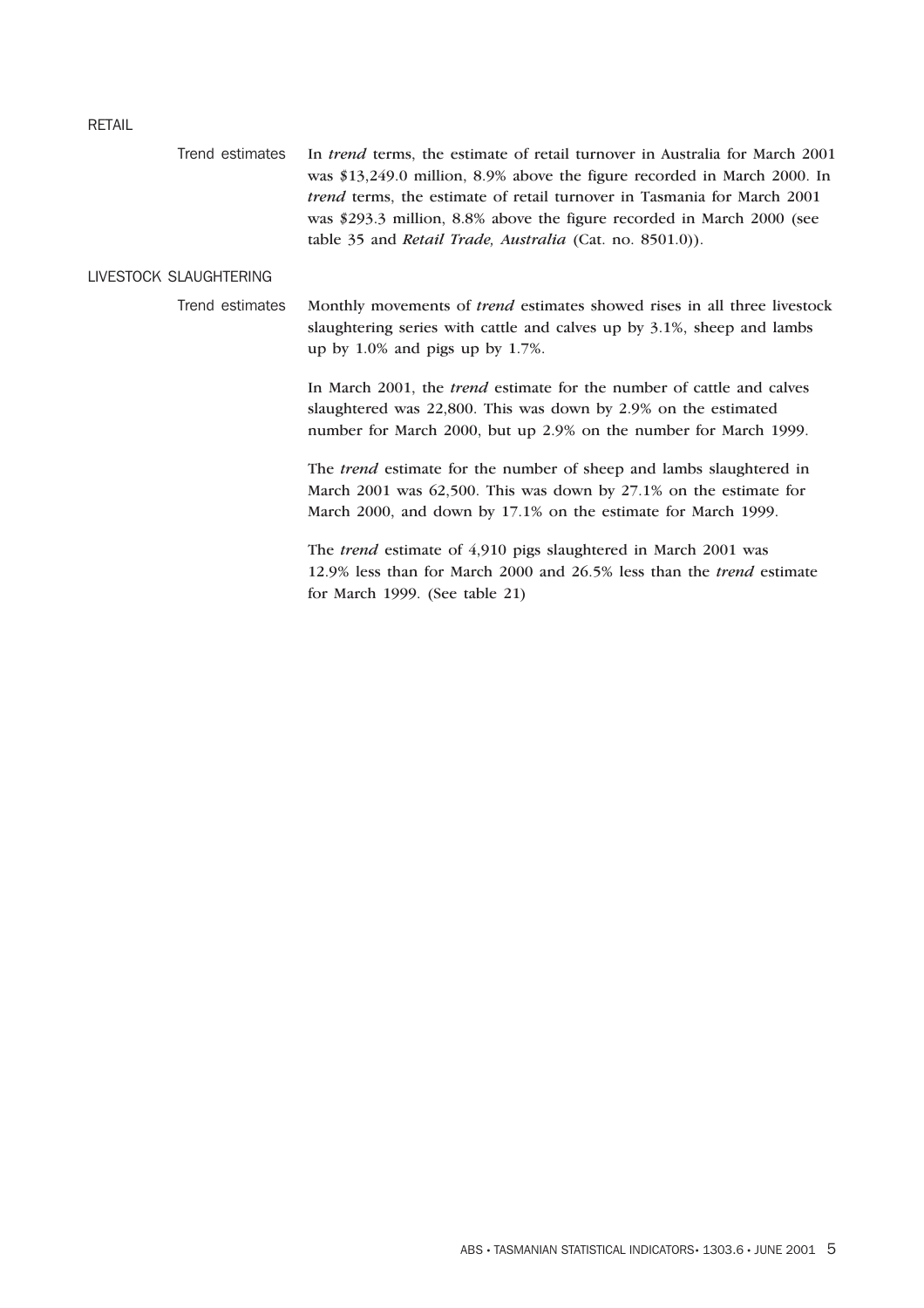## RETAIL

### Trend estimates

In *trend* terms, the estimate of retail turnover in Australia for March 2001 was $13,249.0 million, 8.9% above the figure recorded in March 2000. In *trend* terms, the estimate of retail turnover in Tasmania for March 2001 was $293.3 million, 8.8% above the figure recorded in March 2000 (see table 35 and *Retail Trade, Australia* (Cat. no. 8501.0)).

## LIVESTOCK SLAUGHTERING

### Trend estimates

Monthly movements of *trend* estimates showed rises in all three livestock slaughtering series with cattle and calves up by 3.1%, sheep and lambs up by 1.0% and pigs up by 1.7%.

In March 2001, the *trend* estimate for the number of cattle and calves slaughtered was 22,800. This was down by 2.9% on the estimated number for March 2000, but up 2.9% on the number for March 1999.

The *trend* estimate for the number of sheep and lambs slaughtered in March 2001 was 62,500. This was down by 27.1% on the estimate for March 2000, and down by 17.1% on the estimate for March 1999.

The *trend* estimate of 4,910 pigs slaughtered in March 2001 was 12.9% less than for March 2000 and 26.5% less than the *trend* estimate for March 1999. (See table 21)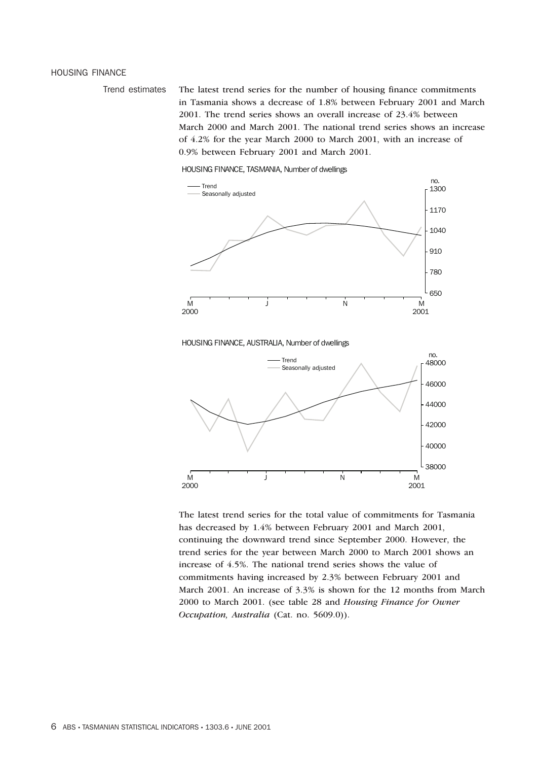## HOUSING FINANCE

### Trend estimates

The latest trend series for the number of housing finance commitments in Tasmania shows a decrease of 1.8% between February 2001 and March 2001. The trend series shows an overall increase of 23.4% between March 2000 and March 2001. The national trend series shows an increase of 4.2% for the year March 2000 to March 2001, with an increase of 0.9% between February 2001 and March 2001.

HOUSING FINANCE, TASMANIA, Number of dwellings

HOUSING FINANCE, AUSTRALIA, Number of dwellings

The latest trend series for the total value of commitments for Tasmania has decreased by 1.4% between February 2001 and March 2001, continuing the downward trend since September 2000. However, the trend series for the year between March 2000 to March 2001 shows an increase of 4.5%. The national trend series shows the value of commitments having increased by 2.3% between February 2001 and March 2001. An increase of 3.3% is shown for the 12 months from March 2000 to March 2001. (see table 28 and *Housing Finance for Owner Occupation, Australia* (Cat. no. 5609.0)).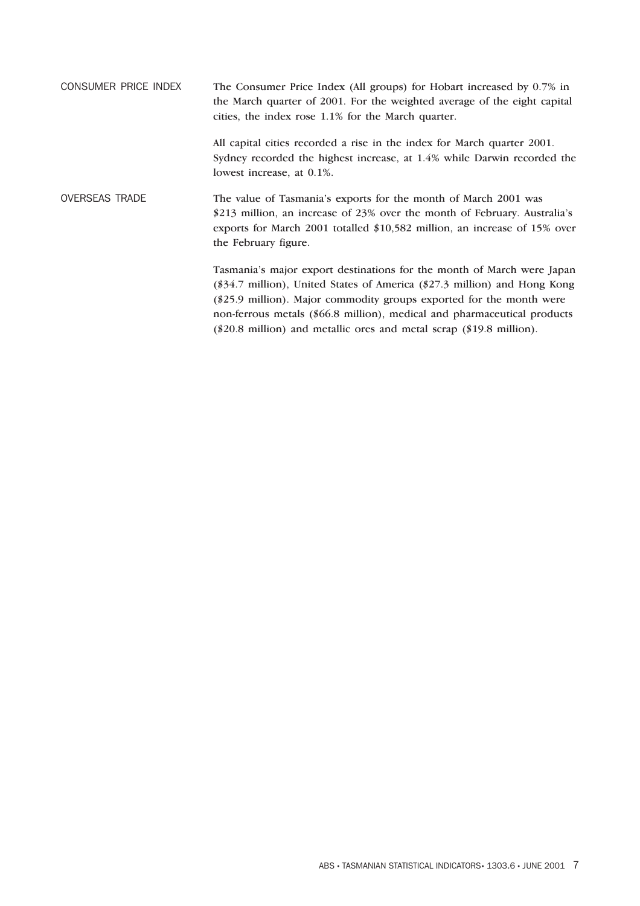## CONSUMER PRICE INDEX

The Consumer Price Index (All groups) for Hobart increased by 0.7% in the March quarter of 2001. For the weighted average of the eight capital cities, the index rose 1.1% for the March quarter.

All capital cities recorded a rise in the index for March quarter 2001. Sydney recorded the highest increase, at 1.4% while Darwin recorded the lowest increase, at 0.1%.

## OVERSEAS TRADE

The value of Tasmania's exports for the month of March 2001 was $213 million, an increase of 23% over the month of February. Australia's exports for March 2001 totalled $10,582 million, an increase of 15% over the February figure.

Tasmania's major export destinations for the month of March were Japan ($34.7 million), United States of America ($27.3 million) and Hong Kong ($25.9 million). Major commodity groups exported for the month were non-ferrous metals ($66.8 million), medical and pharmaceutical products ($20.8 million) and metallic ores and metal scrap ($19.8 million).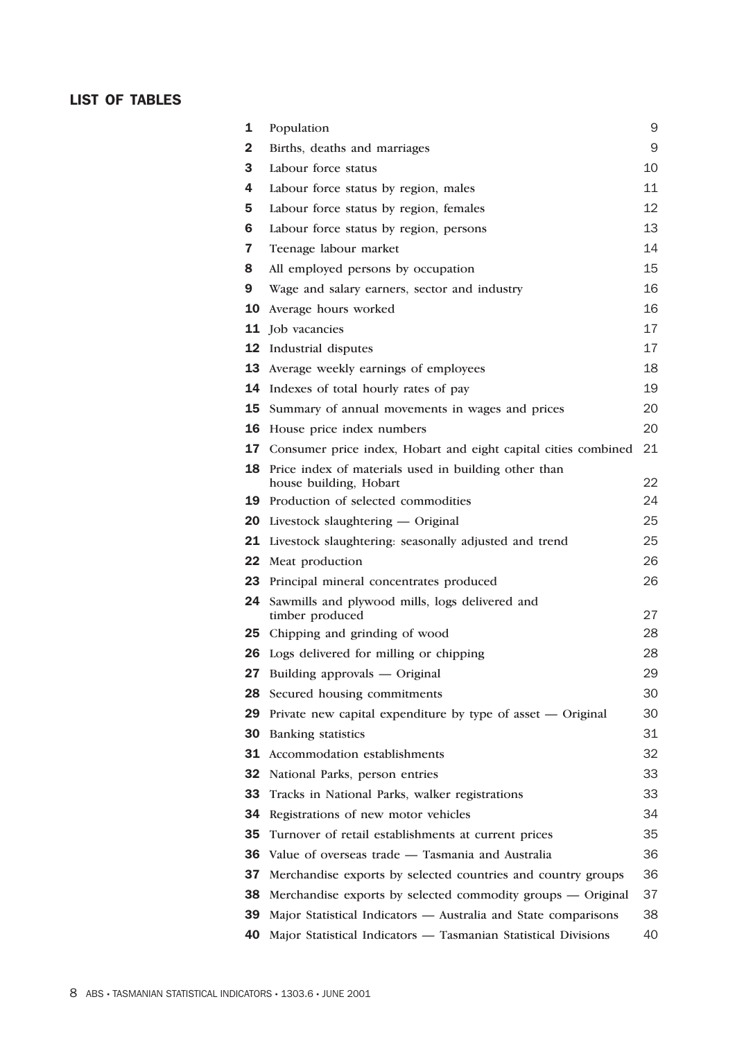## LIST OF TABLES

| | | |
|---|---|---|
| **1** | Population | 9 |
| **2** | Births, deaths and marriages | 9 |
| **3** | Labour force status | 10 |
| **4** | Labour force status by region, males | 11 |
| **5** | Labour force status by region, females | 12 |
| **6** | Labour force status by region, persons | 13 |
| **7** | Teenage labour market | 14 |
| **8** | All employed persons by occupation | 15 |
| **9** | Wage and salary earners, sector and industry | 16 |
| **10** | Average hours worked | 16 |
| **11** | Job vacancies | 17 |
| **12** | Industrial disputes | 17 |
| **13** | Average weekly earnings of employees | 18 |
| **14** | Indexes of total hourly rates of pay | 19 |
| **15** | Summary of annual movements in wages and prices | 20 |
| **16** | House price index numbers | 20 |
| **17** | Consumer price index, Hobart and eight capital cities combined | 21 |
| **18** | Price index of materials used in building other than house building, Hobart | 22 |
| **19** | Production of selected commodities | 24 |
| **20** | Livestock slaughtering — Original | 25 |
| **21** | Livestock slaughtering: seasonally adjusted and trend | 25 |
| **22** | Meat production | 26 |
| **23** | Principal mineral concentrates produced | 26 |
| **24** | Sawmills and plywood mills, logs delivered and timber produced | 27 |
| **25** | Chipping and grinding of wood | 28 |
| **26** | Logs delivered for milling or chipping | 28 |
| **27** | Building approvals — Original | 29 |
| **28** | Secured housing commitments | 30 |
| **29** | Private new capital expenditure by type of asset — Original | 30 |
| **30** | Banking statistics | 31 |
| **31** | Accommodation establishments | 32 |
| **32** | National Parks, person entries | 33 |
| **33** | Tracks in National Parks, walker registrations | 33 |
| **34** | Registrations of new motor vehicles | 34 |
| **35** | Turnover of retail establishments at current prices | 35 |
| **36** | Value of overseas trade — Tasmania and Australia | 36 |
| **37** | Merchandise exports by selected countries and country groups | 36 |
| **38** | Merchandise exports by selected commodity groups — Original | 37 |
| **39** | Major Statistical Indicators — Australia and State comparisons | 38 |
| **40** | Major Statistical Indicators — Tasmanian Statistical Divisions | 40 |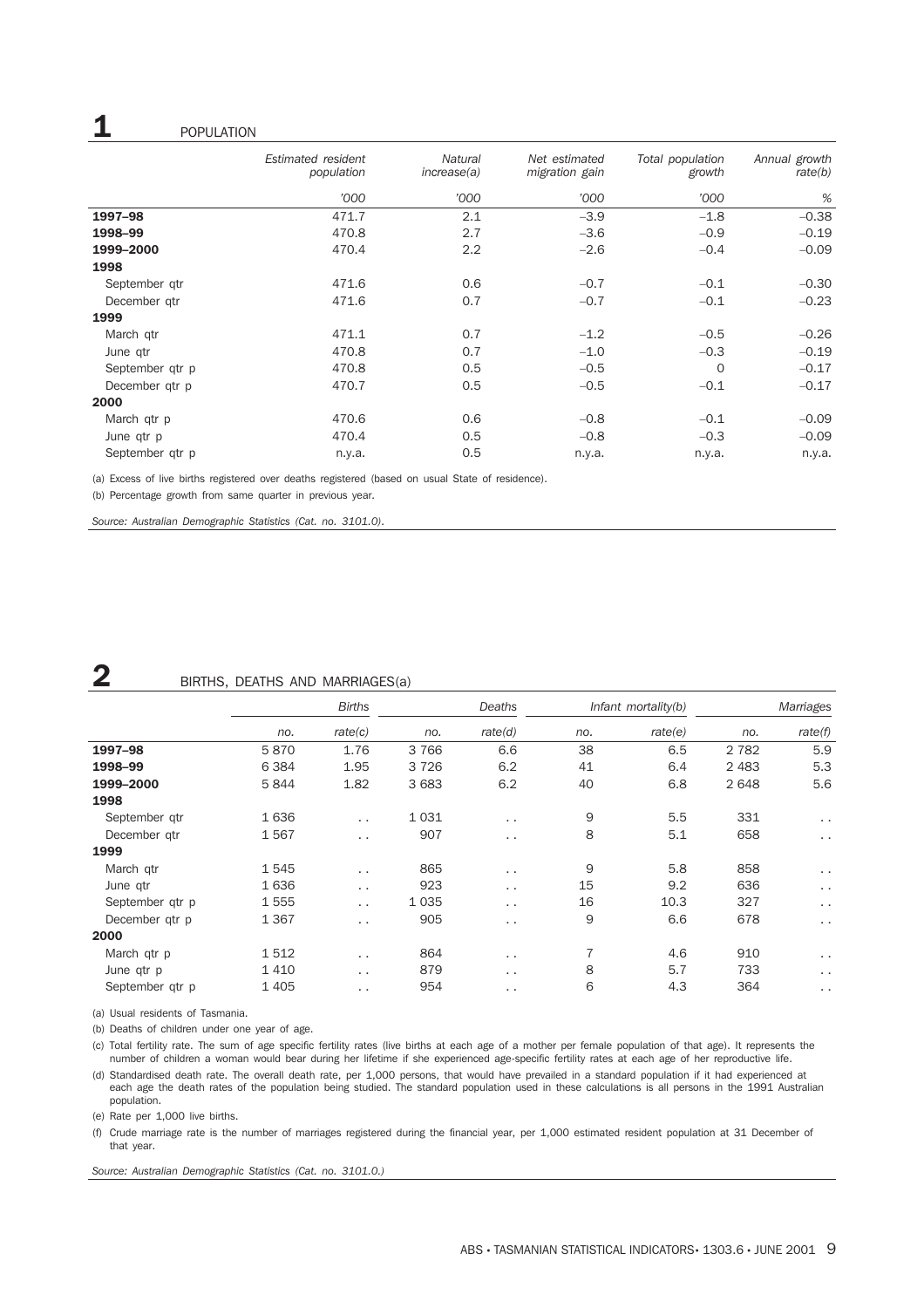## 1 POPULATION

| | Estimated resident population | Natural increase(a) | Net estimated migration gain | Total population growth | Annual growth rate(b) |
|---|---|---|---|---|---|
| | '000 | '000 | '000 | '000 | % |
| **1997–98** | 471.7 | 2.1 | –3.9 | –1.8 | –0.38 |
| **1998–99** | 470.8 | 2.7 | –3.6 | –0.9 | –0.19 |
| **1999–2000** | 470.4 | 2.2 | –2.6 | –0.4 | –0.09 |
| **1998** | | | | | |
| September qtr | 471.6 | 0.6 | –0.7 | –0.1 | –0.30 |
| December qtr | 471.6 | 0.7 | –0.7 | –0.1 | –0.23 |
| **1999** | | | | | |
| March qtr | 471.1 | 0.7 | –1.2 | –0.5 | –0.26 |
| June qtr | 470.8 | 0.7 | –1.0 | –0.3 | –0.19 |
| September qtr p | 470.8 | 0.5 | –0.5 | 0 | –0.17 |
| December qtr p | 470.7 | 0.5 | –0.5 | –0.1 | –0.17 |
| **2000** | | | | | |
| March qtr p | 470.6 | 0.6 | –0.8 | –0.1 | –0.09 |
| June qtr p | 470.4 | 0.5 | –0.8 | –0.3 | –0.09 |
| September qtr p | n.y.a. | 0.5 | n.y.a. | n.y.a. | n.y.a. |

(a) Excess of live births registered over deaths registered (based on usual State of residence).

(b) Percentage growth from same quarter in previous year.

*Source: Australian Demographic Statistics (Cat. no. 3101.0).*

## 2 BIRTHS, DEATHS AND MARRIAGES(a)

| | Births | | Deaths | | Infant mortality(b) | | Marriages | |
|---|---|---|---|---|---|---|---|---|
| | no. | rate(c) | no. | rate(d) | no. | rate(e) | no. | rate(f) |
| **1997–98** | 5 870 | 1.76 | 3 766 | 6.6 | 38 | 6.5 | 2 782 | 5.9 |
| **1998–99** | 6 384 | 1.95 | 3 726 | 6.2 | 41 | 6.4 | 2 483 | 5.3 |
| **1999–2000** | 5 844 | 1.82 | 3 683 | 6.2 | 40 | 6.8 | 2 648 | 5.6 |
| **1998** | | | | | | | | |
| September qtr | 1 636 | . . | 1 031 | . . | 9 | 5.5 | 331 | . . |
| December qtr | 1 567 | . . | 907 | . . | 8 | 5.1 | 658 | . . |
| **1999** | | | | | | | | |
| March qtr | 1 545 | . . | 865 | . . | 9 | 5.8 | 858 | . . |
| June qtr | 1 636 | . . | 923 | . . | 15 | 9.2 | 636 | . . |
| September qtr p | 1 555 | . . | 1 035 | . . | 16 | 10.3 | 327 | . . |
| December qtr p | 1 367 | . . | 905 | . . | 9 | 6.6 | 678 | . . |
| **2000** | | | | | | | | |
| March qtr p | 1 512 | . . | 864 | . . | 7 | 4.6 | 910 | . . |
| June qtr p | 1 410 | . . | 879 | . . | 8 | 5.7 | 733 | . . |
| September qtr p | 1 405 | . . | 954 | . . | 6 | 4.3 | 364 | . . |

(a) Usual residents of Tasmania.

(b) Deaths of children under one year of age.

(c) Total fertility rate. The sum of age specific fertility rates (live births at each age of a mother per female population of that age). It represents the number of children a woman would bear during her lifetime if she experienced age-specific fertility rates at each age of her reproductive life.

(d) Standardised death rate. The overall death rate, per 1,000 persons, that would have prevailed in a standard population if it had experienced at each age the death rates of the population being studied. The standard population used in these calculations is all persons in the 1991 Australian population.

(e) Rate per 1,000 live births.

(f) Crude marriage rate is the number of marriages registered during the financial year, per 1,000 estimated resident population at 31 December of that year.

*Source: Australian Demographic Statistics (Cat. no. 3101.0.)*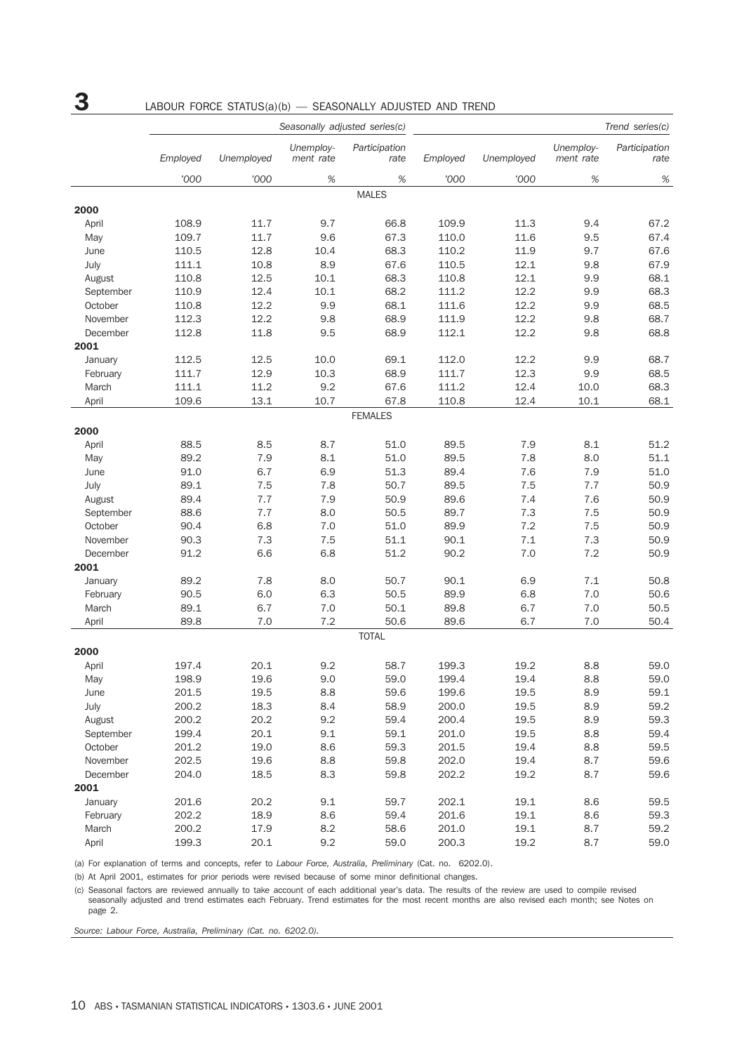## 3 LABOUR FORCE STATUS(a)(b) — SEASONALLY ADJUSTED AND TREND

| | *Seasonally adjusted series(c)* | | | | *Trend series(c)* | | | |
|---|---|---|---|---|---|---|---|---|
| | *Employed* | *Unemployed* | *Unemploy-ment rate* | *Participation rate* | *Employed* | *Unemployed* | *Unemploy-ment rate* | *Participation rate* |
| | *'000* | *'000* | *%* | *%* | *'000* | *'000* | *%* | *%* |
| | | | | MALES | | | | |
| **2000** | | | | | | | | |
| April | 108.9 | 11.7 | 9.7 | 66.8 | 109.9 | 11.3 | 9.4 | 67.2 |
| May | 109.7 | 11.7 | 9.6 | 67.3 | 110.0 | 11.6 | 9.5 | 67.4 |
| June | 110.5 | 12.8 | 10.4 | 68.3 | 110.2 | 11.9 | 9.7 | 67.6 |
| July | 111.1 | 10.8 | 8.9 | 67.6 | 110.5 | 12.1 | 9.8 | 67.9 |
| August | 110.8 | 12.5 | 10.1 | 68.3 | 110.8 | 12.1 | 9.9 | 68.1 |
| September | 110.9 | 12.4 | 10.1 | 68.2 | 111.2 | 12.2 | 9.9 | 68.3 |
| October | 110.8 | 12.2 | 9.9 | 68.1 | 111.6 | 12.2 | 9.9 | 68.5 |
| November | 112.3 | 12.2 | 9.8 | 68.9 | 111.9 | 12.2 | 9.8 | 68.7 |
| December | 112.8 | 11.8 | 9.5 | 68.9 | 112.1 | 12.2 | 9.8 | 68.8 |
| **2001** | | | | | | | | |
| January | 112.5 | 12.5 | 10.0 | 69.1 | 112.0 | 12.2 | 9.9 | 68.7 |
| February | 111.7 | 12.9 | 10.3 | 68.9 | 111.7 | 12.3 | 9.9 | 68.5 |
| March | 111.1 | 11.2 | 9.2 | 67.6 | 111.2 | 12.4 | 10.0 | 68.3 |
| April | 109.6 | 13.1 | 10.7 | 67.8 | 110.8 | 12.4 | 10.1 | 68.1 |
| | | | | FEMALES | | | | |
| **2000** | | | | | | | | |
| April | 88.5 | 8.5 | 8.7 | 51.0 | 89.5 | 7.9 | 8.1 | 51.2 |
| May | 89.2 | 7.9 | 8.1 | 51.0 | 89.5 | 7.8 | 8.0 | 51.1 |
| June | 91.0 | 6.7 | 6.9 | 51.3 | 89.4 | 7.6 | 7.9 | 51.0 |
| July | 89.1 | 7.5 | 7.8 | 50.7 | 89.5 | 7.5 | 7.7 | 50.9 |
| August | 89.4 | 7.7 | 7.9 | 50.9 | 89.6 | 7.4 | 7.6 | 50.9 |
| September | 88.6 | 7.7 | 8.0 | 50.5 | 89.7 | 7.3 | 7.5 | 50.9 |
| October | 90.4 | 6.8 | 7.0 | 51.0 | 89.9 | 7.2 | 7.5 | 50.9 |
| November | 90.3 | 7.3 | 7.5 | 51.1 | 90.1 | 7.1 | 7.3 | 50.9 |
| December | 91.2 | 6.6 | 6.8 | 51.2 | 90.2 | 7.0 | 7.2 | 50.9 |
| **2001** | | | | | | | | |
| January | 89.2 | 7.8 | 8.0 | 50.7 | 90.1 | 6.9 | 7.1 | 50.8 |
| February | 90.5 | 6.0 | 6.3 | 50.5 | 89.9 | 6.8 | 7.0 | 50.6 |
| March | 89.1 | 6.7 | 7.0 | 50.1 | 89.8 | 6.7 | 7.0 | 50.5 |
| April | 89.8 | 7.0 | 7.2 | 50.6 | 89.6 | 6.7 | 7.0 | 50.4 |
| | | | | TOTAL | | | | |
| **2000** | | | | | | | | |
| April | 197.4 | 20.1 | 9.2 | 58.7 | 199.3 | 19.2 | 8.8 | 59.0 |
| May | 198.9 | 19.6 | 9.0 | 59.0 | 199.4 | 19.4 | 8.8 | 59.0 |
| June | 201.5 | 19.5 | 8.8 | 59.6 | 199.6 | 19.5 | 8.9 | 59.1 |
| July | 200.2 | 18.3 | 8.4 | 58.9 | 200.0 | 19.5 | 8.9 | 59.2 |
| August | 200.2 | 20.2 | 9.2 | 59.4 | 200.4 | 19.5 | 8.9 | 59.3 |
| September | 199.4 | 20.1 | 9.1 | 59.1 | 201.0 | 19.5 | 8.8 | 59.4 |
| October | 201.2 | 19.0 | 8.6 | 59.3 | 201.5 | 19.4 | 8.8 | 59.5 |
| November | 202.5 | 19.6 | 8.8 | 59.8 | 202.0 | 19.4 | 8.7 | 59.6 |
| December | 204.0 | 18.5 | 8.3 | 59.8 | 202.2 | 19.2 | 8.7 | 59.6 |
| **2001** | | | | | | | | |
| January | 201.6 | 20.2 | 9.1 | 59.7 | 202.1 | 19.1 | 8.6 | 59.5 |
| February | 202.2 | 18.9 | 8.6 | 59.4 | 201.6 | 19.1 | 8.6 | 59.3 |
| March | 200.2 | 17.9 | 8.2 | 58.6 | 201.0 | 19.1 | 8.7 | 59.2 |
| April | 199.3 | 20.1 | 9.2 | 59.0 | 200.3 | 19.2 | 8.7 | 59.0 |

(a) For explanation of terms and concepts, refer to *Labour Force, Australia, Preliminary* (Cat. no. 6202.0).

(b) At April 2001, estimates for prior periods were revised because of some minor definitional changes.

(c) Seasonal factors are reviewed annually to take account of each additional year's data. The results of the review are used to compile revised seasonally adjusted and trend estimates each February. Trend estimates for the most recent months are also revised each month; see Notes on page 2.

*Source: Labour Force, Australia, Preliminary (Cat. no. 6202.0).*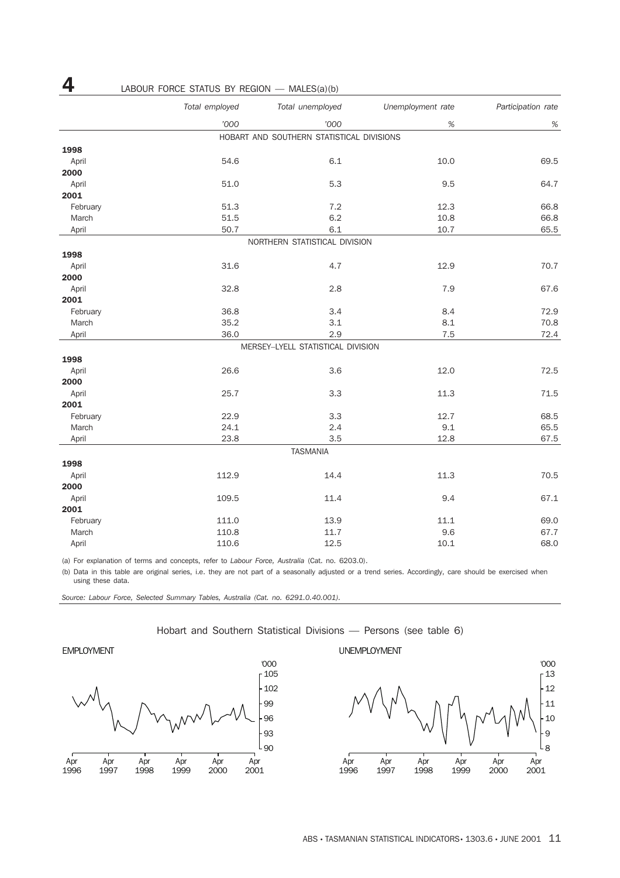# 4 LABOUR FORCE STATUS BY REGION — MALES(a)(b)

| | Total employed | Total unemployed | Unemployment rate | Participation rate |
|---|---|---|---|---|
| | '000 | '000 | % | % |
| **HOBART AND SOUTHERN STATISTICAL DIVISIONS** | | | | |
| **1998** | | | | |
| April | 54.6 | 6.1 | 10.0 | 69.5 |
| **2000** | | | | |
| April | 51.0 | 5.3 | 9.5 | 64.7 |
| **2001** | | | | |
| February | 51.3 | 7.2 | 12.3 | 66.8 |
| March | 51.5 | 6.2 | 10.8 | 66.8 |
| April | 50.7 | 6.1 | 10.7 | 65.5 |
| **NORTHERN STATISTICAL DIVISION** | | | | |
| **1998** | | | | |
| April | 31.6 | 4.7 | 12.9 | 70.7 |
| **2000** | | | | |
| April | 32.8 | 2.8 | 7.9 | 67.6 |
| **2001** | | | | |
| February | 36.8 | 3.4 | 8.4 | 72.9 |
| March | 35.2 | 3.1 | 8.1 | 70.8 |
| April | 36.0 | 2.9 | 7.5 | 72.4 |
| **MERSEY–LYELL STATISTICAL DIVISION** | | | | |
| **1998** | | | | |
| April | 26.6 | 3.6 | 12.0 | 72.5 |
| **2000** | | | | |
| April | 25.7 | 3.3 | 11.3 | 71.5 |
| **2001** | | | | |
| February | 22.9 | 3.3 | 12.7 | 68.5 |
| March | 24.1 | 2.4 | 9.1 | 65.5 |
| April | 23.8 | 3.5 | 12.8 | 67.5 |
| **TASMANIA** | | | | |
| **1998** | | | | |
| April | 112.9 | 14.4 | 11.3 | 70.5 |
| **2000** | | | | |
| April | 109.5 | 11.4 | 9.4 | 67.1 |
| **2001** | | | | |
| February | 111.0 | 13.9 | 11.1 | 69.0 |
| March | 110.8 | 11.7 | 9.6 | 67.7 |
| April | 110.6 | 12.5 | 10.1 | 68.0 |

(a) For explanation of terms and concepts, refer to *Labour Force, Australia* (Cat. no. 6203.0).

(b) Data in this table are original series, i.e. they are not part of a seasonally adjusted or a trend series. Accordingly, care should be exercised when using these data.

*Source: Labour Force, Selected Summary Tables, Australia (Cat. no. 6291.0.40.001).*

Hobart and Southern Statistical Divisions — Persons (see table 6)

EMPLOYMENT

UNEMPLOYMENT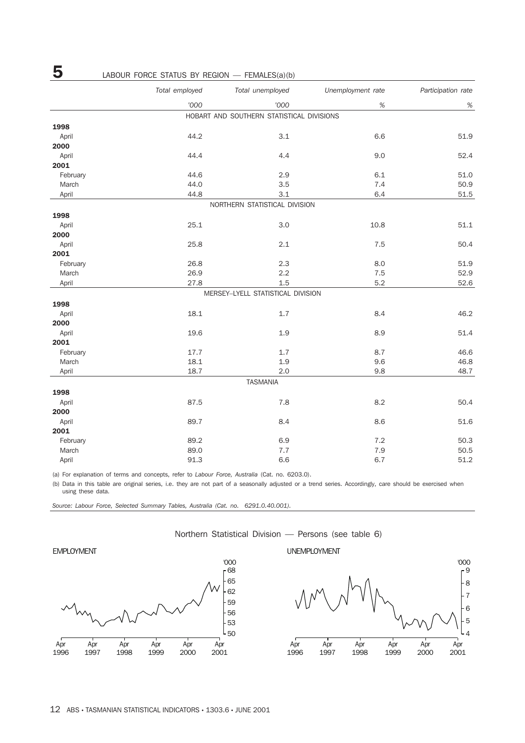# 5 LABOUR FORCE STATUS BY REGION — FEMALES(a)(b)

| | Total employed | Total unemployed | Unemployment rate | Participation rate |
|---|---|---|---|---|
| | '000 | '000 | % | % |
| **HOBART AND SOUTHERN STATISTICAL DIVISIONS** | | | | |
| **1998** | | | | |
| April | 44.2 | 3.1 | 6.6 | 51.9 |
| **2000** | | | | |
| April | 44.4 | 4.4 | 9.0 | 52.4 |
| **2001** | | | | |
| February | 44.6 | 2.9 | 6.1 | 51.0 |
| March | 44.0 | 3.5 | 7.4 | 50.9 |
| April | 44.8 | 3.1 | 6.4 | 51.5 |
| **NORTHERN STATISTICAL DIVISION** | | | | |
| **1998** | | | | |
| April | 25.1 | 3.0 | 10.8 | 51.1 |
| **2000** | | | | |
| April | 25.8 | 2.1 | 7.5 | 50.4 |
| **2001** | | | | |
| February | 26.8 | 2.3 | 8.0 | 51.9 |
| March | 26.9 | 2.2 | 7.5 | 52.9 |
| April | 27.8 | 1.5 | 5.2 | 52.6 |
| **MERSEY–LYELL STATISTICAL DIVISION** | | | | |
| **1998** | | | | |
| April | 18.1 | 1.7 | 8.4 | 46.2 |
| **2000** | | | | |
| April | 19.6 | 1.9 | 8.9 | 51.4 |
| **2001** | | | | |
| February | 17.7 | 1.7 | 8.7 | 46.6 |
| March | 18.1 | 1.9 | 9.6 | 46.8 |
| April | 18.7 | 2.0 | 9.8 | 48.7 |
| **TASMANIA** | | | | |
| **1998** | | | | |
| April | 87.5 | 7.8 | 8.2 | 50.4 |
| **2000** | | | | |
| April | 89.7 | 8.4 | 8.6 | 51.6 |
| **2001** | | | | |
| February | 89.2 | 6.9 | 7.2 | 50.3 |
| March | 89.0 | 7.7 | 7.9 | 50.5 |
| April | 91.3 | 6.6 | 6.7 | 51.2 |

(a) For explanation of terms and concepts, refer to *Labour Force, Australia* (Cat. no. 6203.0).

(b) Data in this table are original series, i.e. they are not part of a seasonally adjusted or a trend series. Accordingly, care should be exercised when using these data.

*Source: Labour Force, Selected Summary Tables, Australia (Cat. no. 6291.0.40.001).*

Northern Statistical Division — Persons (see table 6)

EMPLOYMENT

UNEMPLOYMENT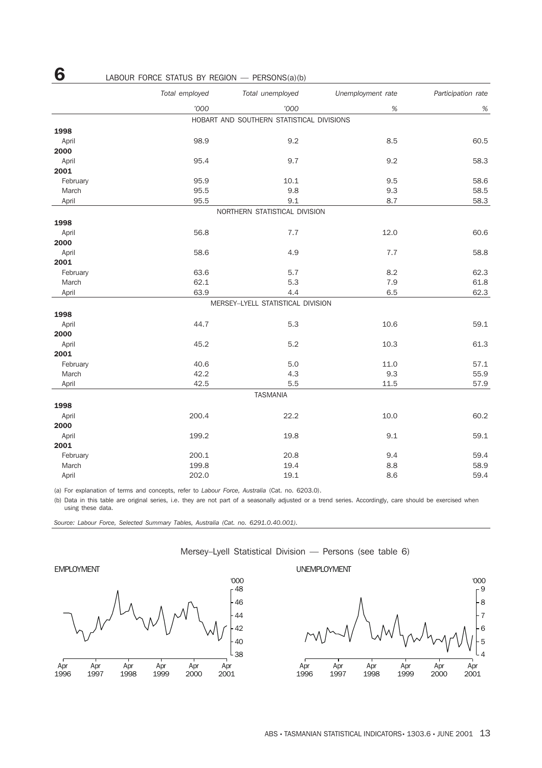# 6 LABOUR FORCE STATUS BY REGION — PERSONS(a)(b)

| | Total employed | Total unemployed | Unemployment rate | Participation rate |
|---|---|---|---|---|
| | '000 | '000 | % | % |
| **HOBART AND SOUTHERN STATISTICAL DIVISIONS** | | | | |
| **1998** | | | | |
| April | 98.9 | 9.2 | 8.5 | 60.5 |
| **2000** | | | | |
| April | 95.4 | 9.7 | 9.2 | 58.3 |
| **2001** | | | | |
| February | 95.9 | 10.1 | 9.5 | 58.6 |
| March | 95.5 | 9.8 | 9.3 | 58.5 |
| April | 95.5 | 9.1 | 8.7 | 58.3 |
| **NORTHERN STATISTICAL DIVISION** | | | | |
| **1998** | | | | |
| April | 56.8 | 7.7 | 12.0 | 60.6 |
| **2000** | | | | |
| April | 58.6 | 4.9 | 7.7 | 58.8 |
| **2001** | | | | |
| February | 63.6 | 5.7 | 8.2 | 62.3 |
| March | 62.1 | 5.3 | 7.9 | 61.8 |
| April | 63.9 | 4.4 | 6.5 | 62.3 |
| **MERSEY–LYELL STATISTICAL DIVISION** | | | | |
| **1998** | | | | |
| April | 44.7 | 5.3 | 10.6 | 59.1 |
| **2000** | | | | |
| April | 45.2 | 5.2 | 10.3 | 61.3 |
| **2001** | | | | |
| February | 40.6 | 5.0 | 11.0 | 57.1 |
| March | 42.2 | 4.3 | 9.3 | 55.9 |
| April | 42.5 | 5.5 | 11.5 | 57.9 |
| **TASMANIA** | | | | |
| **1998** | | | | |
| April | 200.4 | 22.2 | 10.0 | 60.2 |
| **2000** | | | | |
| April | 199.2 | 19.8 | 9.1 | 59.1 |
| **2001** | | | | |
| February | 200.1 | 20.8 | 9.4 | 59.4 |
| March | 199.8 | 19.4 | 8.8 | 58.9 |
| April | 202.0 | 19.1 | 8.6 | 59.4 |

(a) For explanation of terms and concepts, refer to *Labour Force, Australia* (Cat. no. 6203.0).

(b) Data in this table are original series, i.e. they are not part of a seasonally adjusted or a trend series. Accordingly, care should be exercised when using these data.

*Source: Labour Force, Selected Summary Tables, Australia (Cat. no. 6291.0.40.001).*

Mersey–Lyell Statistical Division — Persons (see table 6)

EMPLOYMENT

UNEMPLOYMENT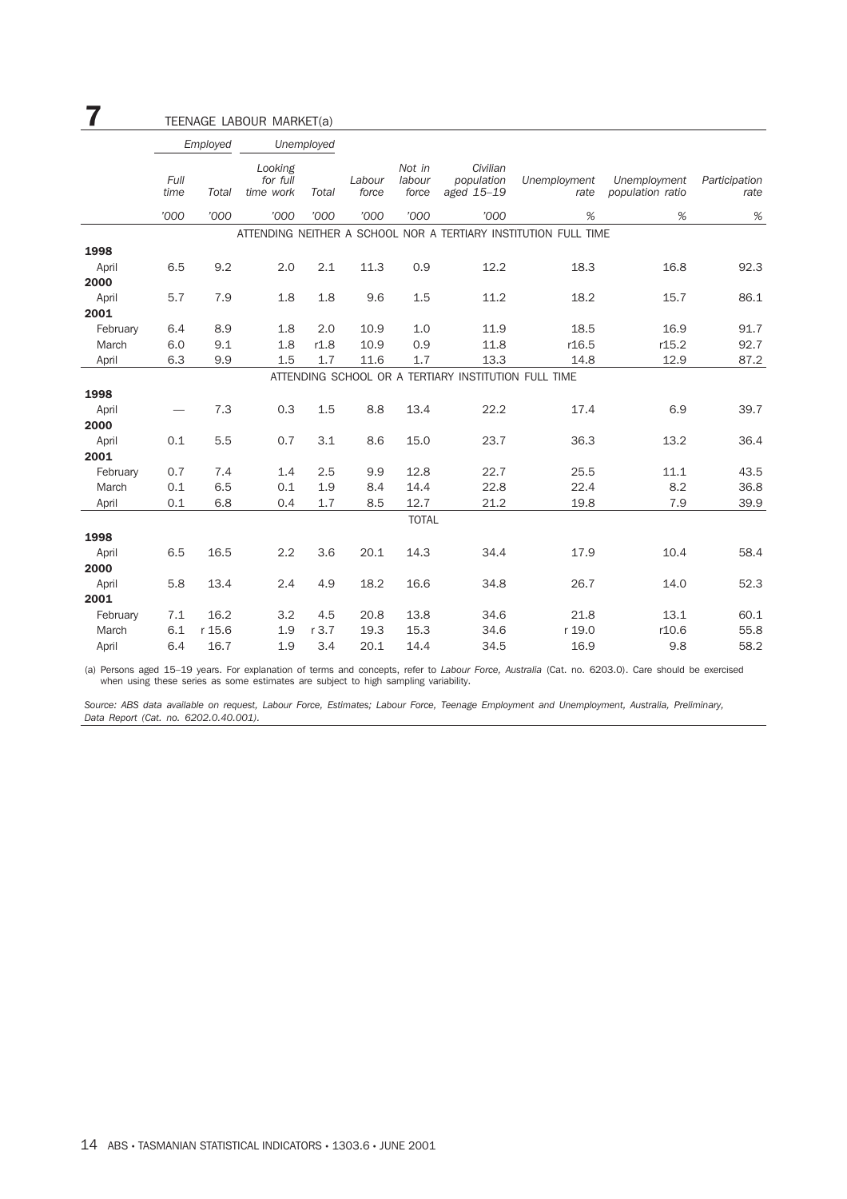## 7 TEENAGE LABOUR MARKET(a)

| | Employed | | Unemployed | | | | | | | |
|---|---|---|---|---|---|---|---|---|---|---|
| | Full time | Total | Looking for full time work | Total | Labour force | Not in labour force | Civilian population aged 15–19 | Unemployment rate | Unemployment population ratio | Participation rate |
| | '000 | '000 | '000 | '000 | '000 | '000 | '000 | % | % | % |
| **ATTENDING NEITHER A SCHOOL NOR A TERTIARY INSTITUTION FULL TIME** | | | | | | | | | | |
| **1998** | | | | | | | | | | |
| April | 6.5 | 9.2 | 2.0 | 2.1 | 11.3 | 0.9 | 12.2 | 18.3 | 16.8 | 92.3 |
| **2000** | | | | | | | | | | |
| April | 5.7 | 7.9 | 1.8 | 1.8 | 9.6 | 1.5 | 11.2 | 18.2 | 15.7 | 86.1 |
| **2001** | | | | | | | | | | |
| February | 6.4 | 8.9 | 1.8 | 2.0 | 10.9 | 1.0 | 11.9 | 18.5 | 16.9 | 91.7 |
| March | 6.0 | 9.1 | 1.8 | r1.8 | 10.9 | 0.9 | 11.8 | r16.5 | r15.2 | 92.7 |
| April | 6.3 | 9.9 | 1.5 | 1.7 | 11.6 | 1.7 | 13.3 | 14.8 | 12.9 | 87.2 |
| **ATTENDING SCHOOL OR A TERTIARY INSTITUTION FULL TIME** | | | | | | | | | | |
| **1998** | | | | | | | | | | |
| April | — | 7.3 | 0.3 | 1.5 | 8.8 | 13.4 | 22.2 | 17.4 | 6.9 | 39.7 |
| **2000** | | | | | | | | | | |
| April | 0.1 | 5.5 | 0.7 | 3.1 | 8.6 | 15.0 | 23.7 | 36.3 | 13.2 | 36.4 |
| **2001** | | | | | | | | | | |
| February | 0.7 | 7.4 | 1.4 | 2.5 | 9.9 | 12.8 | 22.7 | 25.5 | 11.1 | 43.5 |
| March | 0.1 | 6.5 | 0.1 | 1.9 | 8.4 | 14.4 | 22.8 | 22.4 | 8.2 | 36.8 |
| April | 0.1 | 6.8 | 0.4 | 1.7 | 8.5 | 12.7 | 21.2 | 19.8 | 7.9 | 39.9 |
| **TOTAL** | | | | | | | | | | |
| **1998** | | | | | | | | | | |
| April | 6.5 | 16.5 | 2.2 | 3.6 | 20.1 | 14.3 | 34.4 | 17.9 | 10.4 | 58.4 |
| **2000** | | | | | | | | | | |
| April | 5.8 | 13.4 | 2.4 | 4.9 | 18.2 | 16.6 | 34.8 | 26.7 | 14.0 | 52.3 |
| **2001** | | | | | | | | | | |
| February | 7.1 | 16.2 | 3.2 | 4.5 | 20.8 | 13.8 | 34.6 | 21.8 | 13.1 | 60.1 |
| March | 6.1 | r 15.6 | 1.9 | r 3.7 | 19.3 | 15.3 | 34.6 | r 19.0 | r10.6 | 55.8 |
| April | 6.4 | 16.7 | 1.9 | 3.4 | 20.1 | 14.4 | 34.5 | 16.9 | 9.8 | 58.2 |

(a) Persons aged 15–19 years. For explanation of terms and concepts, refer to *Labour Force, Australia* (Cat. no. 6203.0). Care should be exercised when using these series as some estimates are subject to high sampling variability.

*Source: ABS data available on request, Labour Force, Estimates; Labour Force, Teenage Employment and Unemployment, Australia, Preliminary, Data Report (Cat. no. 6202.0.40.001).*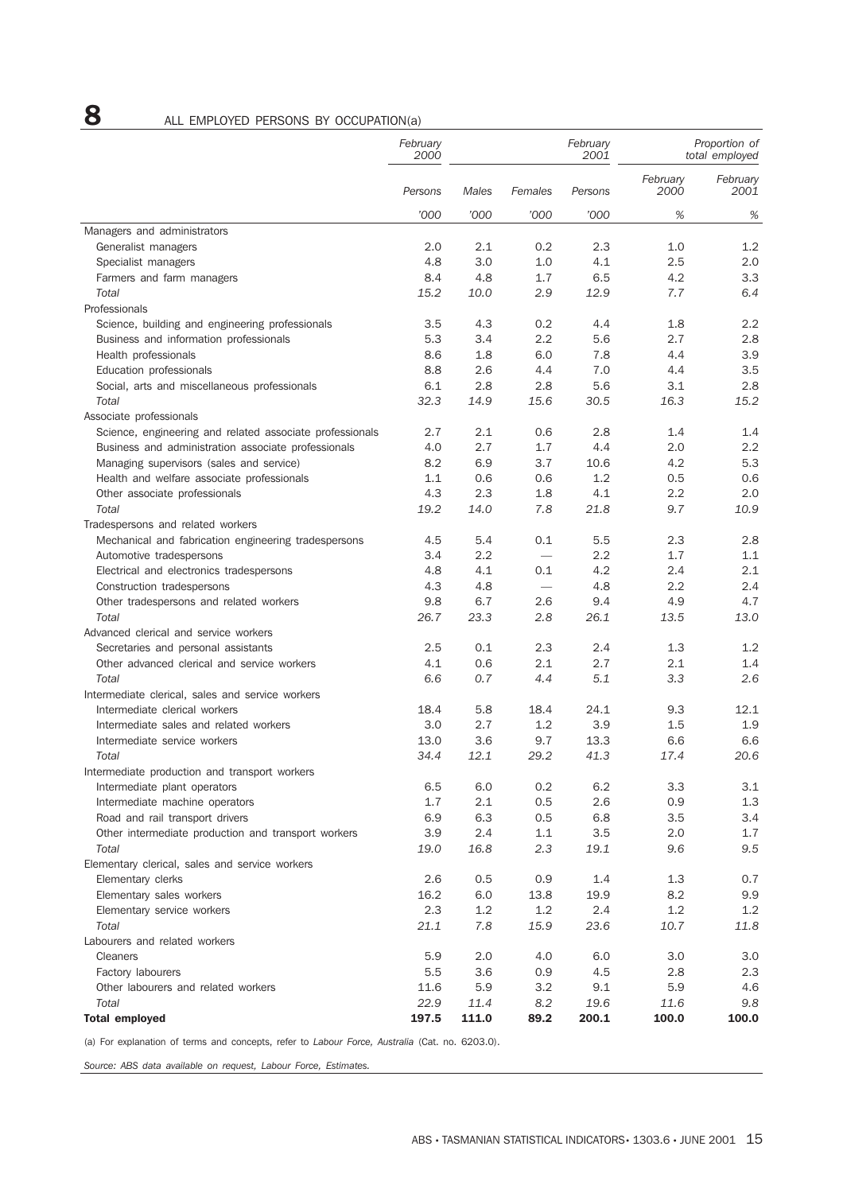# 8 ALL EMPLOYED PERSONS BY OCCUPATION(a)

| | February 2000 | | | February 2001 | Proportion of total employed | |
|---|---|---|---|---|---|---|
| | Persons | Males | Females | Persons | February 2000 | February 2001 |
| | '000 | '000 | '000 | '000 | % | % |
| Managers and administrators | | | | | | |
| Generalist managers | 2.0 | 2.1 | 0.2 | 2.3 | 1.0 | 1.2 |
| Specialist managers | 4.8 | 3.0 | 1.0 | 4.1 | 2.5 | 2.0 |
| Farmers and farm managers | 8.4 | 4.8 | 1.7 | 6.5 | 4.2 | 3.3 |
| *Total* | *15.2* | *10.0* | *2.9* | *12.9* | *7.7* | *6.4* |
| Professionals | | | | | | |
| Science, building and engineering professionals | 3.5 | 4.3 | 0.2 | 4.4 | 1.8 | 2.2 |
| Business and information professionals | 5.3 | 3.4 | 2.2 | 5.6 | 2.7 | 2.8 |
| Health professionals | 8.6 | 1.8 | 6.0 | 7.8 | 4.4 | 3.9 |
| Education professionals | 8.8 | 2.6 | 4.4 | 7.0 | 4.4 | 3.5 |
| Social, arts and miscellaneous professionals | 6.1 | 2.8 | 2.8 | 5.6 | 3.1 | 2.8 |
| *Total* | *32.3* | *14.9* | *15.6* | *30.5* | *16.3* | *15.2* |
| Associate professionals | | | | | | |
| Science, engineering and related associate professionals | 2.7 | 2.1 | 0.6 | 2.8 | 1.4 | 1.4 |
| Business and administration associate professionals | 4.0 | 2.7 | 1.7 | 4.4 | 2.0 | 2.2 |
| Managing supervisors (sales and service) | 8.2 | 6.9 | 3.7 | 10.6 | 4.2 | 5.3 |
| Health and welfare associate professionals | 1.1 | 0.6 | 0.6 | 1.2 | 0.5 | 0.6 |
| Other associate professionals | 4.3 | 2.3 | 1.8 | 4.1 | 2.2 | 2.0 |
| *Total* | *19.2* | *14.0* | *7.8* | *21.8* | *9.7* | *10.9* |
| Tradespersons and related workers | | | | | | |
| Mechanical and fabrication engineering tradespersons | 4.5 | 5.4 | 0.1 | 5.5 | 2.3 | 2.8 |
| Automotive tradespersons | 3.4 | 2.2 | — | 2.2 | 1.7 | 1.1 |
| Electrical and electronics tradespersons | 4.8 | 4.1 | 0.1 | 4.2 | 2.4 | 2.1 |
| Construction tradespersons | 4.3 | 4.8 | — | 4.8 | 2.2 | 2.4 |
| Other tradespersons and related workers | 9.8 | 6.7 | 2.6 | 9.4 | 4.9 | 4.7 |
| *Total* | *26.7* | *23.3* | *2.8* | *26.1* | *13.5* | *13.0* |
| Advanced clerical and service workers | | | | | | |
| Secretaries and personal assistants | 2.5 | 0.1 | 2.3 | 2.4 | 1.3 | 1.2 |
| Other advanced clerical and service workers | 4.1 | 0.6 | 2.1 | 2.7 | 2.1 | 1.4 |
| *Total* | *6.6* | *0.7* | *4.4* | *5.1* | *3.3* | *2.6* |
| Intermediate clerical, sales and service workers | | | | | | |
| Intermediate clerical workers | 18.4 | 5.8 | 18.4 | 24.1 | 9.3 | 12.1 |
| Intermediate sales and related workers | 3.0 | 2.7 | 1.2 | 3.9 | 1.5 | 1.9 |
| Intermediate service workers | 13.0 | 3.6 | 9.7 | 13.3 | 6.6 | 6.6 |
| *Total* | *34.4* | *12.1* | *29.2* | *41.3* | *17.4* | *20.6* |
| Intermediate production and transport workers | | | | | | |
| Intermediate plant operators | 6.5 | 6.0 | 0.2 | 6.2 | 3.3 | 3.1 |
| Intermediate machine operators | 1.7 | 2.1 | 0.5 | 2.6 | 0.9 | 1.3 |
| Road and rail transport drivers | 6.9 | 6.3 | 0.5 | 6.8 | 3.5 | 3.4 |
| Other intermediate production and transport workers | 3.9 | 2.4 | 1.1 | 3.5 | 2.0 | 1.7 |
| *Total* | *19.0* | *16.8* | *2.3* | *19.1* | *9.6* | *9.5* |
| Elementary clerical, sales and service workers | | | | | | |
| Elementary clerks | 2.6 | 0.5 | 0.9 | 1.4 | 1.3 | 0.7 |
| Elementary sales workers | 16.2 | 6.0 | 13.8 | 19.9 | 8.2 | 9.9 |
| Elementary service workers | 2.3 | 1.2 | 1.2 | 2.4 | 1.2 | 1.2 |
| *Total* | *21.1* | *7.8* | *15.9* | *23.6* | *10.7* | *11.8* |
| Labourers and related workers | | | | | | |
| Cleaners | 5.9 | 2.0 | 4.0 | 6.0 | 3.0 | 3.0 |
| Factory labourers | 5.5 | 3.6 | 0.9 | 4.5 | 2.8 | 2.3 |
| Other labourers and related workers | 11.6 | 5.9 | 3.2 | 9.1 | 5.9 | 4.6 |
| *Total* | *22.9* | *11.4* | *8.2* | *19.6* | *11.6* | *9.8* |
| **Total employed** | **197.5** | **111.0** | **89.2** | **200.1** | **100.0** | **100.0** |

(a) For explanation of terms and concepts, refer to *Labour Force, Australia* (Cat. no. 6203.0).

*Source: ABS data available on request, Labour Force, Estimates.*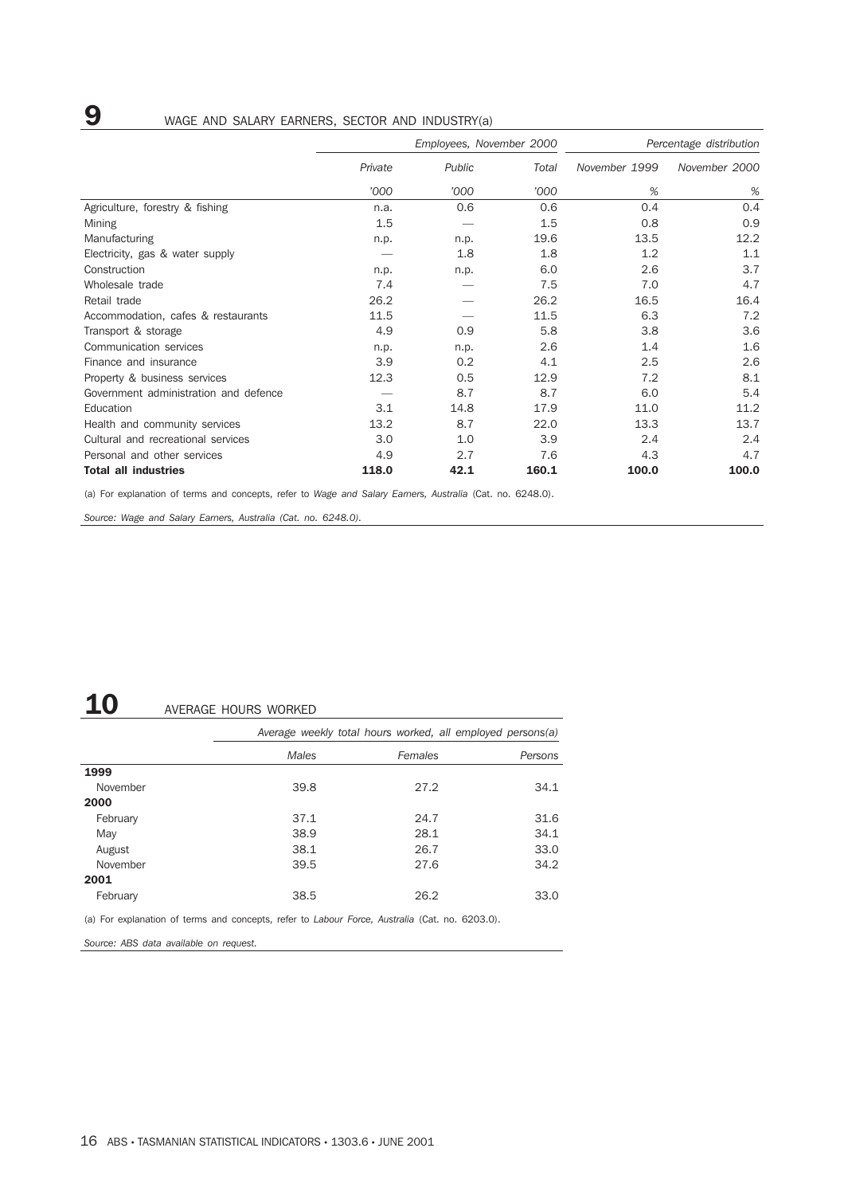## 9 WAGE AND SALARY EARNERS, SECTOR AND INDUSTRY(a)

| | *Employees, November 2000* | | | *Percentage distribution* | |
|---|---|---|---|---|---|
| | *Private* | *Public* | *Total* | *November 1999* | *November 2000* |
| | *'000* | *'000* | *'000* | *%* | *%* |
| Agriculture, forestry & fishing | n.a. | 0.6 | 0.6 | 0.4 | 0.4 |
| Mining | 1.5 | — | 1.5 | 0.8 | 0.9 |
| Manufacturing | n.p. | n.p. | 19.6 | 13.5 | 12.2 |
| Electricity, gas & water supply | — | 1.8 | 1.8 | 1.2 | 1.1 |
| Construction | n.p. | n.p. | 6.0 | 2.6 | 3.7 |
| Wholesale trade | 7.4 | — | 7.5 | 7.0 | 4.7 |
| Retail trade | 26.2 | — | 26.2 | 16.5 | 16.4 |
| Accommodation, cafes & restaurants | 11.5 | — | 11.5 | 6.3 | 7.2 |
| Transport & storage | 4.9 | 0.9 | 5.8 | 3.8 | 3.6 |
| Communication services | n.p. | n.p. | 2.6 | 1.4 | 1.6 |
| Finance and insurance | 3.9 | 0.2 | 4.1 | 2.5 | 2.6 |
| Property & business services | 12.3 | 0.5 | 12.9 | 7.2 | 8.1 |
| Government administration and defence | — | 8.7 | 8.7 | 6.0 | 5.4 |
| Education | 3.1 | 14.8 | 17.9 | 11.0 | 11.2 |
| Health and community services | 13.2 | 8.7 | 22.0 | 13.3 | 13.7 |
| Cultural and recreational services | 3.0 | 1.0 | 3.9 | 2.4 | 2.4 |
| Personal and other services | 4.9 | 2.7 | 7.6 | 4.3 | 4.7 |
| **Total all industries** | **118.0** | **42.1** | **160.1** | **100.0** | **100.0** |

(a) For explanation of terms and concepts, refer to *Wage and Salary Earners, Australia* (Cat. no. 6248.0).

*Source: Wage and Salary Earners, Australia (Cat. no. 6248.0).*

## 10 AVERAGE HOURS WORKED

| | *Average weekly total hours worked, all employed persons(a)* | | |
|---|---|---|---|
| | *Males* | *Females* | *Persons* |
| **1999** | | | |
| November | 39.8 | 27.2 | 34.1 |
| **2000** | | | |
| February | 37.1 | 24.7 | 31.6 |
| May | 38.9 | 28.1 | 34.1 |
| August | 38.1 | 26.7 | 33.0 |
| November | 39.5 | 27.6 | 34.2 |
| **2001** | | | |
| February | 38.5 | 26.2 | 33.0 |

(a) For explanation of terms and concepts, refer to *Labour Force, Australia* (Cat. no. 6203.0).

*Source: ABS data available on request.*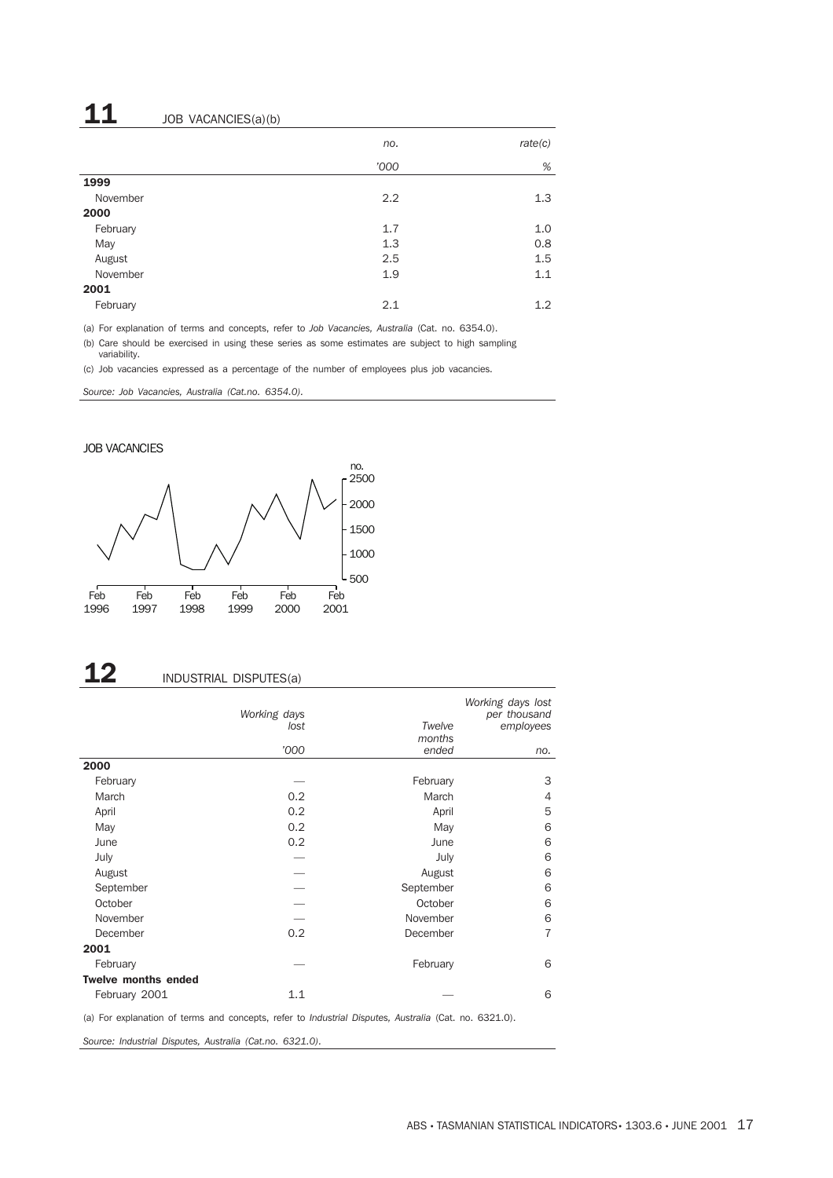## 11 JOB VACANCIES(a)(b)

| | no. | rate(c) |
|---|---|---|
| | '000 | % |
| **1999** | | |
| November | 2.2 | 1.3 |
| **2000** | | |
| February | 1.7 | 1.0 |
| May | 1.3 | 0.8 |
| August | 2.5 | 1.5 |
| November | 1.9 | 1.1 |
| **2001** | | |
| February | 2.1 | 1.2 |

(a) For explanation of terms and concepts, refer to *Job Vacancies, Australia* (Cat. no. 6354.0).

(b) Care should be exercised in using these series as some estimates are subject to high sampling variability.

(c) Job vacancies expressed as a percentage of the number of employees plus job vacancies.

*Source: Job Vacancies, Australia (Cat.no. 6354.0).*

JOB VACANCIES

## 12 INDUSTRIAL DISPUTES(a)

| | Working days lost | Twelve months ended | Working days lost per thousand employees |
|---|---|---|---|
| | '000 | | no. |
| **2000** | | | |
| February | — | February | 3 |
| March | 0.2 | March | 4 |
| April | 0.2 | April | 5 |
| May | 0.2 | May | 6 |
| June | 0.2 | June | 6 |
| July | — | July | 6 |
| August | — | August | 6 |
| September | — | September | 6 |
| October | — | October | 6 |
| November | — | November | 6 |
| December | 0.2 | December | 7 |
| **2001** | | | |
| February | — | February | 6 |
| **Twelve months ended** | | | |
| February 2001 | 1.1 | — | 6 |

(a) For explanation of terms and concepts, refer to *Industrial Disputes, Australia* (Cat. no. 6321.0).

*Source: Industrial Disputes, Australia (Cat.no. 6321.0).*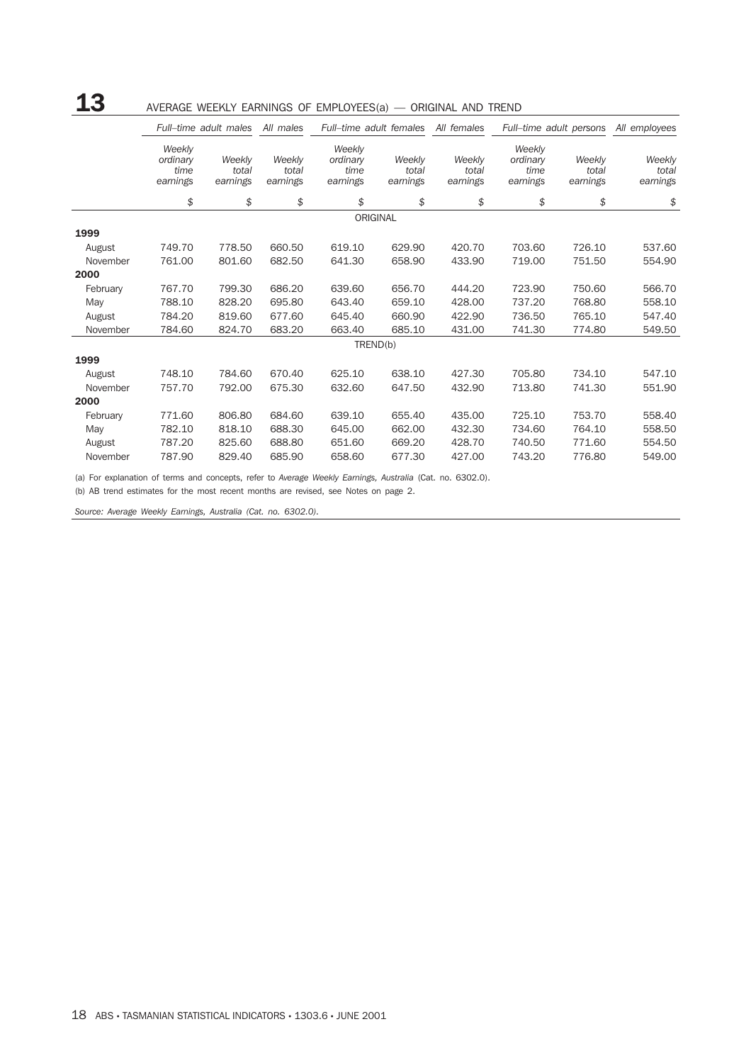# 13 AVERAGE WEEKLY EARNINGS OF EMPLOYEES(a) — ORIGINAL AND TREND

| | *Full–time adult males* | | *All males* | *Full–time adult females* | | *All females* | *Full–time adult persons* | | *All employees* |
|---|---|---|---|---|---|---|---|---|---|
| | *Weekly ordinary time earnings* | *Weekly total earnings* | *Weekly total earnings* | *Weekly ordinary time earnings* | *Weekly total earnings* | *Weekly total earnings* | *Weekly ordinary time earnings* | *Weekly total earnings* | *Weekly total earnings* |
| | *$* | *$* | *$* | *$* | *$* | *$* | *$* | *$* | *$* |
| | | | | ORIGINAL | | | | | |
| **1999** | | | | | | | | | |
| August | 749.70 | 778.50 | 660.50 | 619.10 | 629.90 | 420.70 | 703.60 | 726.10 | 537.60 |
| November | 761.00 | 801.60 | 682.50 | 641.30 | 658.90 | 433.90 | 719.00 | 751.50 | 554.90 |
| **2000** | | | | | | | | | |
| February | 767.70 | 799.30 | 686.20 | 639.60 | 656.70 | 444.20 | 723.90 | 750.60 | 566.70 |
| May | 788.10 | 828.20 | 695.80 | 643.40 | 659.10 | 428.00 | 737.20 | 768.80 | 558.10 |
| August | 784.20 | 819.60 | 677.60 | 645.40 | 660.90 | 422.90 | 736.50 | 765.10 | 547.40 |
| November | 784.60 | 824.70 | 683.20 | 663.40 | 685.10 | 431.00 | 741.30 | 774.80 | 549.50 |
| | | | | TREND(b) | | | | | |
| **1999** | | | | | | | | | |
| August | 748.10 | 784.60 | 670.40 | 625.10 | 638.10 | 427.30 | 705.80 | 734.10 | 547.10 |
| November | 757.70 | 792.00 | 675.30 | 632.60 | 647.50 | 432.90 | 713.80 | 741.30 | 551.90 |
| **2000** | | | | | | | | | |
| February | 771.60 | 806.80 | 684.60 | 639.10 | 655.40 | 435.00 | 725.10 | 753.70 | 558.40 |
| May | 782.10 | 818.10 | 688.30 | 645.00 | 662.00 | 432.30 | 734.60 | 764.10 | 558.50 |
| August | 787.20 | 825.60 | 688.80 | 651.60 | 669.20 | 428.70 | 740.50 | 771.60 | 554.50 |
| November | 787.90 | 829.40 | 685.90 | 658.60 | 677.30 | 427.00 | 743.20 | 776.80 | 549.00 |

(a) For explanation of terms and concepts, refer to *Average Weekly Earnings, Australia* (Cat. no. 6302.0).

(b) AB trend estimates for the most recent months are revised, see Notes on page 2.

*Source: Average Weekly Earnings, Australia (Cat. no. 6302.0).*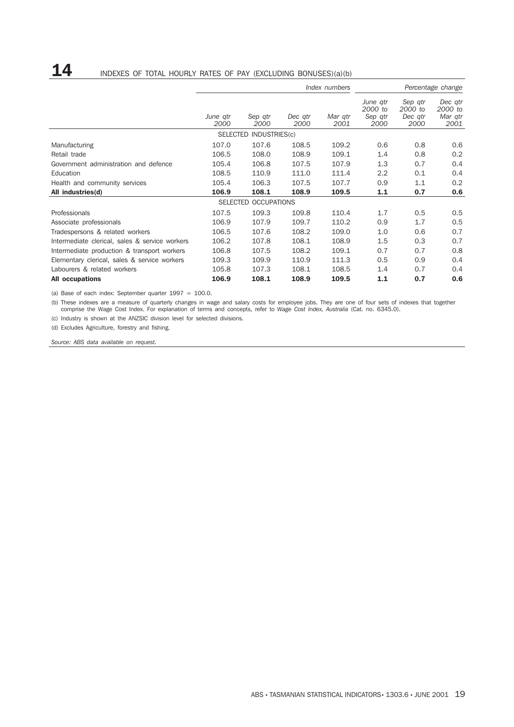# 14 INDEXES OF TOTAL HOURLY RATES OF PAY (EXCLUDING BONUSES)(a)(b)

| | Index numbers | | | | Percentage change | | |
|---|---|---|---|---|---|---|---|
| | *June qtr 2000* | *Sep qtr 2000* | *Dec qtr 2000* | *Mar qtr 2001* | *June qtr 2000 to Sep qtr 2000* | *Sep qtr 2000 to Dec qtr 2000* | *Dec qtr 2000 to Mar qtr 2001* |
| SELECTED INDUSTRIES(c) | | | | | | | |
| Manufacturing | 107.0 | 107.6 | 108.5 | 109.2 | 0.6 | 0.8 | 0.6 |
| Retail trade | 106.5 | 108.0 | 108.9 | 109.1 | 1.4 | 0.8 | 0.2 |
| Government administration and defence | 105.4 | 106.8 | 107.5 | 107.9 | 1.3 | 0.7 | 0.4 |
| Education | 108.5 | 110.9 | 111.0 | 111.4 | 2.2 | 0.1 | 0.4 |
| Health and community services | 105.4 | 106.3 | 107.5 | 107.7 | 0.9 | 1.1 | 0.2 |
| **All industries(d)** | **106.9** | **108.1** | **108.9** | **109.5** | **1.1** | **0.7** | **0.6** |
| SELECTED OCCUPATIONS | | | | | | | |
| Professionals | 107.5 | 109.3 | 109.8 | 110.4 | 1.7 | 0.5 | 0.5 |
| Associate professionals | 106.9 | 107.9 | 109.7 | 110.2 | 0.9 | 1.7 | 0.5 |
| Tradespersons & related workers | 106.5 | 107.6 | 108.2 | 109.0 | 1.0 | 0.6 | 0.7 |
| Intermediate clerical, sales & service workers | 106.2 | 107.8 | 108.1 | 108.9 | 1.5 | 0.3 | 0.7 |
| Intermediate production & transport workers | 106.8 | 107.5 | 108.2 | 109.1 | 0.7 | 0.7 | 0.8 |
| Elementary clerical, sales & service workers | 109.3 | 109.9 | 110.9 | 111.3 | 0.5 | 0.9 | 0.4 |
| Labourers & related workers | 105.8 | 107.3 | 108.1 | 108.5 | 1.4 | 0.7 | 0.4 |
| **All occupations** | **106.9** | **108.1** | **108.9** | **109.5** | **1.1** | **0.7** | **0.6** |

(a) Base of each index: September quarter 1997 = 100.0.

(b) These indexes are a measure of quarterly changes in wage and salary costs for employee jobs. They are one of four sets of indexes that together comprise the Wage Cost Index. For explanation of terms and concepts, refer to *Wage Cost Index, Australia* (Cat. no. 6345.0).

(c) Industry is shown at the ANZSIC division level for selected divisions.

(d) Excludes Agriculture, forestry and fishing.

*Source: ABS data available on request.*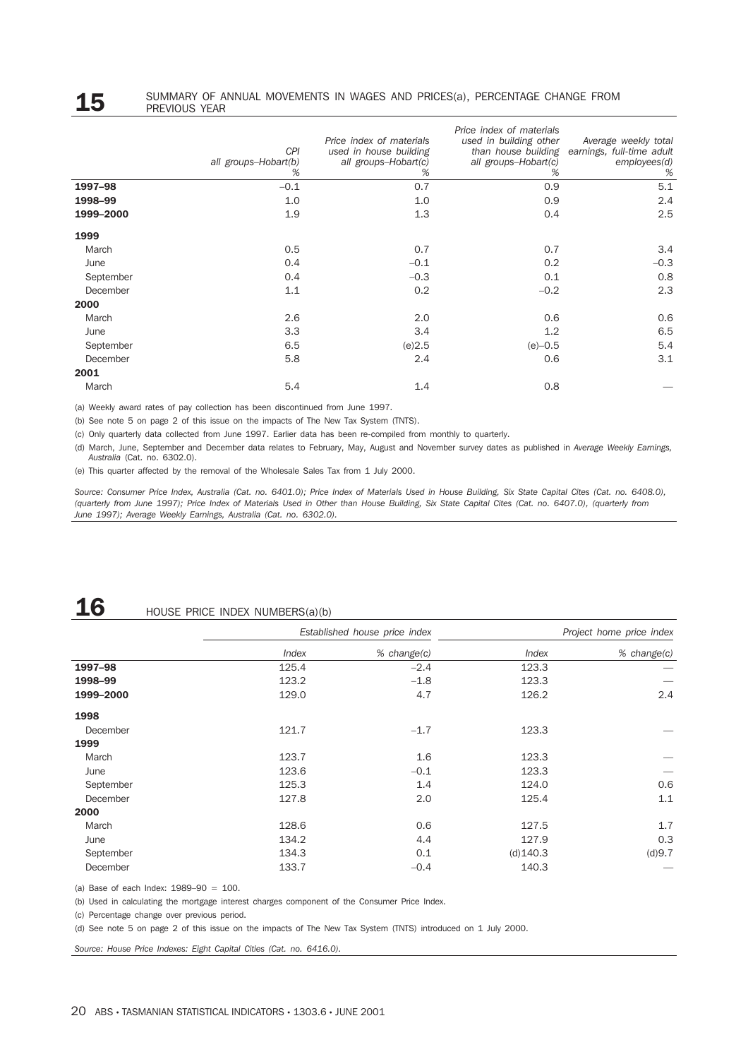## 15 SUMMARY OF ANNUAL MOVEMENTS IN WAGES AND PRICES(a), PERCENTAGE CHANGE FROM PREVIOUS YEAR

| | *CPI all groups–Hobart(b)* | *Price index of materials used in house building all groups–Hobart(c)* | *Price index of materials used in building other than house building all groups–Hobart(c)* | *Average weekly total earnings, full-time adult employees(d)* |
|---|---|---|---|---|
| | *%* | *%* | *%* | *%* |
| **1997–98** | –0.1 | 0.7 | 0.9 | 5.1 |
| **1998–99** | 1.0 | 1.0 | 0.9 | 2.4 |
| **1999–2000** | 1.9 | 1.3 | 0.4 | 2.5 |
| **1999** | | | | |
| March | 0.5 | 0.7 | 0.7 | 3.4 |
| June | 0.4 | –0.1 | 0.2 | –0.3 |
| September | 0.4 | –0.3 | 0.1 | 0.8 |
| December | 1.1 | 0.2 | –0.2 | 2.3 |
| **2000** | | | | |
| March | 2.6 | 2.0 | 0.6 | 0.6 |
| June | 3.3 | 3.4 | 1.2 | 6.5 |
| September | 6.5 | (e)2.5 | (e)–0.5 | 5.4 |
| December | 5.8 | 2.4 | 0.6 | 3.1 |
| **2001** | | | | |
| March | 5.4 | 1.4 | 0.8 | — |

(a) Weekly award rates of pay collection has been discontinued from June 1997.

(b) See note 5 on page 2 of this issue on the impacts of The New Tax System (TNTS).

(c) Only quarterly data collected from June 1997. Earlier data has been re-compiled from monthly to quarterly.

(d) March, June, September and December data relates to February, May, August and November survey dates as published in *Average Weekly Earnings, Australia* (Cat. no. 6302.0).

(e) This quarter affected by the removal of the Wholesale Sales Tax from 1 July 2000.

*Source: Consumer Price Index, Australia (Cat. no. 6401.0); Price Index of Materials Used in House Building, Six State Capital Cites (Cat. no. 6408.0), (quarterly from June 1997); Price Index of Materials Used in Other than House Building, Six State Capital Cites (Cat. no. 6407.0), (quarterly from June 1997); Average Weekly Earnings, Australia (Cat. no. 6302.0).*

## 16 HOUSE PRICE INDEX NUMBERS(a)(b)

| | *Established house price index* | | *Project home price index* | |
|---|---|---|---|---|
| | *Index* | *% change(c)* | *Index* | *% change(c)* |
| **1997–98** | 125.4 | –2.4 | 123.3 | — |
| **1998–99** | 123.2 | –1.8 | 123.3 | — |
| **1999–2000** | 129.0 | 4.7 | 126.2 | 2.4 |
| **1998** | | | | |
| December | 121.7 | –1.7 | 123.3 | — |
| **1999** | | | | |
| March | 123.7 | 1.6 | 123.3 | — |
| June | 123.6 | –0.1 | 123.3 | — |
| September | 125.3 | 1.4 | 124.0 | 0.6 |
| December | 127.8 | 2.0 | 125.4 | 1.1 |
| **2000** | | | | |
| March | 128.6 | 0.6 | 127.5 | 1.7 |
| June | 134.2 | 4.4 | 127.9 | 0.3 |
| September | 134.3 | 0.1 | (d)140.3 | (d)9.7 |
| December | 133.7 | –0.4 | 140.3 | — |

(a) Base of each Index: 1989–90 = 100.

(b) Used in calculating the mortgage interest charges component of the Consumer Price Index.

(c) Percentage change over previous period.

(d) See note 5 on page 2 of this issue on the impacts of The New Tax System (TNTS) introduced on 1 July 2000.

*Source: House Price Indexes: Eight Capital Cities (Cat. no. 6416.0).*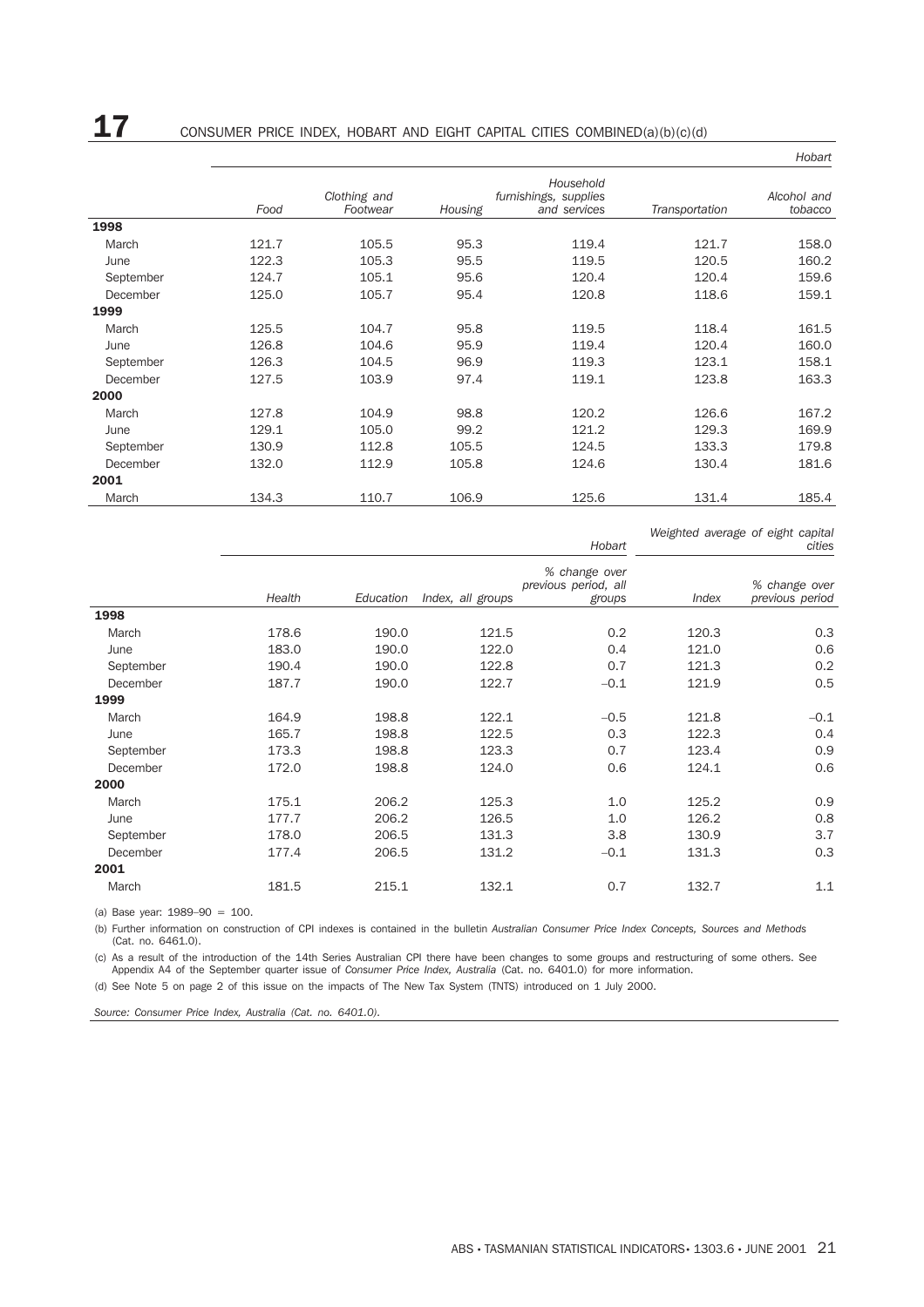## 17 CONSUMER PRICE INDEX, HOBART AND EIGHT CAPITAL CITIES COMBINED(a)(b)(c)(d)

| | Hobart | | | | | |
|---|---|---|---|---|---|---|
| | *Food* | *Clothing and Footwear* | *Housing* | *Household furnishings, supplies and services* | *Transportation* | *Alcohol and tobacco* |
| **1998** | | | | | | |
| March | 121.7 | 105.5 | 95.3 | 119.4 | 121.7 | 158.0 |
| June | 122.3 | 105.3 | 95.5 | 119.5 | 120.5 | 160.2 |
| September | 124.7 | 105.1 | 95.6 | 120.4 | 120.4 | 159.6 |
| December | 125.0 | 105.7 | 95.4 | 120.8 | 118.6 | 159.1 |
| **1999** | | | | | | |
| March | 125.5 | 104.7 | 95.8 | 119.5 | 118.4 | 161.5 |
| June | 126.8 | 104.6 | 95.9 | 119.4 | 120.4 | 160.0 |
| September | 126.3 | 104.5 | 96.9 | 119.3 | 123.1 | 158.1 |
| December | 127.5 | 103.9 | 97.4 | 119.1 | 123.8 | 163.3 |
| **2000** | | | | | | |
| March | 127.8 | 104.9 | 98.8 | 120.2 | 126.6 | 167.2 |
| June | 129.1 | 105.0 | 99.2 | 121.2 | 129.3 | 169.9 |
| September | 130.9 | 112.8 | 105.5 | 124.5 | 133.3 | 179.8 |
| December | 132.0 | 112.9 | 105.8 | 124.6 | 130.4 | 181.6 |
| **2001** | | | | | | |
| March | 134.3 | 110.7 | 106.9 | 125.6 | 131.4 | 185.4 |

| | Hobart | | | | Weighted average of eight capital cities | |
|---|---|---|---|---|---|---|
| | *Health* | *Education* | *Index, all groups* | *% change over previous period, all groups* | *Index* | *% change over previous period* |
| **1998** | | | | | | |
| March | 178.6 | 190.0 | 121.5 | 0.2 | 120.3 | 0.3 |
| June | 183.0 | 190.0 | 122.0 | 0.4 | 121.0 | 0.6 |
| September | 190.4 | 190.0 | 122.8 | 0.7 | 121.3 | 0.2 |
| December | 187.7 | 190.0 | 122.7 | –0.1 | 121.9 | 0.5 |
| **1999** | | | | | | |
| March | 164.9 | 198.8 | 122.1 | –0.5 | 121.8 | –0.1 |
| June | 165.7 | 198.8 | 122.5 | 0.3 | 122.3 | 0.4 |
| September | 173.3 | 198.8 | 123.3 | 0.7 | 123.4 | 0.9 |
| December | 172.0 | 198.8 | 124.0 | 0.6 | 124.1 | 0.6 |
| **2000** | | | | | | |
| March | 175.1 | 206.2 | 125.3 | 1.0 | 125.2 | 0.9 |
| June | 177.7 | 206.2 | 126.5 | 1.0 | 126.2 | 0.8 |
| September | 178.0 | 206.5 | 131.3 | 3.8 | 130.9 | 3.7 |
| December | 177.4 | 206.5 | 131.2 | –0.1 | 131.3 | 0.3 |
| **2001** | | | | | | |
| March | 181.5 | 215.1 | 132.1 | 0.7 | 132.7 | 1.1 |

(a) Base year: 1989–90 = 100.

(b) Further information on construction of CPI indexes is contained in the bulletin *Australian Consumer Price Index Concepts, Sources and Methods* (Cat. no. 6461.0).

(c) As a result of the introduction of the 14th Series Australian CPI there have been changes to some groups and restructuring of some others. See Appendix A4 of the September quarter issue of *Consumer Price Index, Australia* (Cat. no. 6401.0) for more information.

(d) See Note 5 on page 2 of this issue on the impacts of The New Tax System (TNTS) introduced on 1 July 2000.

*Source: Consumer Price Index, Australia (Cat. no. 6401.0).*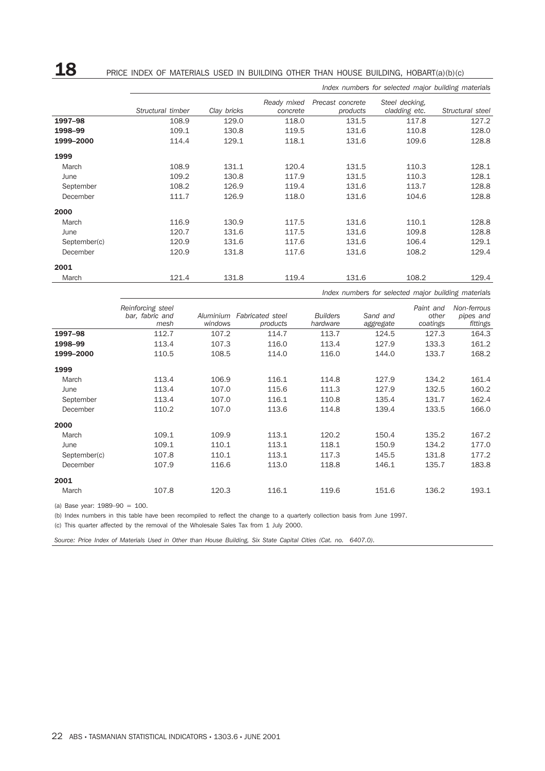# 18 PRICE INDEX OF MATERIALS USED IN BUILDING OTHER THAN HOUSE BUILDING, HOBART(a)(b)(c)

*Index numbers for selected major building materials*

| | *Structural timber* | *Clay bricks* | *Ready mixed concrete* | *Precast concrete products* | *Steel decking, cladding etc.* | *Structural steel* |
|---|---|---|---|---|---|---|
| **1997–98** | 108.9 | 129.0 | 118.0 | 131.5 | 117.8 | 127.2 |
| **1998–99** | 109.1 | 130.8 | 119.5 | 131.6 | 110.8 | 128.0 |
| **1999–2000** | 114.4 | 129.1 | 118.1 | 131.6 | 109.6 | 128.8 |
| **1999** | | | | | | |
| March | 108.9 | 131.1 | 120.4 | 131.5 | 110.3 | 128.1 |
| June | 109.2 | 130.8 | 117.9 | 131.5 | 110.3 | 128.1 |
| September | 108.2 | 126.9 | 119.4 | 131.6 | 113.7 | 128.8 |
| December | 111.7 | 126.9 | 118.0 | 131.6 | 104.6 | 128.8 |
| **2000** | | | | | | |
| March | 116.9 | 130.9 | 117.5 | 131.6 | 110.1 | 128.8 |
| June | 120.7 | 131.6 | 117.5 | 131.6 | 109.8 | 128.8 |
| September(c) | 120.9 | 131.6 | 117.6 | 131.6 | 106.4 | 129.1 |
| December | 120.9 | 131.8 | 117.6 | 131.6 | 108.2 | 129.4 |
| **2001** | | | | | | |
| March | 121.4 | 131.8 | 119.4 | 131.6 | 108.2 | 129.4 |

*Index numbers for selected major building materials*

| | *Reinforcing steel bar, fabric and mesh* | *Aluminium windows* | *Fabricated steel products* | *Builders hardware* | *Sand and aggregate* | *Paint and other coatings* | *Non-ferrous pipes and fittings* |
|---|---|---|---|---|---|---|---|
| **1997–98** | 112.7 | 107.2 | 114.7 | 113.7 | 124.5 | 127.3 | 164.3 |
| **1998–99** | 113.4 | 107.3 | 116.0 | 113.4 | 127.9 | 133.3 | 161.2 |
| **1999–2000** | 110.5 | 108.5 | 114.0 | 116.0 | 144.0 | 133.7 | 168.2 |
| **1999** | | | | | | | |
| March | 113.4 | 106.9 | 116.1 | 114.8 | 127.9 | 134.2 | 161.4 |
| June | 113.4 | 107.0 | 115.6 | 111.3 | 127.9 | 132.5 | 160.2 |
| September | 113.4 | 107.0 | 116.1 | 110.8 | 135.4 | 131.7 | 162.4 |
| December | 110.2 | 107.0 | 113.6 | 114.8 | 139.4 | 133.5 | 166.0 |
| **2000** | | | | | | | |
| March | 109.1 | 109.9 | 113.1 | 120.2 | 150.4 | 135.2 | 167.2 |
| June | 109.1 | 110.1 | 113.1 | 118.1 | 150.9 | 134.2 | 177.0 |
| September(c) | 107.8 | 110.1 | 113.1 | 117.3 | 145.5 | 131.8 | 177.2 |
| December | 107.9 | 116.6 | 113.0 | 118.8 | 146.1 | 135.7 | 183.8 |
| **2001** | | | | | | | |
| March | 107.8 | 120.3 | 116.1 | 119.6 | 151.6 | 136.2 | 193.1 |

(a) Base year: 1989–90 = 100.

(b) Index numbers in this table have been recompiled to reflect the change to a quarterly collection basis from June 1997.

(c) This quarter affected by the removal of the Wholesale Sales Tax from 1 July 2000.

*Source: Price Index of Materials Used in Other than House Building, Six State Capital Cities (Cat. no. 6407.0).*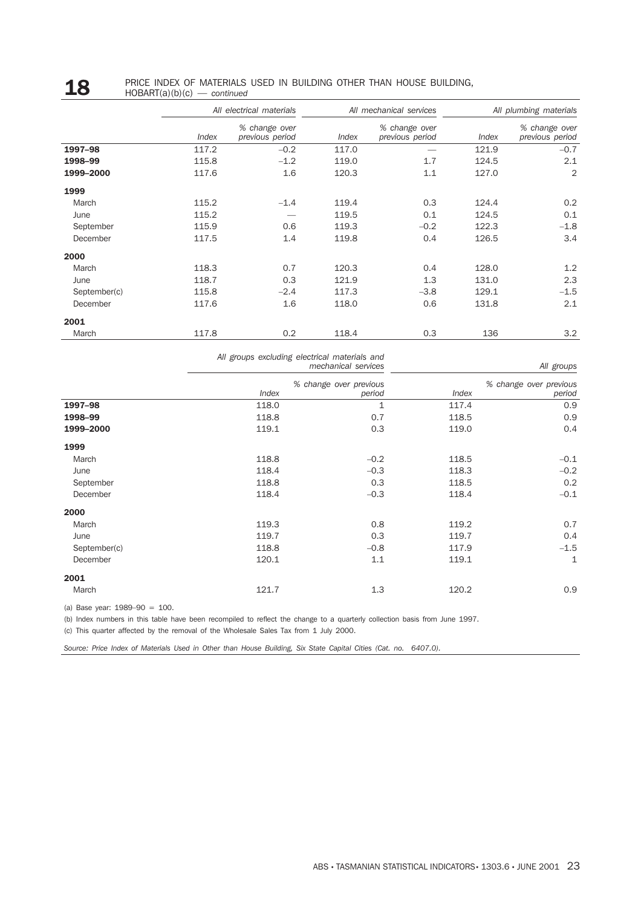## 18 PRICE INDEX OF MATERIALS USED IN BUILDING OTHER THAN HOUSE BUILDING, HOBART(a)(b)(c) — *continued*

| | *All electrical materials* | | *All mechanical services* | | *All plumbing materials* | |
|---|---|---|---|---|---|---|
| | *Index* | *% change over previous period* | *Index* | *% change over previous period* | *Index* | *% change over previous period* |
| **1997–98** | 117.2 | −0.2 | 117.0 | — | 121.9 | −0.7 |
| **1998–99** | 115.8 | −1.2 | 119.0 | 1.7 | 124.5 | 2.1 |
| **1999–2000** | 117.6 | 1.6 | 120.3 | 1.1 | 127.0 | 2 |
| **1999** | | | | | | |
| March | 115.2 | −1.4 | 119.4 | 0.3 | 124.4 | 0.2 |
| June | 115.2 | — | 119.5 | 0.1 | 124.5 | 0.1 |
| September | 115.9 | 0.6 | 119.3 | −0.2 | 122.3 | −1.8 |
| December | 117.5 | 1.4 | 119.8 | 0.4 | 126.5 | 3.4 |
| **2000** | | | | | | |
| March | 118.3 | 0.7 | 120.3 | 0.4 | 128.0 | 1.2 |
| June | 118.7 | 0.3 | 121.9 | 1.3 | 131.0 | 2.3 |
| September(c) | 115.8 | −2.4 | 117.3 | −3.8 | 129.1 | −1.5 |
| December | 117.6 | 1.6 | 118.0 | 0.6 | 131.8 | 2.1 |
| **2001** | | | | | | |
| March | 117.8 | 0.2 | 118.4 | 0.3 | 136 | 3.2 |

| | *All groups excluding electrical materials and mechanical services* | | *All groups* | |
|---|---|---|---|---|
| | *Index* | *% change over previous period* | *Index* | *% change over previous period* |
| **1997–98** | 118.0 | 1 | 117.4 | 0.9 |
| **1998–99** | 118.8 | 0.7 | 118.5 | 0.9 |
| **1999–2000** | 119.1 | 0.3 | 119.0 | 0.4 |
| **1999** | | | | |
| March | 118.8 | −0.2 | 118.5 | −0.1 |
| June | 118.4 | −0.3 | 118.3 | −0.2 |
| September | 118.8 | 0.3 | 118.5 | 0.2 |
| December | 118.4 | −0.3 | 118.4 | −0.1 |
| **2000** | | | | |
| March | 119.3 | 0.8 | 119.2 | 0.7 |
| June | 119.7 | 0.3 | 119.7 | 0.4 |
| September(c) | 118.8 | −0.8 | 117.9 | −1.5 |
| December | 120.1 | 1.1 | 119.1 | 1 |
| **2001** | | | | |
| March | 121.7 | 1.3 | 120.2 | 0.9 |

(a) Base year: 1989–90 = 100.

(b) Index numbers in this table have been recompiled to reflect the change to a quarterly collection basis from June 1997.

(c) This quarter affected by the removal of the Wholesale Sales Tax from 1 July 2000.

*Source: Price Index of Materials Used in Other than House Building, Six State Capital Cities (Cat. no. 6407.0).*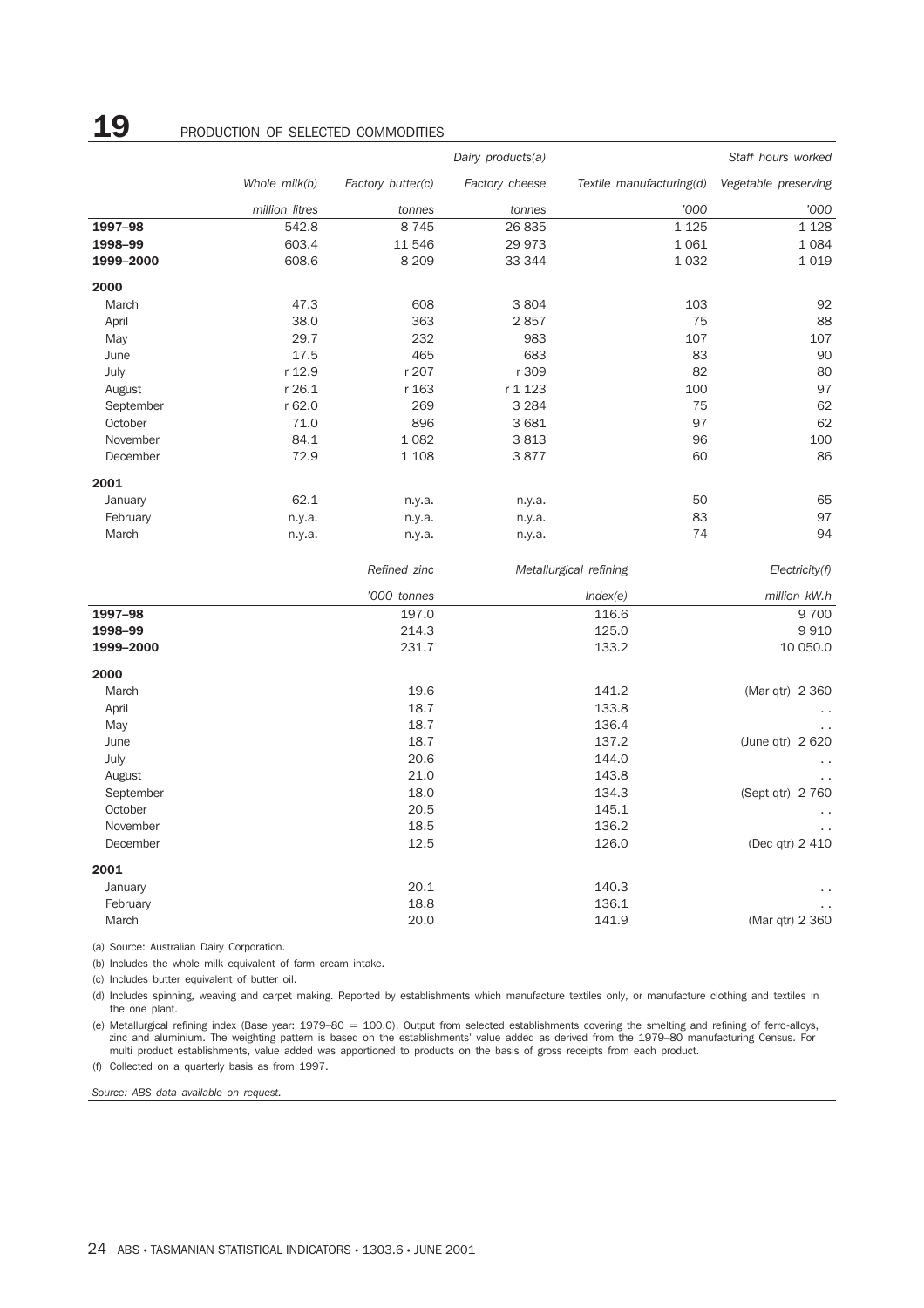## 19 PRODUCTION OF SELECTED COMMODITIES

| | Dairy products(a) | | | Staff hours worked | |
|---|---|---|---|---|---|
| | *Whole milk(b)* | *Factory butter(c)* | *Factory cheese* | *Textile manufacturing(d)* | *Vegetable preserving* |
| | *million litres* | *tonnes* | *tonnes* | *'000* | *'000* |
| **1997–98** | 542.8 | 8 745 | 26 835 | 1 125 | 1 128 |
| **1998–99** | 603.4 | 11 546 | 29 973 | 1 061 | 1 084 |
| **1999–2000** | 608.6 | 8 209 | 33 344 | 1 032 | 1 019 |
| **2000** | | | | | |
| March | 47.3 | 608 | 3 804 | 103 | 92 |
| April | 38.0 | 363 | 2 857 | 75 | 88 |
| May | 29.7 | 232 | 983 | 107 | 107 |
| June | 17.5 | 465 | 683 | 83 | 90 |
| July | r 12.9 | r 207 | r 309 | 82 | 80 |
| August | r 26.1 | r 163 | r 1 123 | 100 | 97 |
| September | r 62.0 | 269 | 3 284 | 75 | 62 |
| October | 71.0 | 896 | 3 681 | 97 | 62 |
| November | 84.1 | 1 082 | 3 813 | 96 | 100 |
| December | 72.9 | 1 108 | 3 877 | 60 | 86 |
| **2001** | | | | | |
| January | 62.1 | n.y.a. | n.y.a. | 50 | 65 |
| February | n.y.a. | n.y.a. | n.y.a. | 83 | 97 |
| March | n.y.a. | n.y.a. | n.y.a. | 74 | 94 |

| | *Refined zinc* | *Metallurgical refining* | *Electricity(f)* |
|---|---|---|---|
| | *'000 tonnes* | *Index(e)* | *million kW.h* |
| **1997–98** | 197.0 | 116.6 | 9 700 |
| **1998–99** | 214.3 | 125.0 | 9 910 |
| **1999–2000** | 231.7 | 133.2 | 10 050.0 |
| **2000** | | | |
| March | 19.6 | 141.2 | (Mar qtr) 2 360 |
| April | 18.7 | 133.8 | . . |
| May | 18.7 | 136.4 | . . |
| June | 18.7 | 137.2 | (June qtr) 2 620 |
| July | 20.6 | 144.0 | . . |
| August | 21.0 | 143.8 | . . |
| September | 18.0 | 134.3 | (Sept qtr) 2 760 |
| October | 20.5 | 145.1 | . . |
| November | 18.5 | 136.2 | . . |
| December | 12.5 | 126.0 | (Dec qtr) 2 410 |
| **2001** | | | |
| January | 20.1 | 140.3 | . . |
| February | 18.8 | 136.1 | . . |
| March | 20.0 | 141.9 | (Mar qtr) 2 360 |

(a) Source: Australian Dairy Corporation.

(b) Includes the whole milk equivalent of farm cream intake.

(c) Includes butter equivalent of butter oil.

(d) Includes spinning, weaving and carpet making. Reported by establishments which manufacture textiles only, or manufacture clothing and textiles in the one plant.

(e) Metallurgical refining index (Base year: 1979–80 = 100.0). Output from selected establishments covering the smelting and refining of ferro-alloys, zinc and aluminium. The weighting pattern is based on the establishments' value added as derived from the 1979–80 manufacturing Census. For multi product establishments, value added was apportioned to products on the basis of gross receipts from each product.

(f) Collected on a quarterly basis as from 1997.

*Source: ABS data available on request.*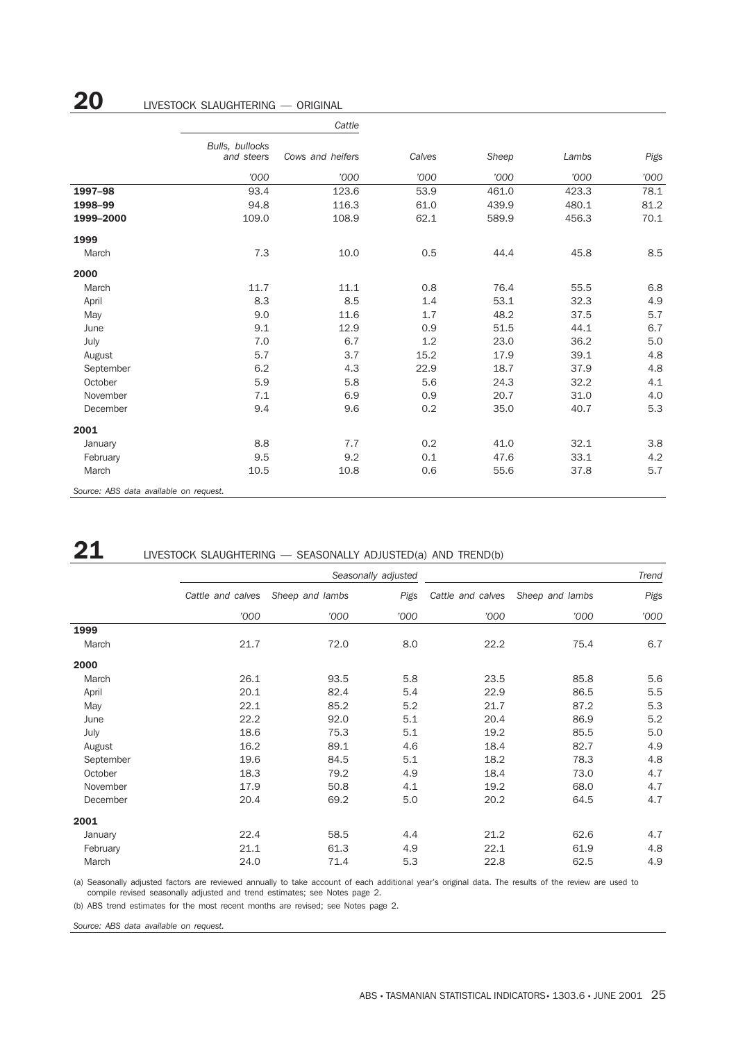## 20 LIVESTOCK SLAUGHTERING — ORIGINAL

| | Cattle | | | | | |
|---|---|---|---|---|---|---|
| | Bulls, bullocks and steers | Cows and heifers | Calves | Sheep | Lambs | Pigs |
| | '000 | '000 | '000 | '000 | '000 | '000 |
| **1997–98** | 93.4 | 123.6 | 53.9 | 461.0 | 423.3 | 78.1 |
| **1998–99** | 94.8 | 116.3 | 61.0 | 439.9 | 480.1 | 81.2 |
| **1999–2000** | 109.0 | 108.9 | 62.1 | 589.9 | 456.3 | 70.1 |
| **1999** | | | | | | |
| March | 7.3 | 10.0 | 0.5 | 44.4 | 45.8 | 8.5 |
| **2000** | | | | | | |
| March | 11.7 | 11.1 | 0.8 | 76.4 | 55.5 | 6.8 |
| April | 8.3 | 8.5 | 1.4 | 53.1 | 32.3 | 4.9 |
| May | 9.0 | 11.6 | 1.7 | 48.2 | 37.5 | 5.7 |
| June | 9.1 | 12.9 | 0.9 | 51.5 | 44.1 | 6.7 |
| July | 7.0 | 6.7 | 1.2 | 23.0 | 36.2 | 5.0 |
| August | 5.7 | 3.7 | 15.2 | 17.9 | 39.1 | 4.8 |
| September | 6.2 | 4.3 | 22.9 | 18.7 | 37.9 | 4.8 |
| October | 5.9 | 5.8 | 5.6 | 24.3 | 32.2 | 4.1 |
| November | 7.1 | 6.9 | 0.9 | 20.7 | 31.0 | 4.0 |
| December | 9.4 | 9.6 | 0.2 | 35.0 | 40.7 | 5.3 |
| **2001** | | | | | | |
| January | 8.8 | 7.7 | 0.2 | 41.0 | 32.1 | 3.8 |
| February | 9.5 | 9.2 | 0.1 | 47.6 | 33.1 | 4.2 |
| March | 10.5 | 10.8 | 0.6 | 55.6 | 37.8 | 5.7 |

*Source: ABS data available on request.*

## 21 LIVESTOCK SLAUGHTERING — SEASONALLY ADJUSTED(a) AND TREND(b)

| | Seasonally adjusted | | | Trend | | |
|---|---|---|---|---|---|---|
| | Cattle and calves | Sheep and lambs | Pigs | Cattle and calves | Sheep and lambs | Pigs |
| | '000 | '000 | '000 | '000 | '000 | '000 |
| **1999** | | | | | | |
| March | 21.7 | 72.0 | 8.0 | 22.2 | 75.4 | 6.7 |
| **2000** | | | | | | |
| March | 26.1 | 93.5 | 5.8 | 23.5 | 85.8 | 5.6 |
| April | 20.1 | 82.4 | 5.4 | 22.9 | 86.5 | 5.5 |
| May | 22.1 | 85.2 | 5.2 | 21.7 | 87.2 | 5.3 |
| June | 22.2 | 92.0 | 5.1 | 20.4 | 86.9 | 5.2 |
| July | 18.6 | 75.3 | 5.1 | 19.2 | 85.5 | 5.0 |
| August | 16.2 | 89.1 | 4.6 | 18.4 | 82.7 | 4.9 |
| September | 19.6 | 84.5 | 5.1 | 18.2 | 78.3 | 4.8 |
| October | 18.3 | 79.2 | 4.9 | 18.4 | 73.0 | 4.7 |
| November | 17.9 | 50.8 | 4.1 | 19.2 | 68.0 | 4.7 |
| December | 20.4 | 69.2 | 5.0 | 20.2 | 64.5 | 4.7 |
| **2001** | | | | | | |
| January | 22.4 | 58.5 | 4.4 | 21.2 | 62.6 | 4.7 |
| February | 21.1 | 61.3 | 4.9 | 22.1 | 61.9 | 4.8 |
| March | 24.0 | 71.4 | 5.3 | 22.8 | 62.5 | 4.9 |

(a) Seasonally adjusted factors are reviewed annually to take account of each additional year's original data. The results of the review are used to compile revised seasonally adjusted and trend estimates; see Notes page 2.

(b) ABS trend estimates for the most recent months are revised; see Notes page 2.

*Source: ABS data available on request.*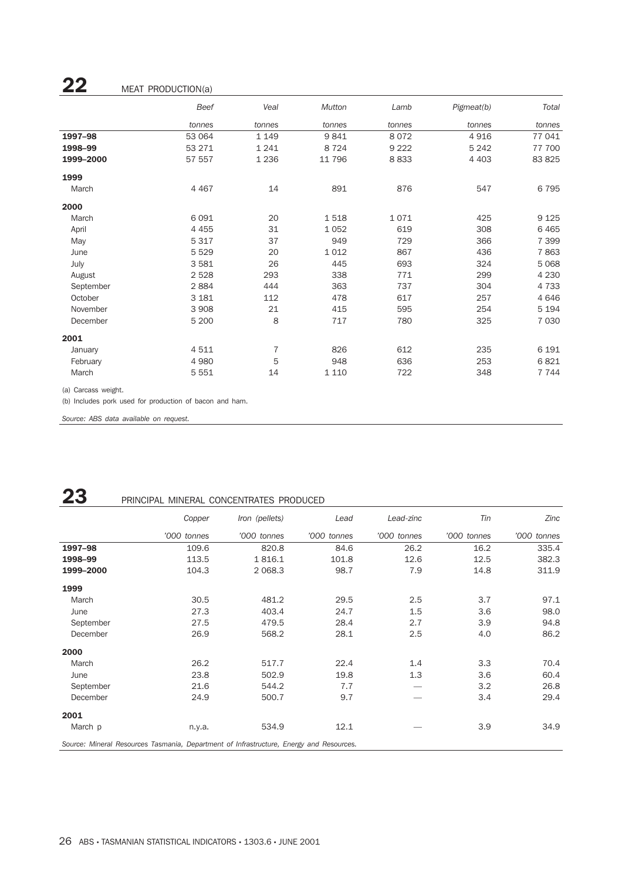## 22 MEAT PRODUCTION(a)

| | Beef | Veal | Mutton | Lamb | Pigmeat(b) | Total |
|---|---|---|---|---|---|---|
| | tonnes | tonnes | tonnes | tonnes | tonnes | tonnes |
| **1997–98** | 53 064 | 1 149 | 9 841 | 8 072 | 4 916 | 77 041 |
| **1998–99** | 53 271 | 1 241 | 8 724 | 9 222 | 5 242 | 77 700 |
| **1999–2000** | 57 557 | 1 236 | 11 796 | 8 833 | 4 403 | 83 825 |
| **1999** | | | | | | |
| March | 4 467 | 14 | 891 | 876 | 547 | 6 795 |
| **2000** | | | | | | |
| March | 6 091 | 20 | 1 518 | 1 071 | 425 | 9 125 |
| April | 4 455 | 31 | 1 052 | 619 | 308 | 6 465 |
| May | 5 317 | 37 | 949 | 729 | 366 | 7 399 |
| June | 5 529 | 20 | 1 012 | 867 | 436 | 7 863 |
| July | 3 581 | 26 | 445 | 693 | 324 | 5 068 |
| August | 2 528 | 293 | 338 | 771 | 299 | 4 230 |
| September | 2 884 | 444 | 363 | 737 | 304 | 4 733 |
| October | 3 181 | 112 | 478 | 617 | 257 | 4 646 |
| November | 3 908 | 21 | 415 | 595 | 254 | 5 194 |
| December | 5 200 | 8 | 717 | 780 | 325 | 7 030 |
| **2001** | | | | | | |
| January | 4 511 | 7 | 826 | 612 | 235 | 6 191 |
| February | 4 980 | 5 | 948 | 636 | 253 | 6 821 |
| March | 5 551 | 14 | 1 110 | 722 | 348 | 7 744 |

(a) Carcass weight.

(b) Includes pork used for production of bacon and ham.

*Source: ABS data available on request.*

## 23 PRINCIPAL MINERAL CONCENTRATES PRODUCED

| | Copper | Iron (pellets) | Lead | Lead-zinc | Tin | Zinc |
|---|---|---|---|---|---|---|
| | '000 tonnes | '000 tonnes | '000 tonnes | '000 tonnes | '000 tonnes | '000 tonnes |
| **1997–98** | 109.6 | 820.8 | 84.6 | 26.2 | 16.2 | 335.4 |
| **1998–99** | 113.5 | 1 816.1 | 101.8 | 12.6 | 12.5 | 382.3 |
| **1999–2000** | 104.3 | 2 068.3 | 98.7 | 7.9 | 14.8 | 311.9 |
| **1999** | | | | | | |
| March | 30.5 | 481.2 | 29.5 | 2.5 | 3.7 | 97.1 |
| June | 27.3 | 403.4 | 24.7 | 1.5 | 3.6 | 98.0 |
| September | 27.5 | 479.5 | 28.4 | 2.7 | 3.9 | 94.8 |
| December | 26.9 | 568.2 | 28.1 | 2.5 | 4.0 | 86.2 |
| **2000** | | | | | | |
| March | 26.2 | 517.7 | 22.4 | 1.4 | 3.3 | 70.4 |
| June | 23.8 | 502.9 | 19.8 | 1.3 | 3.6 | 60.4 |
| September | 21.6 | 544.2 | 7.7 | — | 3.2 | 26.8 |
| December | 24.9 | 500.7 | 9.7 | — | 3.4 | 29.4 |
| **2001** | | | | | | |
| March p | n.y.a. | 534.9 | 12.1 | — | 3.9 | 34.9 |

*Source: Mineral Resources Tasmania, Department of Infrastructure, Energy and Resources.*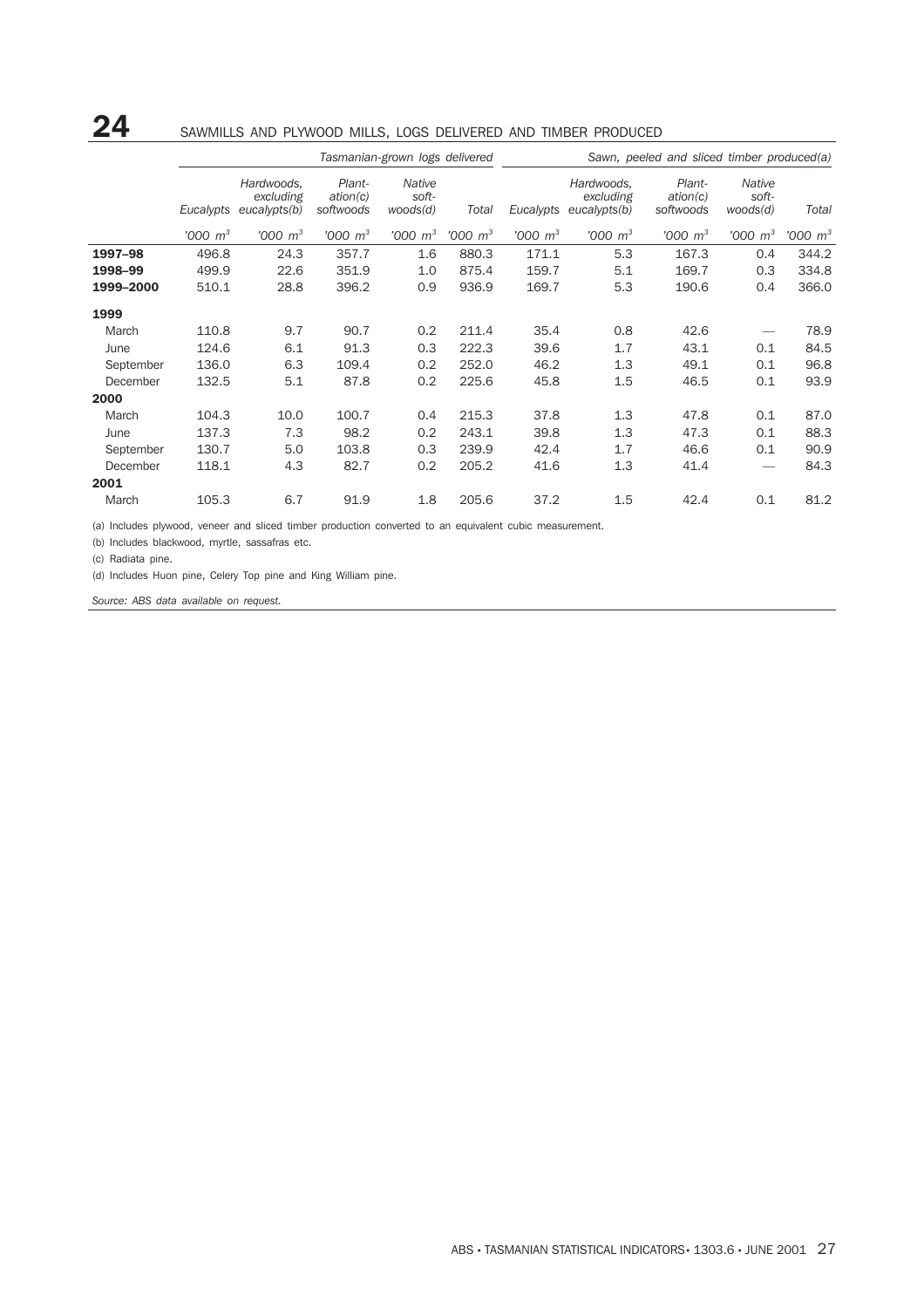# 24 SAWMILLS AND PLYWOOD MILLS, LOGS DELIVERED AND TIMBER PRODUCED

| | *Tasmanian-grown logs delivered* | | | | | *Sawn, peeled and sliced timber produced(a)* | | | | |
|---|---|---|---|---|---|---|---|---|---|---|
| | *Eucalypts* | *Hardwoods, excluding eucalypts(b)* | *Plant-ation(c) softwoods* | *Native soft-woods(d)* | *Total* | *Eucalypts* | *Hardwoods, excluding eucalypts(b)* | *Plant-ation(c) softwoods* | *Native soft-woods(d)* | *Total* |
| | *'000 $m^3$* | *'000 $m^3$* | *'000 $m^3$* | *'000 $m^3$* | *'000 $m^3$* | *'000 $m^3$* | *'000 $m^3$* | *'000 $m^3$* | *'000 $m^3$* | *'000 $m^3$* |
| **1997–98** | 496.8 | 24.3 | 357.7 | 1.6 | 880.3 | 171.1 | 5.3 | 167.3 | 0.4 | 344.2 |
| **1998–99** | 499.9 | 22.6 | 351.9 | 1.0 | 875.4 | 159.7 | 5.1 | 169.7 | 0.3 | 334.8 |
| **1999–2000** | 510.1 | 28.8 | 396.2 | 0.9 | 936.9 | 169.7 | 5.3 | 190.6 | 0.4 | 366.0 |
| **1999** | | | | | | | | | | |
| March | 110.8 | 9.7 | 90.7 | 0.2 | 211.4 | 35.4 | 0.8 | 42.6 | — | 78.9 |
| June | 124.6 | 6.1 | 91.3 | 0.3 | 222.3 | 39.6 | 1.7 | 43.1 | 0.1 | 84.5 |
| September | 136.0 | 6.3 | 109.4 | 0.2 | 252.0 | 46.2 | 1.3 | 49.1 | 0.1 | 96.8 |
| December | 132.5 | 5.1 | 87.8 | 0.2 | 225.6 | 45.8 | 1.5 | 46.5 | 0.1 | 93.9 |
| **2000** | | | | | | | | | | |
| March | 104.3 | 10.0 | 100.7 | 0.4 | 215.3 | 37.8 | 1.3 | 47.8 | 0.1 | 87.0 |
| June | 137.3 | 7.3 | 98.2 | 0.2 | 243.1 | 39.8 | 1.3 | 47.3 | 0.1 | 88.3 |
| September | 130.7 | 5.0 | 103.8 | 0.3 | 239.9 | 42.4 | 1.7 | 46.6 | 0.1 | 90.9 |
| December | 118.1 | 4.3 | 82.7 | 0.2 | 205.2 | 41.6 | 1.3 | 41.4 | — | 84.3 |
| **2001** | | | | | | | | | | |
| March | 105.3 | 6.7 | 91.9 | 1.8 | 205.6 | 37.2 | 1.5 | 42.4 | 0.1 | 81.2 |

(a) Includes plywood, veneer and sliced timber production converted to an equivalent cubic measurement.

(b) Includes blackwood, myrtle, sassafras etc.

(c) Radiata pine.

(d) Includes Huon pine, Celery Top pine and King William pine.

*Source: ABS data available on request.*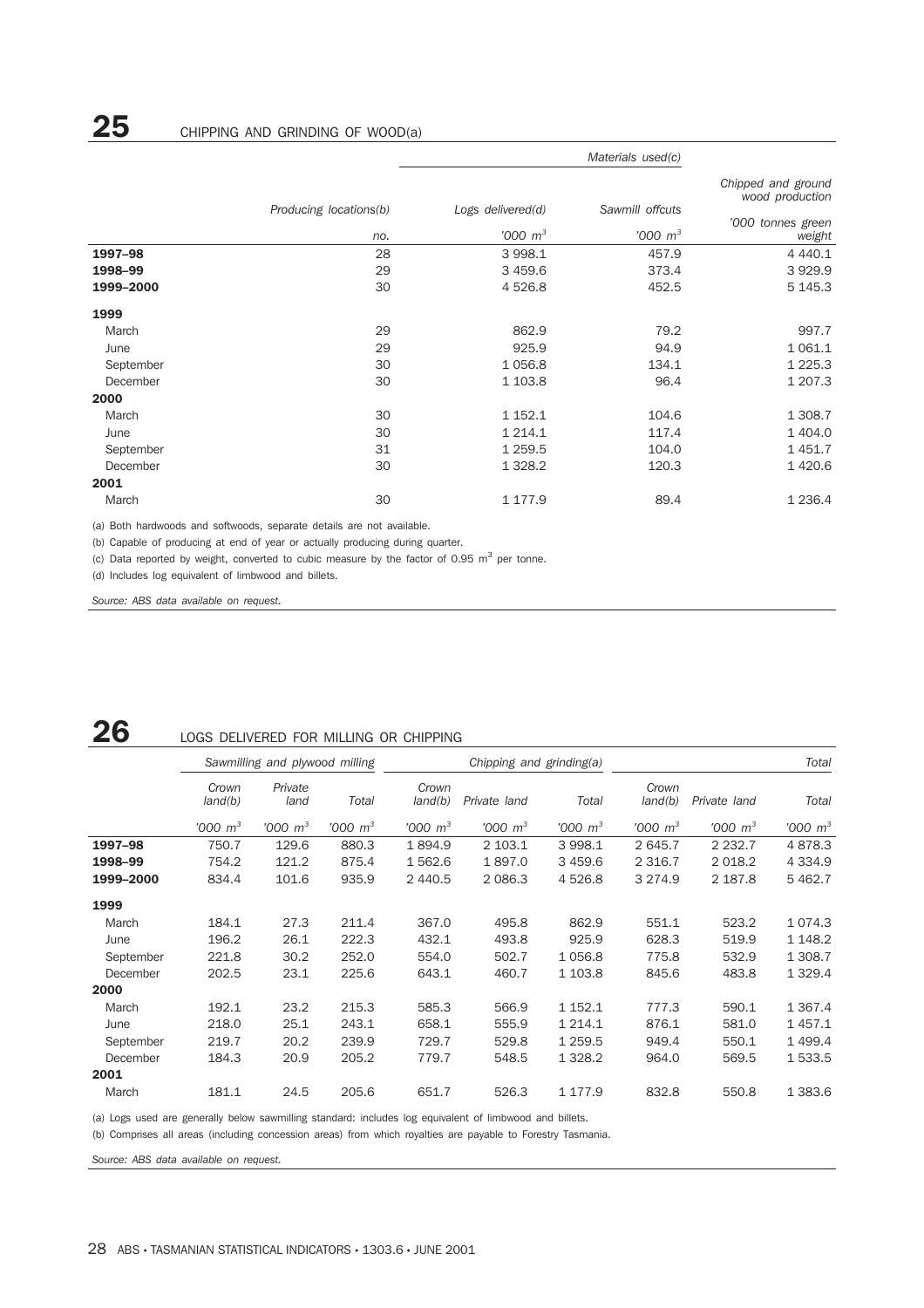## 25 CHIPPING AND GRINDING OF WOOD(a)

| | Producing locations(b) | Materials used(c) | | Chipped and ground wood production |
|---|---|---|---|---|
| | | Logs delivered(d) | Sawmill offcuts | |
| | no. | '000 $m^3$ | '000 $m^3$ | '000 tonnes green weight |
| **1997–98** | 28 | 3 998.1 | 457.9 | 4 440.1 |
| **1998–99** | 29 | 3 459.6 | 373.4 | 3 929.9 |
| **1999–2000** | 30 | 4 526.8 | 452.5 | 5 145.3 |
| **1999** | | | | |
| March | 29 | 862.9 | 79.2 | 997.7 |
| June | 29 | 925.9 | 94.9 | 1 061.1 |
| September | 30 | 1 056.8 | 134.1 | 1 225.3 |
| December | 30 | 1 103.8 | 96.4 | 1 207.3 |
| **2000** | | | | |
| March | 30 | 1 152.1 | 104.6 | 1 308.7 |
| June | 30 | 1 214.1 | 117.4 | 1 404.0 |
| September | 31 | 1 259.5 | 104.0 | 1 451.7 |
| December | 30 | 1 328.2 | 120.3 | 1 420.6 |
| **2001** | | | | |
| March | 30 | 1 177.9 | 89.4 | 1 236.4 |

(a) Both hardwoods and softwoods, separate details are not available.

(b) Capable of producing at end of year or actually producing during quarter.

(c) Data reported by weight, converted to cubic measure by the factor of 0.95 $m^3$ per tonne.

(d) Includes log equivalent of limbwood and billets.

*Source: ABS data available on request.*

## 26 LOGS DELIVERED FOR MILLING OR CHIPPING

| | Sawmilling and plywood milling | | | Chipping and grinding(a) | | | Total | | |
|---|---|---|---|---|---|---|---|---|---|
| | Crown land(b) | Private land | Total | Crown land(b) | Private land | Total | Crown land(b) | Private land | Total |
| | '000 $m^3$ | '000 $m^3$ | '000 $m^3$ | '000 $m^3$ | '000 $m^3$ | '000 $m^3$ | '000 $m^3$ | '000 $m^3$ | '000 $m^3$ |
| **1997–98** | 750.7 | 129.6 | 880.3 | 1 894.9 | 2 103.1 | 3 998.1 | 2 645.7 | 2 232.7 | 4 878.3 |
| **1998–99** | 754.2 | 121.2 | 875.4 | 1 562.6 | 1 897.0 | 3 459.6 | 2 316.7 | 2 018.2 | 4 334.9 |
| **1999–2000** | 834.4 | 101.6 | 935.9 | 2 440.5 | 2 086.3 | 4 526.8 | 3 274.9 | 2 187.8 | 5 462.7 |
| **1999** | | | | | | | | | |
| March | 184.1 | 27.3 | 211.4 | 367.0 | 495.8 | 862.9 | 551.1 | 523.2 | 1 074.3 |
| June | 196.2 | 26.1 | 222.3 | 432.1 | 493.8 | 925.9 | 628.3 | 519.9 | 1 148.2 |
| September | 221.8 | 30.2 | 252.0 | 554.0 | 502.7 | 1 056.8 | 775.8 | 532.9 | 1 308.7 |
| December | 202.5 | 23.1 | 225.6 | 643.1 | 460.7 | 1 103.8 | 845.6 | 483.8 | 1 329.4 |
| **2000** | | | | | | | | | |
| March | 192.1 | 23.2 | 215.3 | 585.3 | 566.9 | 1 152.1 | 777.3 | 590.1 | 1 367.4 |
| June | 218.0 | 25.1 | 243.1 | 658.1 | 555.9 | 1 214.1 | 876.1 | 581.0 | 1 457.1 |
| September | 219.7 | 20.2 | 239.9 | 729.7 | 529.8 | 1 259.5 | 949.4 | 550.1 | 1 499.4 |
| December | 184.3 | 20.9 | 205.2 | 779.7 | 548.5 | 1 328.2 | 964.0 | 569.5 | 1 533.5 |
| **2001** | | | | | | | | | |
| March | 181.1 | 24.5 | 205.6 | 651.7 | 526.3 | 1 177.9 | 832.8 | 550.8 | 1 383.6 |

(a) Logs used are generally below sawmilling standard: includes log equivalent of limbwood and billets.

(b) Comprises all areas (including concession areas) from which royalties are payable to Forestry Tasmania.

*Source: ABS data available on request.*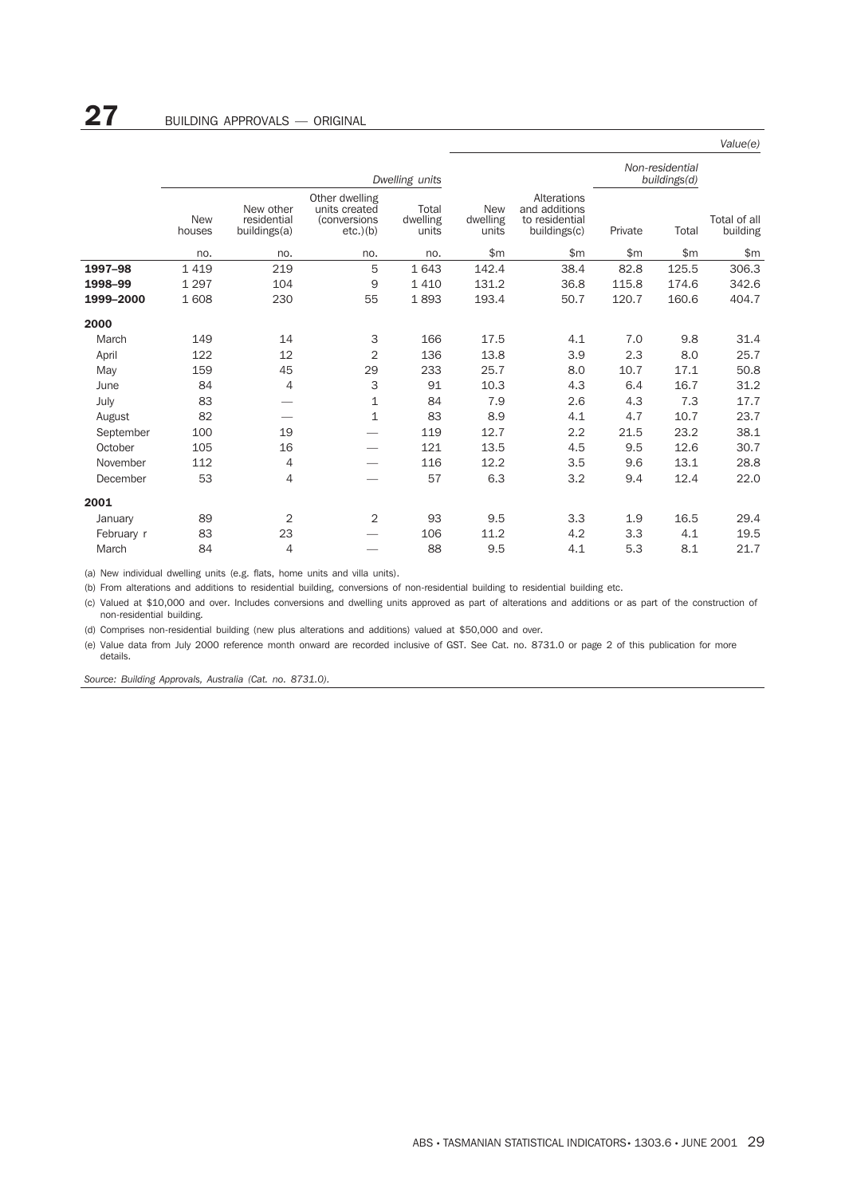# 27 BUILDING APPROVALS — ORIGINAL

| | Dwelling units | | | | Value(e) | | | | |
|---|---|---|---|---|---|---|---|---|---|
| | | | | | | | Non-residential buildings(d) | | |
| | New houses | New other residential buildings(a) | Other dwelling units created (conversions etc.)(b) | Total dwelling units | New dwelling units | Alterations and additions to residential buildings(c) | Private | Total | Total of all building |
| | no. | no. | no. | no. | $m | $m | $m | $m | $m |
| **1997–98** | 1 419 | 219 | 5 | 1 643 | 142.4 | 38.4 | 82.8 | 125.5 | 306.3 |
| **1998–99** | 1 297 | 104 | 9 | 1 410 | 131.2 | 36.8 | 115.8 | 174.6 | 342.6 |
| **1999–2000** | 1 608 | 230 | 55 | 1 893 | 193.4 | 50.7 | 120.7 | 160.6 | 404.7 |
| **2000** | | | | | | | | | |
| March | 149 | 14 | 3 | 166 | 17.5 | 4.1 | 7.0 | 9.8 | 31.4 |
| April | 122 | 12 | 2 | 136 | 13.8 | 3.9 | 2.3 | 8.0 | 25.7 |
| May | 159 | 45 | 29 | 233 | 25.7 | 8.0 | 10.7 | 17.1 | 50.8 |
| June | 84 | 4 | 3 | 91 | 10.3 | 4.3 | 6.4 | 16.7 | 31.2 |
| July | 83 | — | 1 | 84 | 7.9 | 2.6 | 4.3 | 7.3 | 17.7 |
| August | 82 | — | 1 | 83 | 8.9 | 4.1 | 4.7 | 10.7 | 23.7 |
| September | 100 | 19 | — | 119 | 12.7 | 2.2 | 21.5 | 23.2 | 38.1 |
| October | 105 | 16 | — | 121 | 13.5 | 4.5 | 9.5 | 12.6 | 30.7 |
| November | 112 | 4 | — | 116 | 12.2 | 3.5 | 9.6 | 13.1 | 28.8 |
| December | 53 | 4 | — | 57 | 6.3 | 3.2 | 9.4 | 12.4 | 22.0 |
| **2001** | | | | | | | | | |
| January | 89 | 2 | 2 | 93 | 9.5 | 3.3 | 1.9 | 16.5 | 29.4 |
| February r | 83 | 23 | — | 106 | 11.2 | 4.2 | 3.3 | 4.1 | 19.5 |
| March | 84 | 4 | — | 88 | 9.5 | 4.1 | 5.3 | 8.1 | 21.7 |

(a) New individual dwelling units (e.g. flats, home units and villa units).

(b) From alterations and additions to residential building, conversions of non-residential building to residential building etc.

(c) Valued at $10,000 and over. Includes conversions and dwelling units approved as part of alterations and additions or as part of the construction of non-residential building.

(d) Comprises non-residential building (new plus alterations and additions) valued at $50,000 and over.

(e) Value data from July 2000 reference month onward are recorded inclusive of GST. See Cat. no. 8731.0 or page 2 of this publication for more details.

*Source: Building Approvals, Australia (Cat. no. 8731.0).*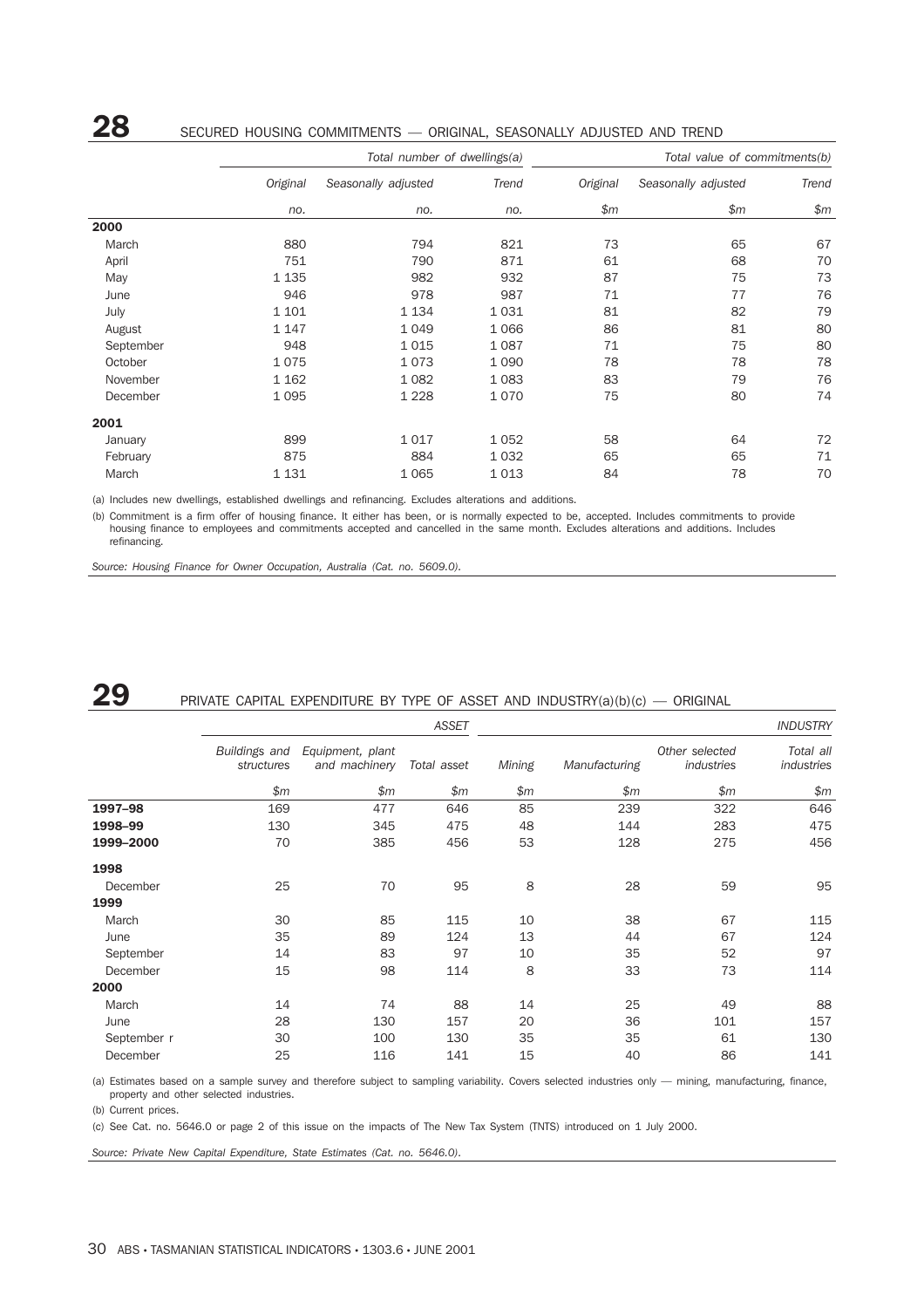## 28 SECURED HOUSING COMMITMENTS — ORIGINAL, SEASONALLY ADJUSTED AND TREND

| | Total number of dwellings(a) | | | Total value of commitments(b) | | |
|---|---|---|---|---|---|---|
| | Original | Seasonally adjusted | Trend | Original | Seasonally adjusted | Trend |
| | no. | no. | no. | $m | $m | $m |
| **2000** | | | | | | |
| March | 880 | 794 | 821 | 73 | 65 | 67 |
| April | 751 | 790 | 871 | 61 | 68 | 70 |
| May | 1 135 | 982 | 932 | 87 | 75 | 73 |
| June | 946 | 978 | 987 | 71 | 77 | 76 |
| July | 1 101 | 1 134 | 1 031 | 81 | 82 | 79 |
| August | 1 147 | 1 049 | 1 066 | 86 | 81 | 80 |
| September | 948 | 1 015 | 1 087 | 71 | 75 | 80 |
| October | 1 075 | 1 073 | 1 090 | 78 | 78 | 78 |
| November | 1 162 | 1 082 | 1 083 | 83 | 79 | 76 |
| December | 1 095 | 1 228 | 1 070 | 75 | 80 | 74 |
| **2001** | | | | | | |
| January | 899 | 1 017 | 1 052 | 58 | 64 | 72 |
| February | 875 | 884 | 1 032 | 65 | 65 | 71 |
| March | 1 131 | 1 065 | 1 013 | 84 | 78 | 70 |

(a) Includes new dwellings, established dwellings and refinancing. Excludes alterations and additions.

(b) Commitment is a firm offer of housing finance. It either has been, or is normally expected to be, accepted. Includes commitments to provide housing finance to employees and commitments accepted and cancelled in the same month. Excludes alterations and additions. Includes refinancing.

*Source: Housing Finance for Owner Occupation, Australia (Cat. no. 5609.0).*

## 29 PRIVATE CAPITAL EXPENDITURE BY TYPE OF ASSET AND INDUSTRY(a)(b)(c) — ORIGINAL

| | ASSET | | | INDUSTRY | | | |
|---|---|---|---|---|---|---|---|
| | Buildings and structures | Equipment, plant and machinery | Total asset | Mining | Manufacturing | Other selected industries | Total all industries |
| | $m | $m | $m | $m | $m | $m | $m |
| **1997–98** | 169 | 477 | 646 | 85 | 239 | 322 | 646 |
| **1998–99** | 130 | 345 | 475 | 48 | 144 | 283 | 475 |
| **1999–2000** | 70 | 385 | 456 | 53 | 128 | 275 | 456 |
| **1998** | | | | | | | |
| December | 25 | 70 | 95 | 8 | 28 | 59 | 95 |
| **1999** | | | | | | | |
| March | 30 | 85 | 115 | 10 | 38 | 67 | 115 |
| June | 35 | 89 | 124 | 13 | 44 | 67 | 124 |
| September | 14 | 83 | 97 | 10 | 35 | 52 | 97 |
| December | 15 | 98 | 114 | 8 | 33 | 73 | 114 |
| **2000** | | | | | | | |
| March | 14 | 74 | 88 | 14 | 25 | 49 | 88 |
| June | 28 | 130 | 157 | 20 | 36 | 101 | 157 |
| September r | 30 | 100 | 130 | 35 | 35 | 61 | 130 |
| December | 25 | 116 | 141 | 15 | 40 | 86 | 141 |

(a) Estimates based on a sample survey and therefore subject to sampling variability. Covers selected industries only — mining, manufacturing, finance, property and other selected industries.

(b) Current prices.

(c) See Cat. no. 5646.0 or page 2 of this issue on the impacts of The New Tax System (TNTS) introduced on 1 July 2000.

*Source: Private New Capital Expenditure, State Estimates (Cat. no. 5646.0).*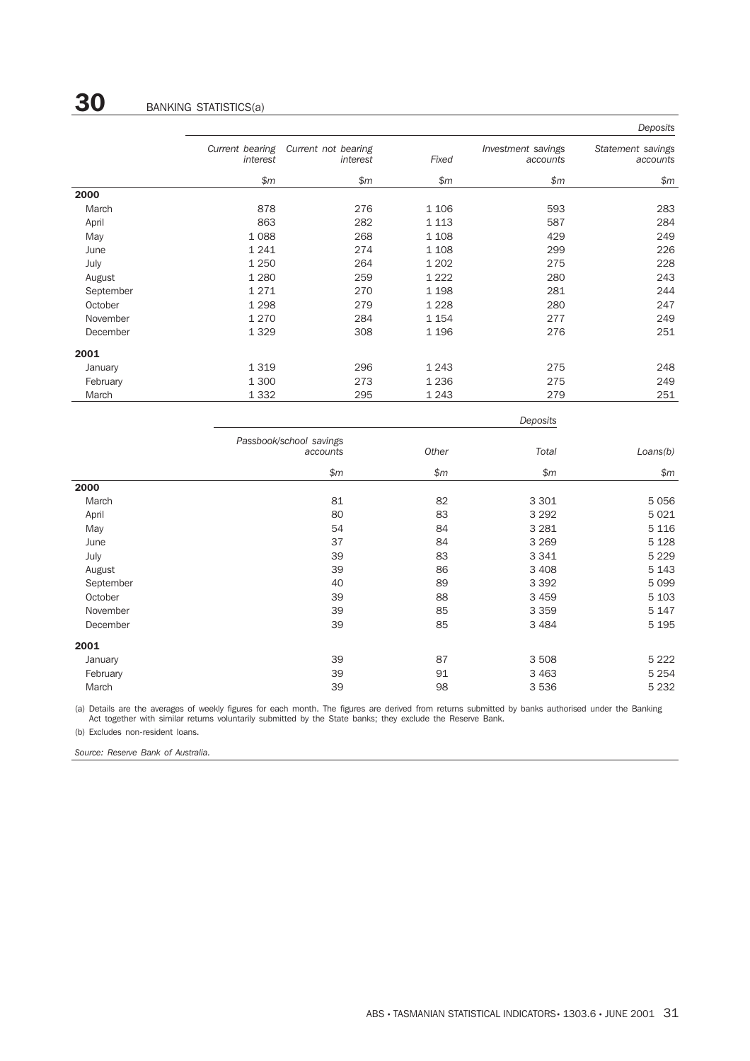# 30 BANKING STATISTICS(a)

| | *Deposits* | | | | | | | | |
|---|---|---|---|---|---|---|---|---|---|
| | *Current bearing interest* | *Current not bearing interest* | *Fixed* | *Investment savings accounts* | *Statement savings accounts* | *Passbook/school savings accounts* | *Other* | *Total* | *Loans(b)* |
| | *$m* | *$m* | *$m* | *$m* | *$m* | *$m* | *$m* | *$m* | *$m* |
| **2000** | | | | | | | | | |
| March | 878 | 276 | 1 106 | 593 | 283 | 81 | 82 | 3 301 | 5 056 |
| April | 863 | 282 | 1 113 | 587 | 284 | 80 | 83 | 3 292 | 5 021 |
| May | 1 088 | 268 | 1 108 | 429 | 249 | 54 | 84 | 3 281 | 5 116 |
| June | 1 241 | 274 | 1 108 | 299 | 226 | 37 | 84 | 3 269 | 5 128 |
| July | 1 250 | 264 | 1 202 | 275 | 228 | 39 | 83 | 3 341 | 5 229 |
| August | 1 280 | 259 | 1 222 | 280 | 243 | 39 | 86 | 3 408 | 5 143 |
| September | 1 271 | 270 | 1 198 | 281 | 244 | 40 | 89 | 3 392 | 5 099 |
| October | 1 298 | 279 | 1 228 | 280 | 247 | 39 | 88 | 3 459 | 5 103 |
| November | 1 270 | 284 | 1 154 | 277 | 249 | 39 | 85 | 3 359 | 5 147 |
| December | 1 329 | 308 | 1 196 | 276 | 251 | 39 | 85 | 3 484 | 5 195 |
| **2001** | | | | | | | | | |
| January | 1 319 | 296 | 1 243 | 275 | 248 | 39 | 87 | 3 508 | 5 222 |
| February | 1 300 | 273 | 1 236 | 275 | 249 | 39 | 91 | 3 463 | 5 254 |
| March | 1 332 | 295 | 1 243 | 279 | 251 | 39 | 98 | 3 536 | 5 232 |

(a) Details are the averages of weekly figures for each month. The figures are derived from returns submitted by banks authorised under the Banking Act together with similar returns voluntarily submitted by the State banks; they exclude the Reserve Bank.

(b) Excludes non-resident loans.

*Source: Reserve Bank of Australia.*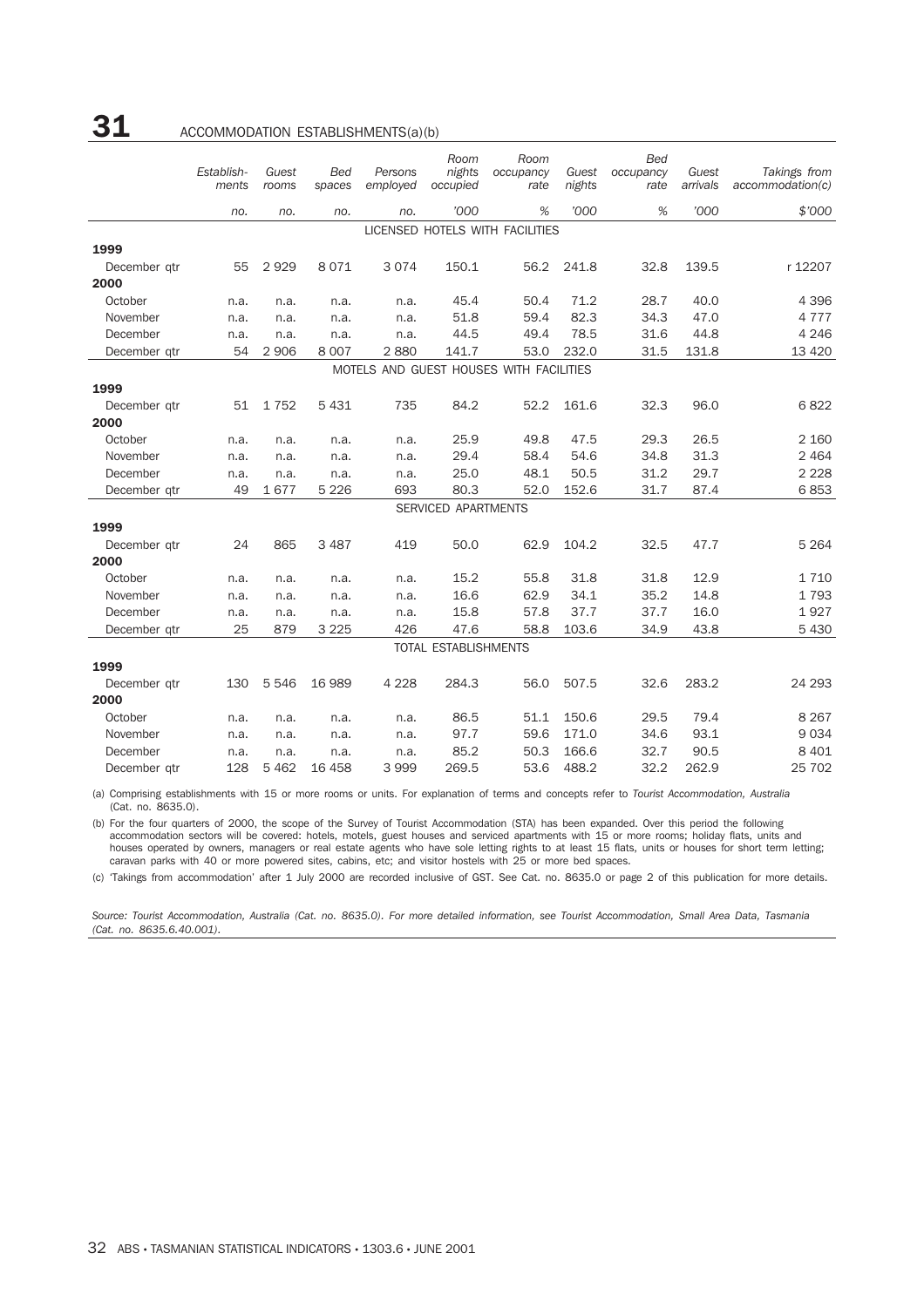# 31 ACCOMMODATION ESTABLISHMENTS(a)(b)

| | Establish-ments | Guest rooms | Bed spaces | Persons employed | Room nights occupied | Room occupancy rate | Guest nights | Bed occupancy rate | Guest arrivals | Takings from accommodation(c) |
|---|---|---|---|---|---|---|---|---|---|---|
| | no. | no. | no. | no. | '000 | % | '000 | % | '000 | $'000 |
| **LICENSED HOTELS WITH FACILITIES** | | | | | | | | | | |
| **1999** | | | | | | | | | | |
| December qtr | 55 | 2 929 | 8 071 | 3 074 | 150.1 | 56.2 | 241.8 | 32.8 | 139.5 | r 12207 |
| **2000** | | | | | | | | | | |
| October | n.a. | n.a. | n.a. | n.a. | 45.4 | 50.4 | 71.2 | 28.7 | 40.0 | 4 396 |
| November | n.a. | n.a. | n.a. | n.a. | 51.8 | 59.4 | 82.3 | 34.3 | 47.0 | 4 777 |
| December | n.a. | n.a. | n.a. | n.a. | 44.5 | 49.4 | 78.5 | 31.6 | 44.8 | 4 246 |
| December qtr | 54 | 2 906 | 8 007 | 2 880 | 141.7 | 53.0 | 232.0 | 31.5 | 131.8 | 13 420 |
| **MOTELS AND GUEST HOUSES WITH FACILITIES** | | | | | | | | | | |
| **1999** | | | | | | | | | | |
| December qtr | 51 | 1 752 | 5 431 | 735 | 84.2 | 52.2 | 161.6 | 32.3 | 96.0 | 6 822 |
| **2000** | | | | | | | | | | |
| October | n.a. | n.a. | n.a. | n.a. | 25.9 | 49.8 | 47.5 | 29.3 | 26.5 | 2 160 |
| November | n.a. | n.a. | n.a. | n.a. | 29.4 | 58.4 | 54.6 | 34.8 | 31.3 | 2 464 |
| December | n.a. | n.a. | n.a. | n.a. | 25.0 | 48.1 | 50.5 | 31.2 | 29.7 | 2 228 |
| December qtr | 49 | 1 677 | 5 226 | 693 | 80.3 | 52.0 | 152.6 | 31.7 | 87.4 | 6 853 |
| **SERVICED APARTMENTS** | | | | | | | | | | |
| **1999** | | | | | | | | | | |
| December qtr | 24 | 865 | 3 487 | 419 | 50.0 | 62.9 | 104.2 | 32.5 | 47.7 | 5 264 |
| **2000** | | | | | | | | | | |
| October | n.a. | n.a. | n.a. | n.a. | 15.2 | 55.8 | 31.8 | 31.8 | 12.9 | 1 710 |
| November | n.a. | n.a. | n.a. | n.a. | 16.6 | 62.9 | 34.1 | 35.2 | 14.8 | 1 793 |
| December | n.a. | n.a. | n.a. | n.a. | 15.8 | 57.8 | 37.7 | 37.7 | 16.0 | 1 927 |
| December qtr | 25 | 879 | 3 225 | 426 | 47.6 | 58.8 | 103.6 | 34.9 | 43.8 | 5 430 |
| **TOTAL ESTABLISHMENTS** | | | | | | | | | | |
| **1999** | | | | | | | | | | |
| December qtr | 130 | 5 546 | 16 989 | 4 228 | 284.3 | 56.0 | 507.5 | 32.6 | 283.2 | 24 293 |
| **2000** | | | | | | | | | | |
| October | n.a. | n.a. | n.a. | n.a. | 86.5 | 51.1 | 150.6 | 29.5 | 79.4 | 8 267 |
| November | n.a. | n.a. | n.a. | n.a. | 97.7 | 59.6 | 171.0 | 34.6 | 93.1 | 9 034 |
| December | n.a. | n.a. | n.a. | n.a. | 85.2 | 50.3 | 166.6 | 32.7 | 90.5 | 8 401 |
| December qtr | 128 | 5 462 | 16 458 | 3 999 | 269.5 | 53.6 | 488.2 | 32.2 | 262.9 | 25 702 |

(a) Comprising establishments with 15 or more rooms or units. For explanation of terms and concepts refer to *Tourist Accommodation, Australia* (Cat. no. 8635.0).

(b) For the four quarters of 2000, the scope of the Survey of Tourist Accommodation (STA) has been expanded. Over this period the following accommodation sectors will be covered: hotels, motels, guest houses and serviced apartments with 15 or more rooms; holiday flats, units and houses operated by owners, managers or real estate agents who have sole letting rights to at least 15 flats, units or houses for short term letting; caravan parks with 40 or more powered sites, cabins, etc; and visitor hostels with 25 or more bed spaces.

(c) 'Takings from accommodation' after 1 July 2000 are recorded inclusive of GST. See Cat. no. 8635.0 or page 2 of this publication for more details.

*Source: Tourist Accommodation, Australia (Cat. no. 8635.0). For more detailed information, see Tourist Accommodation, Small Area Data, Tasmania (Cat. no. 8635.6.40.001).*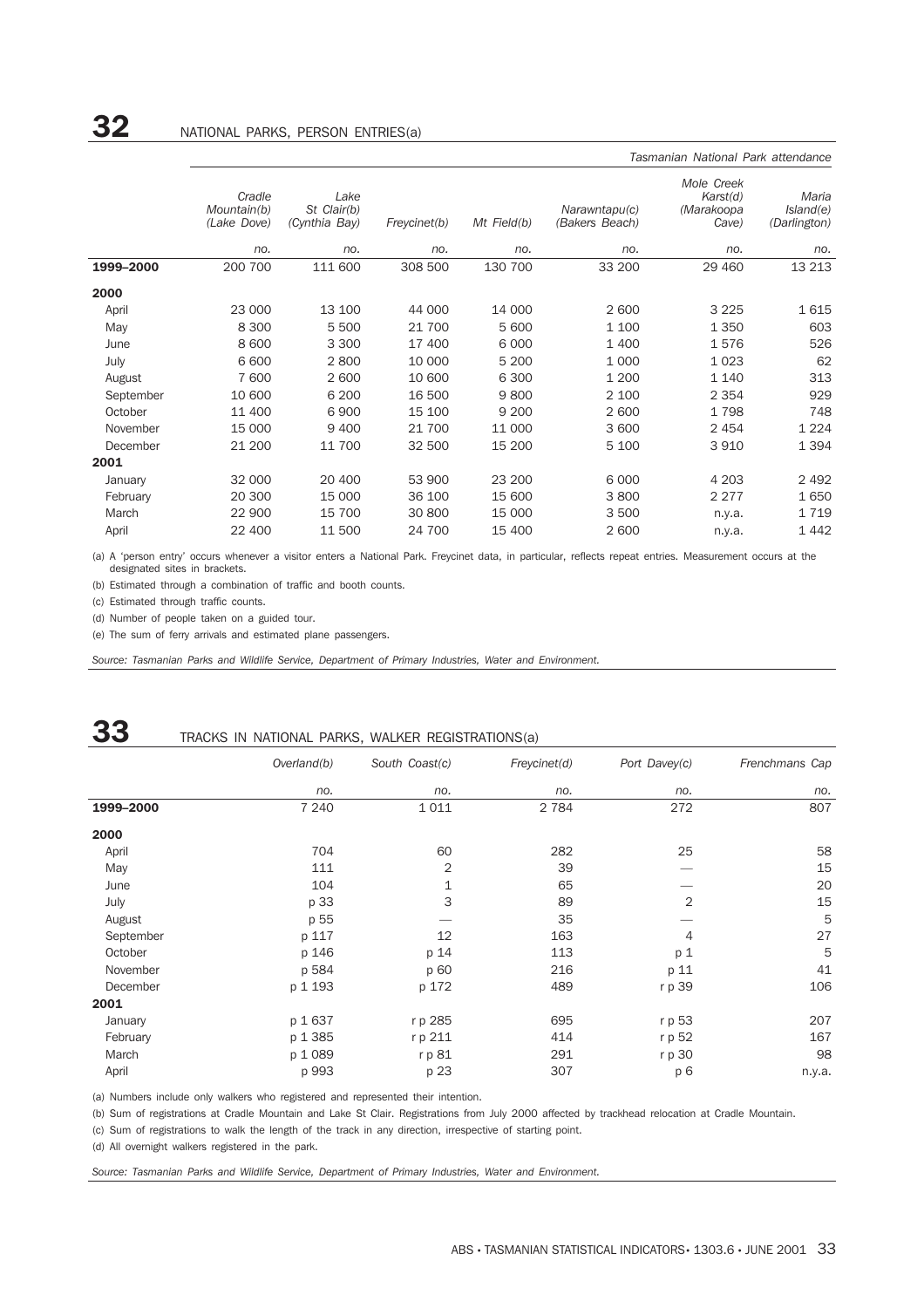## 32 NATIONAL PARKS, PERSON ENTRIES(a)

| | *Tasmanian National Park attendance* | | | | | | |
|---|---|---|---|---|---|---|---|
| | *Cradle Mountain(b) (Lake Dove)* | *Lake St Clair(b) (Cynthia Bay)* | *Freycinet(b)* | *Mt Field(b)* | *Narawntapu(c) (Bakers Beach)* | *Mole Creek Karst(d) (Marakoopa Cave)* | *Maria Island(e) (Darlington)* |
| | *no.* | *no.* | *no.* | *no.* | *no.* | *no.* | *no.* |
| **1999–2000** | 200 700 | 111 600 | 308 500 | 130 700 | 33 200 | 29 460 | 13 213 |
| **2000** | | | | | | | |
| April | 23 000 | 13 100 | 44 000 | 14 000 | 2 600 | 3 225 | 1 615 |
| May | 8 300 | 5 500 | 21 700 | 5 600 | 1 100 | 1 350 | 603 |
| June | 8 600 | 3 300 | 17 400 | 6 000 | 1 400 | 1 576 | 526 |
| July | 6 600 | 2 800 | 10 000 | 5 200 | 1 000 | 1 023 | 62 |
| August | 7 600 | 2 600 | 10 600 | 6 300 | 1 200 | 1 140 | 313 |
| September | 10 600 | 6 200 | 16 500 | 9 800 | 2 100 | 2 354 | 929 |
| October | 11 400 | 6 900 | 15 100 | 9 200 | 2 600 | 1 798 | 748 |
| November | 15 000 | 9 400 | 21 700 | 11 000 | 3 600 | 2 454 | 1 224 |
| December | 21 200 | 11 700 | 32 500 | 15 200 | 5 100 | 3 910 | 1 394 |
| **2001** | | | | | | | |
| January | 32 000 | 20 400 | 53 900 | 23 200 | 6 000 | 4 203 | 2 492 |
| February | 20 300 | 15 000 | 36 100 | 15 600 | 3 800 | 2 277 | 1 650 |
| March | 22 900 | 15 700 | 30 800 | 15 000 | 3 500 | n.y.a. | 1 719 |
| April | 22 400 | 11 500 | 24 700 | 15 400 | 2 600 | n.y.a. | 1 442 |

(a) A 'person entry' occurs whenever a visitor enters a National Park. Freycinet data, in particular, reflects repeat entries. Measurement occurs at the designated sites in brackets.

(b) Estimated through a combination of traffic and booth counts.

(c) Estimated through traffic counts.

(d) Number of people taken on a guided tour.

(e) The sum of ferry arrivals and estimated plane passengers.

*Source: Tasmanian Parks and Wildlife Service, Department of Primary Industries, Water and Environment.*

## 33 TRACKS IN NATIONAL PARKS, WALKER REGISTRATIONS(a)

| | *Overland(b)* | *South Coast(c)* | *Freycinet(d)* | *Port Davey(c)* | *Frenchmans Cap* |
|---|---|---|---|---|---|
| | *no.* | *no.* | *no.* | *no.* | *no.* |
| **1999–2000** | 7 240 | 1 011 | 2 784 | 272 | 807 |
| **2000** | | | | | |
| April | 704 | 60 | 282 | 25 | 58 |
| May | 111 | 2 | 39 | — | 15 |
| June | 104 | 1 | 65 | — | 20 |
| July | p 33 | 3 | 89 | 2 | 15 |
| August | p 55 | — | 35 | — | 5 |
| September | p 117 | 12 | 163 | 4 | 27 |
| October | p 146 | p 14 | 113 | p 1 | 5 |
| November | p 584 | p 60 | 216 | p 11 | 41 |
| December | p 1 193 | p 172 | 489 | r p 39 | 106 |
| **2001** | | | | | |
| January | p 1 637 | r p 285 | 695 | r p 53 | 207 |
| February | p 1 385 | r p 211 | 414 | r p 52 | 167 |
| March | p 1 089 | r p 81 | 291 | r p 30 | 98 |
| April | p 993 | p 23 | 307 | p 6 | n.y.a. |

(a) Numbers include only walkers who registered and represented their intention.

(b) Sum of registrations at Cradle Mountain and Lake St Clair. Registrations from July 2000 affected by trackhead relocation at Cradle Mountain.

(c) Sum of registrations to walk the length of the track in any direction, irrespective of starting point.

(d) All overnight walkers registered in the park.

*Source: Tasmanian Parks and Wildlife Service, Department of Primary Industries, Water and Environment.*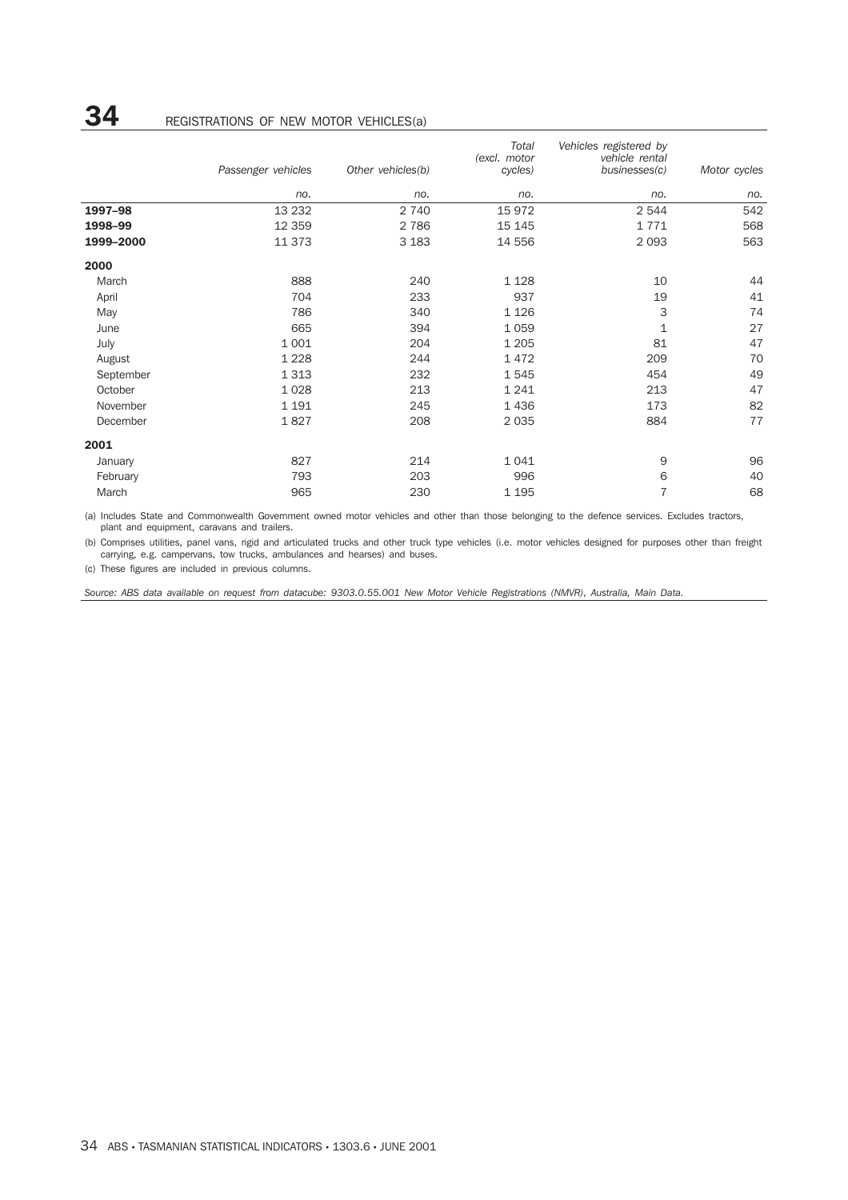## 34 REGISTRATIONS OF NEW MOTOR VEHICLES(a)

| | *Passenger vehicles* | *Other vehicles(b)* | *Total (excl. motor cycles)* | *Vehicles registered by vehicle rental businesses(c)* | *Motor cycles* |
|---|---|---|---|---|---|
| | *no.* | *no.* | *no.* | *no.* | *no.* |
| **1997–98** | 13 232 | 2 740 | 15 972 | 2 544 | 542 |
| **1998–99** | 12 359 | 2 786 | 15 145 | 1 771 | 568 |
| **1999–2000** | 11 373 | 3 183 | 14 556 | 2 093 | 563 |
| **2000** | | | | | |
| March | 888 | 240 | 1 128 | 10 | 44 |
| April | 704 | 233 | 937 | 19 | 41 |
| May | 786 | 340 | 1 126 | 3 | 74 |
| June | 665 | 394 | 1 059 | 1 | 27 |
| July | 1 001 | 204 | 1 205 | 81 | 47 |
| August | 1 228 | 244 | 1 472 | 209 | 70 |
| September | 1 313 | 232 | 1 545 | 454 | 49 |
| October | 1 028 | 213 | 1 241 | 213 | 47 |
| November | 1 191 | 245 | 1 436 | 173 | 82 |
| December | 1 827 | 208 | 2 035 | 884 | 77 |
| **2001** | | | | | |
| January | 827 | 214 | 1 041 | 9 | 96 |
| February | 793 | 203 | 996 | 6 | 40 |
| March | 965 | 230 | 1 195 | 7 | 68 |

(a) Includes State and Commonwealth Government owned motor vehicles and other than those belonging to the defence services. Excludes tractors, plant and equipment, caravans and trailers.

(b) Comprises utilities, panel vans, rigid and articulated trucks and other truck type vehicles (i.e. motor vehicles designed for purposes other than freight carrying, e.g. campervans, tow trucks, ambulances and hearses) and buses.

(c) These figures are included in previous columns.

*Source: ABS data available on request from datacube: 9303.0.55.001 New Motor Vehicle Registrations (NMVR), Australia, Main Data.*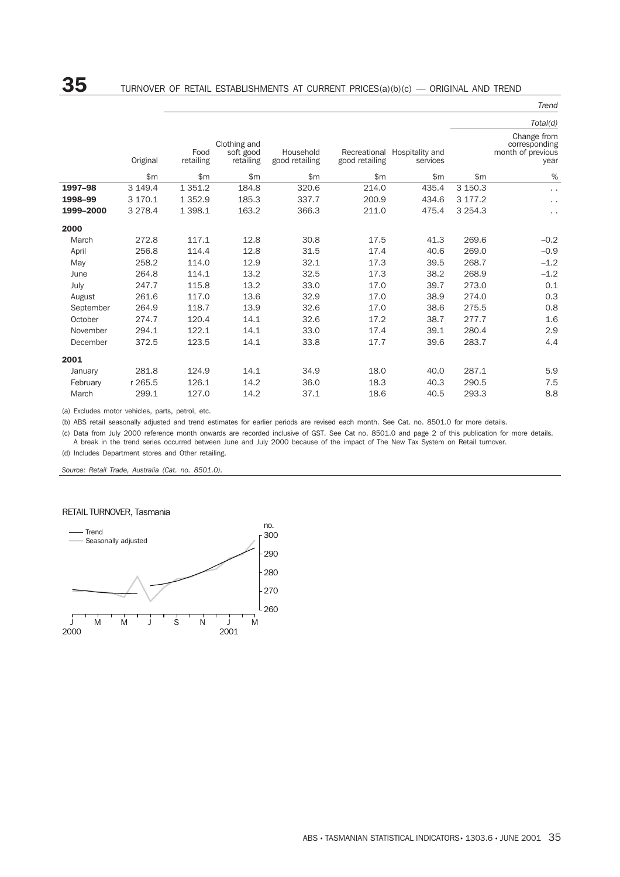# 35 TURNOVER OF RETAIL ESTABLISHMENTS AT CURRENT PRICES(a)(b)(c) — ORIGINAL AND TREND

| | | *Trend* | | | | | | | |
|---|---|---|---|---|---|---|---|---|---|
| | | | | | | | *Total(d)* | | |
| | Original | Food retailing | Clothing and soft good retailing | Household good retailing | Recreational good retailing | Hospitality and services | | Change from corresponding month of previous year |
| | $m | $m | $m | $m | $m | $m | $m | % |
| **1997–98** | 3 149.4 | 1 351.2 | 184.8 | 320.6 | 214.0 | 435.4 | 3 150.3 | . . |
| **1998–99** | 3 170.1 | 1 352.9 | 185.3 | 337.7 | 200.9 | 434.6 | 3 177.2 | . . |
| **1999–2000** | 3 278.4 | 1 398.1 | 163.2 | 366.3 | 211.0 | 475.4 | 3 254.3 | . . |
| **2000** | | | | | | | | |
| March | 272.8 | 117.1 | 12.8 | 30.8 | 17.5 | 41.3 | 269.6 | –0.2 |
| April | 256.8 | 114.4 | 12.8 | 31.5 | 17.4 | 40.6 | 269.0 | –0.9 |
| May | 258.2 | 114.0 | 12.9 | 32.1 | 17.3 | 39.5 | 268.7 | –1.2 |
| June | 264.8 | 114.1 | 13.2 | 32.5 | 17.3 | 38.2 | 268.9 | –1.2 |
| July | 247.7 | 115.8 | 13.2 | 33.0 | 17.0 | 39.7 | 273.0 | 0.1 |
| August | 261.6 | 117.0 | 13.6 | 32.9 | 17.0 | 38.9 | 274.0 | 0.3 |
| September | 264.9 | 118.7 | 13.9 | 32.6 | 17.0 | 38.6 | 275.5 | 0.8 |
| October | 274.7 | 120.4 | 14.1 | 32.6 | 17.2 | 38.7 | 277.7 | 1.6 |
| November | 294.1 | 122.1 | 14.1 | 33.0 | 17.4 | 39.1 | 280.4 | 2.9 |
| December | 372.5 | 123.5 | 14.1 | 33.8 | 17.7 | 39.6 | 283.7 | 4.4 |
| **2001** | | | | | | | | |
| January | 281.8 | 124.9 | 14.1 | 34.9 | 18.0 | 40.0 | 287.1 | 5.9 |
| February | r 265.5 | 126.1 | 14.2 | 36.0 | 18.3 | 40.3 | 290.5 | 7.5 |
| March | 299.1 | 127.0 | 14.2 | 37.1 | 18.6 | 40.5 | 293.3 | 8.8 |

(a) Excludes motor vehicles, parts, petrol, etc.

(b) ABS retail seasonally adjusted and trend estimates for earlier periods are revised each month. See Cat. no. 8501.0 for more details.

(c) Data from July 2000 reference month onwards are recorded inclusive of GST. See Cat no. 8501.0 and page 2 of this publication for more details. A break in the trend series occurred between June and July 2000 because of the impact of The New Tax System on Retail turnover.

(d) Includes Department stores and Other retailing.

*Source: Retail Trade, Australia (Cat. no. 8501.0).*

RETAIL TURNOVER, Tasmania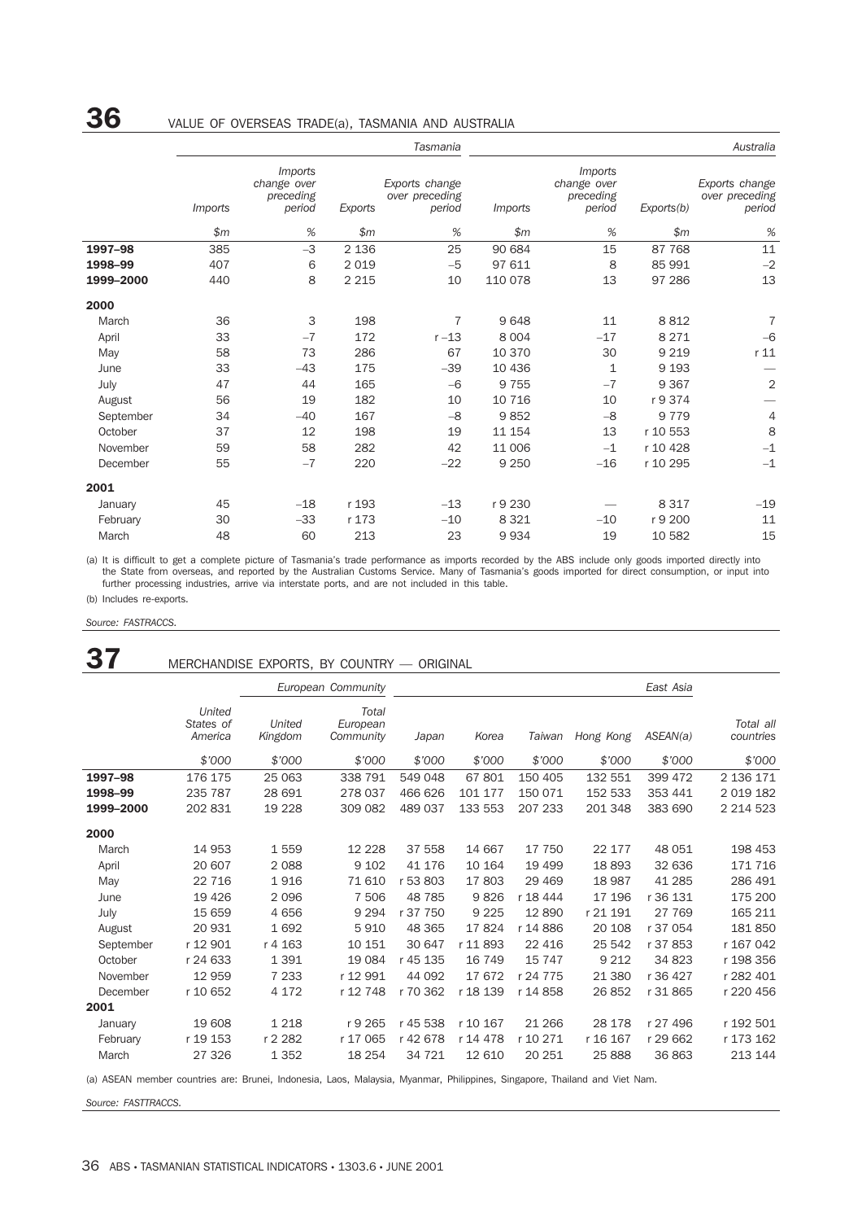## 36 VALUE OF OVERSEAS TRADE(a), TASMANIA AND AUSTRALIA

| | Tasmania | | | | Australia | | | |
|---|---|---|---|---|---|---|---|---|
| | Imports | Imports change over preceding period | Exports | Exports change over preceding period | Imports | Imports change over preceding period | Exports(b) | Exports change over preceding period |
| | $m | % | $m | % | $m | % | $m | % |
| **1997–98** | 385 | –3 | 2 136 | 25 | 90 684 | 15 | 87 768 | 11 |
| **1998–99** | 407 | 6 | 2 019 | –5 | 97 611 | 8 | 85 991 | –2 |
| **1999–2000** | 440 | 8 | 2 215 | 10 | 110 078 | 13 | 97 286 | 13 |
| **2000** | | | | | | | | |
| March | 36 | 3 | 198 | 7 | 9 648 | 11 | 8 812 | 7 |
| April | 33 | –7 | 172 | r –13 | 8 004 | –17 | 8 271 | –6 |
| May | 58 | 73 | 286 | 67 | 10 370 | 30 | 9 219 | r 11 |
| June | 33 | –43 | 175 | –39 | 10 436 | 1 | 9 193 | — |
| July | 47 | 44 | 165 | –6 | 9 755 | –7 | 9 367 | 2 |
| August | 56 | 19 | 182 | 10 | 10 716 | 10 | r 9 374 | — |
| September | 34 | –40 | 167 | –8 | 9 852 | –8 | 9 779 | 4 |
| October | 37 | 12 | 198 | 19 | 11 154 | 13 | r 10 553 | 8 |
| November | 59 | 58 | 282 | 42 | 11 006 | –1 | r 10 428 | –1 |
| December | 55 | –7 | 220 | –22 | 9 250 | –16 | r 10 295 | –1 |
| **2001** | | | | | | | | |
| January | 45 | –18 | r 193 | –13 | r 9 230 | — | 8 317 | –19 |
| February | 30 | –33 | r 173 | –10 | 8 321 | –10 | r 9 200 | 11 |
| March | 48 | 60 | 213 | 23 | 9 934 | 19 | 10 582 | 15 |

(a) It is difficult to get a complete picture of Tasmania's trade performance as imports recorded by the ABS include only goods imported directly into the State from overseas, and reported by the Australian Customs Service. Many of Tasmania's goods imported for direct consumption, or input into further processing industries, arrive via interstate ports, and are not included in this table.

(b) Includes re-exports.

*Source: FASTRACCS.*

## 37 MERCHANDISE EXPORTS, BY COUNTRY — ORIGINAL

| | | European Community | | East Asia | | | | | | |
|---|---|---|---|---|---|---|---|---|---|
| | United States of America | United Kingdom | Total European Community | Japan | Korea | Taiwan | Hong Kong | ASEAN(a) | Total all countries |
| | $'000 | $'000 | $'000 | $'000 | $'000 | $'000 | $'000 | $'000 | $'000 |
| **1997–98** | 176 175 | 25 063 | 338 791 | 549 048 | 67 801 | 150 405 | 132 551 | 399 472 | 2 136 171 |
| **1998–99** | 235 787 | 28 691 | 278 037 | 466 626 | 101 177 | 150 071 | 152 533 | 353 441 | 2 019 182 |
| **1999–2000** | 202 831 | 19 228 | 309 082 | 489 037 | 133 553 | 207 233 | 201 348 | 383 690 | 2 214 523 |
| **2000** | | | | | | | | | |
| March | 14 953 | 1 559 | 12 228 | 37 558 | 14 667 | 17 750 | 22 177 | 48 051 | 198 453 |
| April | 20 607 | 2 088 | 9 102 | 41 176 | 10 164 | 19 499 | 18 893 | 32 636 | 171 716 |
| May | 22 716 | 1 916 | 71 610 | r 53 803 | 17 803 | 29 469 | 18 987 | 41 285 | 286 491 |
| June | 19 426 | 2 096 | 7 506 | 48 785 | 9 826 | r 18 444 | 17 196 | r 36 131 | 175 200 |
| July | 15 659 | 4 656 | 9 294 | r 37 750 | 9 225 | 12 890 | r 21 191 | 27 769 | 165 211 |
| August | 20 931 | 1 692 | 5 910 | 48 365 | 17 824 | r 14 886 | 20 108 | r 37 054 | 181 850 |
| September | r 12 901 | r 4 163 | 10 151 | 30 647 | r 11 893 | 22 416 | 25 542 | r 37 853 | r 167 042 |
| October | r 24 633 | 1 391 | 19 084 | r 45 135 | 16 749 | 15 747 | 9 212 | 34 823 | r 198 356 |
| November | 12 959 | 7 233 | r 12 991 | 44 092 | 17 672 | r 24 775 | 21 380 | r 36 427 | r 282 401 |
| December | r 10 652 | 4 172 | r 12 748 | r 70 362 | r 18 139 | r 14 858 | 26 852 | r 31 865 | r 220 456 |
| **2001** | | | | | | | | | |
| January | 19 608 | 1 218 | r 9 265 | r 45 538 | r 10 167 | 21 266 | 28 178 | r 27 496 | r 192 501 |
| February | r 19 153 | r 2 282 | r 17 065 | r 42 678 | r 14 478 | r 10 271 | r 16 167 | r 29 662 | r 173 162 |
| March | 27 326 | 1 352 | 18 254 | 34 721 | 12 610 | 20 251 | 25 888 | 36 863 | 213 144 |

(a) ASEAN member countries are: Brunei, Indonesia, Laos, Malaysia, Myanmar, Philippines, Singapore, Thailand and Viet Nam.

*Source: FASTTRACCS.*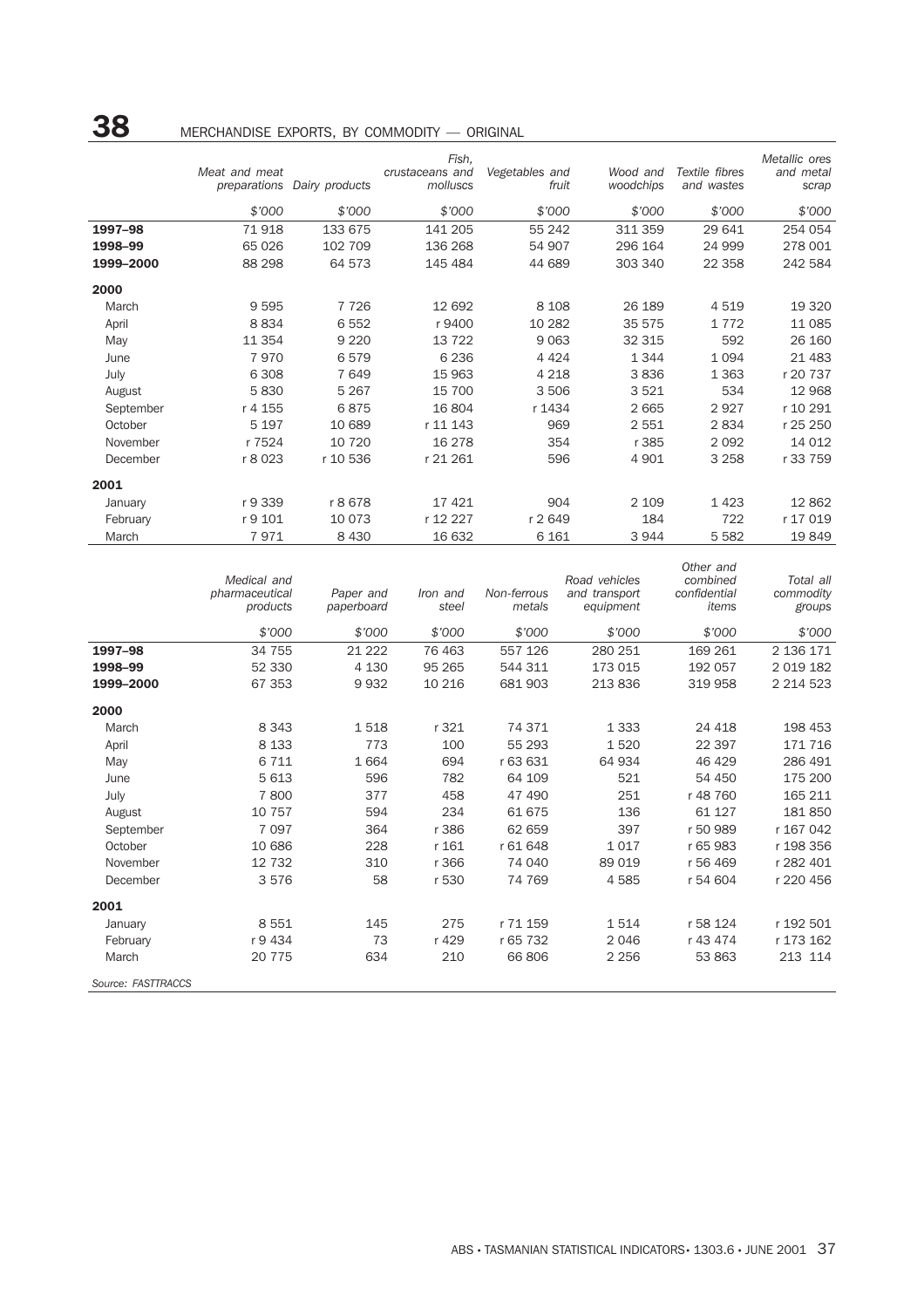# 38 MERCHANDISE EXPORTS, BY COMMODITY — ORIGINAL

| | *Meat and meat preparations* | *Dairy products* | *Fish, crustaceans and molluscs* | *Vegetables and fruit* | *Wood and woodchips* | *Textile fibres and wastes* | *Metallic ores and metal scrap* |
|---|---|---|---|---|---|---|---|
| | *$'000* | *$'000* | *$'000* | *$'000* | *$'000* | *$'000* | *$'000* |
| **1997–98** | 71 918 | 133 675 | 141 205 | 55 242 | 311 359 | 29 641 | 254 054 |
| **1998–99** | 65 026 | 102 709 | 136 268 | 54 907 | 296 164 | 24 999 | 278 001 |
| **1999–2000** | 88 298 | 64 573 | 145 484 | 44 689 | 303 340 | 22 358 | 242 584 |
| **2000** | | | | | | | |
| March | 9 595 | 7 726 | 12 692 | 8 108 | 26 189 | 4 519 | 19 320 |
| April | 8 834 | 6 552 | r 9400 | 10 282 | 35 575 | 1 772 | 11 085 |
| May | 11 354 | 9 220 | 13 722 | 9 063 | 32 315 | 592 | 26 160 |
| June | 7 970 | 6 579 | 6 236 | 4 424 | 1 344 | 1 094 | 21 483 |
| July | 6 308 | 7 649 | 15 963 | 4 218 | 3 836 | 1 363 | r 20 737 |
| August | 5 830 | 5 267 | 15 700 | 3 506 | 3 521 | 534 | 12 968 |
| September | r 4 155 | 6 875 | 16 804 | r 1434 | 2 665 | 2 927 | r 10 291 |
| October | 5 197 | 10 689 | r 11 143 | 969 | 2 551 | 2 834 | r 25 250 |
| November | r 7524 | 10 720 | 16 278 | 354 | r 385 | 2 092 | 14 012 |
| December | r 8 023 | r 10 536 | r 21 261 | 596 | 4 901 | 3 258 | r 33 759 |
| **2001** | | | | | | | |
| January | r 9 339 | r 8 678 | 17 421 | 904 | 2 109 | 1 423 | 12 862 |
| February | r 9 101 | 10 073 | r 12 227 | r 2 649 | 184 | 722 | r 17 019 |
| March | 7 971 | 8 430 | 16 632 | 6 161 | 3 944 | 5 582 | 19 849 |

| | *Medical and pharmaceutical products* | *Paper and paperboard* | *Iron and steel* | *Non-ferrous metals* | *Road vehicles and transport equipment* | *Other and combined confidential items* | *Total all commodity groups* |
|---|---|---|---|---|---|---|---|
| | *$'000* | *$'000* | *$'000* | *$'000* | *$'000* | *$'000* | *$'000* |
| **1997–98** | 34 755 | 21 222 | 76 463 | 557 126 | 280 251 | 169 261 | 2 136 171 |
| **1998–99** | 52 330 | 4 130 | 95 265 | 544 311 | 173 015 | 192 057 | 2 019 182 |
| **1999–2000** | 67 353 | 9 932 | 10 216 | 681 903 | 213 836 | 319 958 | 2 214 523 |
| **2000** | | | | | | | |
| March | 8 343 | 1 518 | r 321 | 74 371 | 1 333 | 24 418 | 198 453 |
| April | 8 133 | 773 | 100 | 55 293 | 1 520 | 22 397 | 171 716 |
| May | 6 711 | 1 664 | 694 | r 63 631 | 64 934 | 46 429 | 286 491 |
| June | 5 613 | 596 | 782 | 64 109 | 521 | 54 450 | 175 200 |
| July | 7 800 | 377 | 458 | 47 490 | 251 | r 48 760 | 165 211 |
| August | 10 757 | 594 | 234 | 61 675 | 136 | 61 127 | 181 850 |
| September | 7 097 | 364 | r 386 | 62 659 | 397 | r 50 989 | r 167 042 |
| October | 10 686 | 228 | r 161 | r 61 648 | 1 017 | r 65 983 | r 198 356 |
| November | 12 732 | 310 | r 366 | 74 040 | 89 019 | r 56 469 | r 282 401 |
| December | 3 576 | 58 | r 530 | 74 769 | 4 585 | r 54 604 | r 220 456 |
| **2001** | | | | | | | |
| January | 8 551 | 145 | 275 | r 71 159 | 1 514 | r 58 124 | r 192 501 |
| February | r 9 434 | 73 | r 429 | r 65 732 | 2 046 | r 43 474 | r 173 162 |
| March | 20 775 | 634 | 210 | 66 806 | 2 256 | 53 863 | 213 114 |

*Source: FASTTRACCS*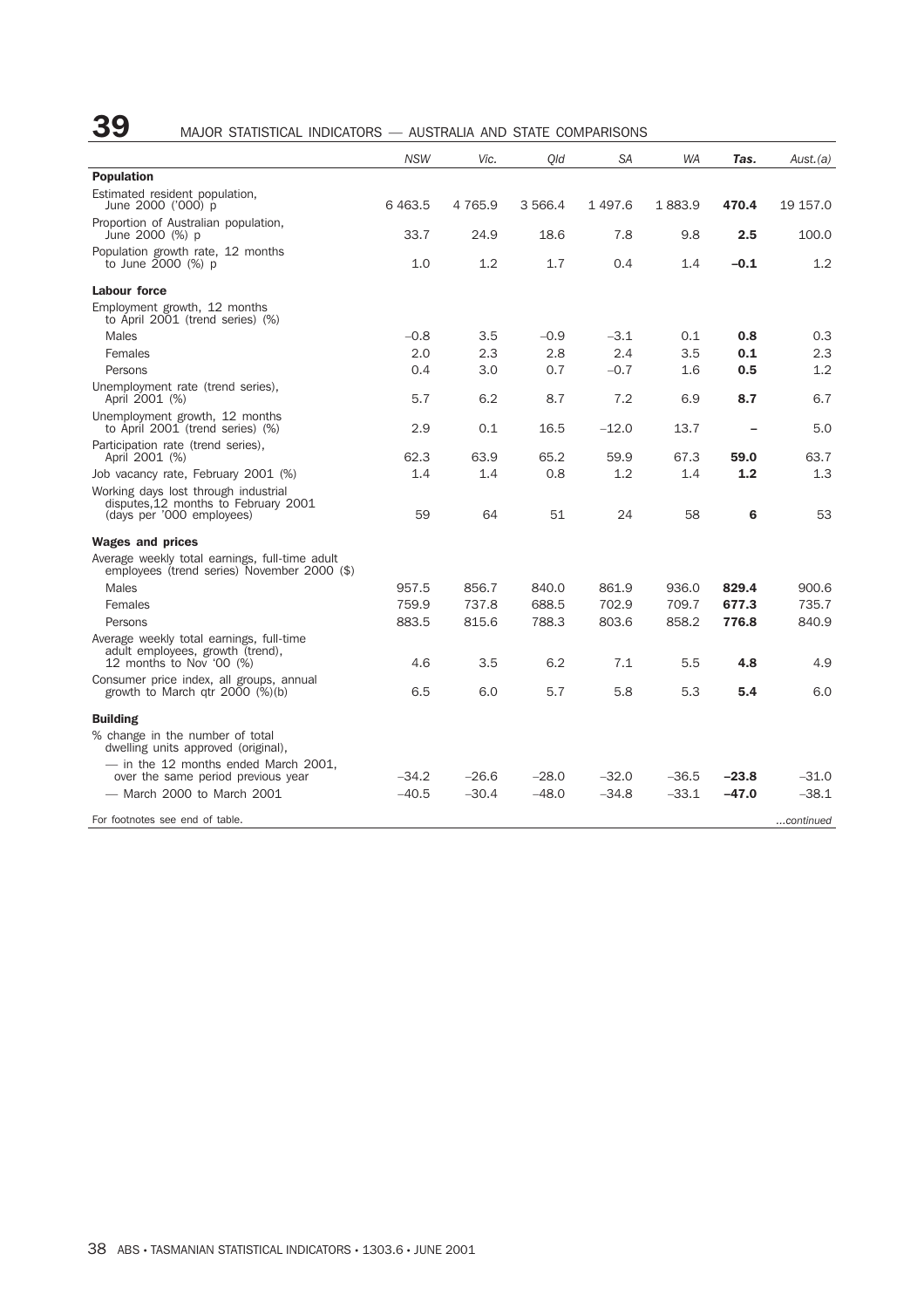## 39 MAJOR STATISTICAL INDICATORS — AUSTRALIA AND STATE COMPARISONS

| | *NSW* | *Vic.* | *Qld* | *SA* | *WA* | ***Tas.*** | *Aust.(a)* |
|---|---|---|---|---|---|---|---|
| **Population** | | | | | | | |
| Estimated resident population, June 2000 ('000) p | 6 463.5 | 4 765.9 | 3 566.4 | 1 497.6 | 1 883.9 | **470.4** | 19 157.0 |
| Proportion of Australian population, June 2000 (%) p | 33.7 | 24.9 | 18.6 | 7.8 | 9.8 | **2.5** | 100.0 |
| Population growth rate, 12 months to June 2000 (%) p | 1.0 | 1.2 | 1.7 | 0.4 | 1.4 | **–0.1** | 1.2 |
| **Labour force** | | | | | | | |
| Employment growth, 12 months to April 2001 (trend series) (%) | | | | | | | |
| Males | –0.8 | 3.5 | –0.9 | –3.1 | 0.1 | **0.8** | 0.3 |
| Females | 2.0 | 2.3 | 2.8 | 2.4 | 3.5 | **0.1** | 2.3 |
| Persons | 0.4 | 3.0 | 0.7 | –0.7 | 1.6 | **0.5** | 1.2 |
| Unemployment rate (trend series), April 2001 (%) | 5.7 | 6.2 | 8.7 | 7.2 | 6.9 | **8.7** | 6.7 |
| Unemployment growth, 12 months to April 2001 (trend series) (%) | 2.9 | 0.1 | 16.5 | –12.0 | 13.7 | **–** | 5.0 |
| Participation rate (trend series), April 2001 (%) | 62.3 | 63.9 | 65.2 | 59.9 | 67.3 | **59.0** | 63.7 |
| Job vacancy rate, February 2001 (%) | 1.4 | 1.4 | 0.8 | 1.2 | 1.4 | **1.2** | 1.3 |
| Working days lost through industrial disputes,12 months to February 2001 (days per '000 employees) | 59 | 64 | 51 | 24 | 58 | **6** | 53 |
| **Wages and prices** | | | | | | | |
| Average weekly total earnings, full-time adult employees (trend series) November 2000 ($) | | | | | | | |
| Males | 957.5 | 856.7 | 840.0 | 861.9 | 936.0 | **829.4** | 900.6 |
| Females | 759.9 | 737.8 | 688.5 | 702.9 | 709.7 | **677.3** | 735.7 |
| Persons | 883.5 | 815.6 | 788.3 | 803.6 | 858.2 | **776.8** | 840.9 |
| Average weekly total earnings, full-time adult employees, growth (trend), 12 months to Nov '00 (%) | 4.6 | 3.5 | 6.2 | 7.1 | 5.5 | **4.8** | 4.9 |
| Consumer price index, all groups, annual growth to March qtr 2000 (%)(b) | 6.5 | 6.0 | 5.7 | 5.8 | 5.3 | **5.4** | 6.0 |
| **Building** | | | | | | | |
| % change in the number of total dwelling units approved (original), | | | | | | | |
| — in the 12 months ended March 2001, over the same period previous year | –34.2 | –26.6 | –28.0 | –32.0 | –36.5 | **–23.8** | –31.0 |
| — March 2000 to March 2001 | –40.5 | –30.4 | –48.0 | –34.8 | –33.1 | **–47.0** | –38.1 |

For footnotes see end of table. *...continued*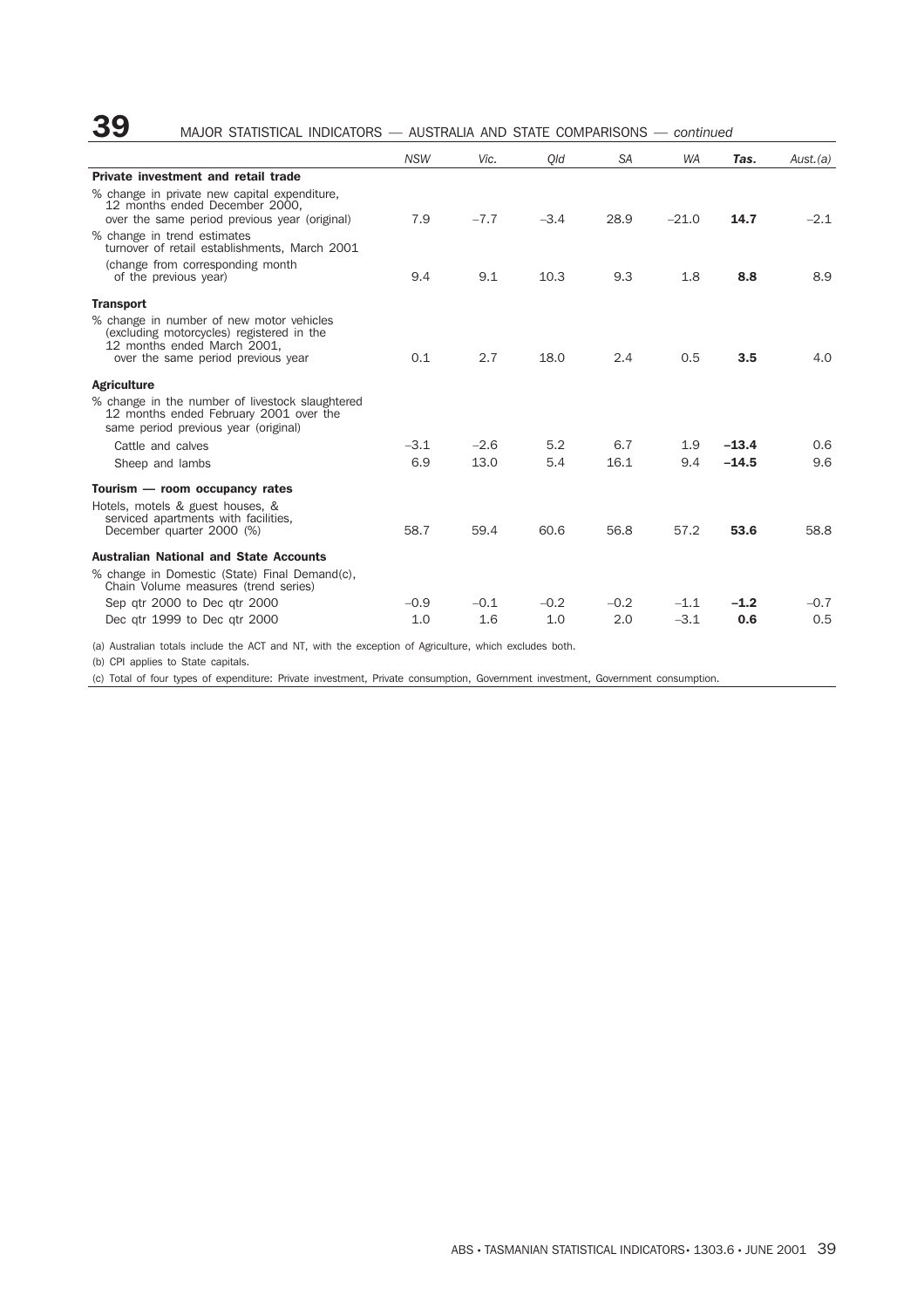# 39 MAJOR STATISTICAL INDICATORS — AUSTRALIA AND STATE COMPARISONS — *continued*

| | *NSW* | *Vic.* | *Qld* | *SA* | *WA* | ***Tas.*** | *Aust.(a)* |
|---|---|---|---|---|---|---|---|
| **Private investment and retail trade** | | | | | | | |
| % change in private new capital expenditure, 12 months ended December 2000, over the same period previous year (original) | 7.9 | –7.7 | –3.4 | 28.9 | –21.0 | **14.7** | –2.1 |
| % change in trend estimates turnover of retail establishments, March 2001 (change from corresponding month of the previous year) | 9.4 | 9.1 | 10.3 | 9.3 | 1.8 | **8.8** | 8.9 |
| **Transport** | | | | | | | |
| % change in number of new motor vehicles (excluding motorcycles) registered in the 12 months ended March 2001, over the same period previous year | 0.1 | 2.7 | 18.0 | 2.4 | 0.5 | **3.5** | 4.0 |
| **Agriculture** | | | | | | | |
| % change in the number of livestock slaughtered 12 months ended February 2001 over the same period previous year (original) | | | | | | | |
| Cattle and calves | –3.1 | –2.6 | 5.2 | 6.7 | 1.9 | **–13.4** | 0.6 |
| Sheep and lambs | 6.9 | 13.0 | 5.4 | 16.1 | 9.4 | **–14.5** | 9.6 |
| **Tourism — room occupancy rates** | | | | | | | |
| Hotels, motels & guest houses, & serviced apartments with facilities, December quarter 2000 (%) | 58.7 | 59.4 | 60.6 | 56.8 | 57.2 | **53.6** | 58.8 |
| **Australian National and State Accounts** | | | | | | | |
| % change in Domestic (State) Final Demand(c), Chain Volume measures (trend series) | | | | | | | |
| Sep qtr 2000 to Dec qtr 2000 | –0.9 | –0.1 | –0.2 | –0.2 | –1.1 | **–1.2** | –0.7 |
| Dec qtr 1999 to Dec qtr 2000 | 1.0 | 1.6 | 1.0 | 2.0 | –3.1 | **0.6** | 0.5 |

(a) Australian totals include the ACT and NT, with the exception of Agriculture, which excludes both.

(b) CPI applies to State capitals.

(c) Total of four types of expenditure: Private investment, Private consumption, Government investment, Government consumption.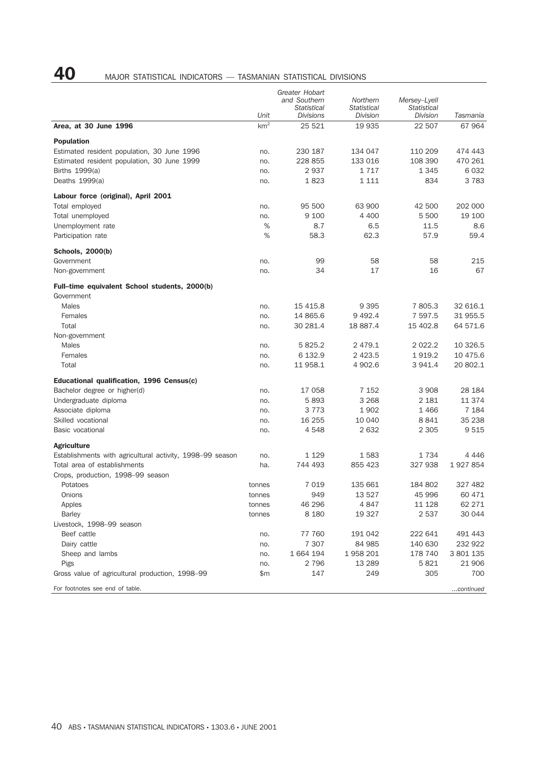# 40 MAJOR STATISTICAL INDICATORS — TASMANIAN STATISTICAL DIVISIONS

| | Unit | *Greater Hobart and Southern Statistical Divisions* | *Northern Statistical Division* | *Mersey–Lyell Statistical Division* | *Tasmania* |
|---|---|---|---|---|---|
| **Area, at 30 June 1996** | $km^2$ | 25 521 | 19 935 | 22 507 | 67 964 |
| **Population** | | | | | |
| Estimated resident population, 30 June 1996 | no. | 230 187 | 134 047 | 110 209 | 474 443 |
| Estimated resident population, 30 June 1999 | no. | 228 855 | 133 016 | 108 390 | 470 261 |
| Births 1999(a) | no. | 2 937 | 1 717 | 1 345 | 6 032 |
| Deaths 1999(a) | no. | 1 823 | 1 111 | 834 | 3 783 |
| **Labour force (original), April 2001** | | | | | |
| Total employed | no. | 95 500 | 63 900 | 42 500 | 202 000 |
| Total unemployed | no. | 9 100 | 4 400 | 5 500 | 19 100 |
| Unemployment rate | % | 8.7 | 6.5 | 11.5 | 8.6 |
| Participation rate | % | 58.3 | 62.3 | 57.9 | 59.4 |
| **Schools, 2000(b)** | | | | | |
| Government | no. | 99 | 58 | 58 | 215 |
| Non-government | no. | 34 | 17 | 16 | 67 |
| **Full–time equivalent School students, 2000(b)** | | | | | |
| Government | | | | | |
| Males | no. | 15 415.8 | 9 395 | 7 805.3 | 32 616.1 |
| Females | no. | 14 865.6 | 9 492.4 | 7 597.5 | 31 955.5 |
| Total | no. | 30 281.4 | 18 887.4 | 15 402.8 | 64 571.6 |
| Non-government | | | | | |
| Males | no. | 5 825.2 | 2 479.1 | 2 022.2 | 10 326.5 |
| Females | no. | 6 132.9 | 2 423.5 | 1 919.2 | 10 475.6 |
| Total | no. | 11 958.1 | 4 902.6 | 3 941.4 | 20 802.1 |
| **Educational qualification, 1996 Census(c)** | | | | | |
| Bachelor degree or higher(d) | no. | 17 058 | 7 152 | 3 908 | 28 184 |
| Undergraduate diploma | no. | 5 893 | 3 268 | 2 181 | 11 374 |
| Associate diploma | no. | 3 773 | 1 902 | 1 466 | 7 184 |
| Skilled vocational | no. | 16 255 | 10 040 | 8 841 | 35 238 |
| Basic vocational | no. | 4 548 | 2 632 | 2 305 | 9 515 |
| **Agriculture** | | | | | |
| Establishments with agricultural activity, 1998–99 season | no. | 1 129 | 1 583 | 1 734 | 4 446 |
| Total area of establishments | ha. | 744 493 | 855 423 | 327 938 | 1 927 854 |
| Crops, production, 1998–99 season | | | | | |
| Potatoes | tonnes | 7 019 | 135 661 | 184 802 | 327 482 |
| Onions | tonnes | 949 | 13 527 | 45 996 | 60 471 |
| Apples | tonnes | 46 296 | 4 847 | 11 128 | 62 271 |
| Barley | tonnes | 8 180 | 19 327 | 2 537 | 30 044 |
| Livestock, 1998–99 season | | | | | |
| Beef cattle | no. | 77 760 | 191 042 | 222 641 | 491 443 |
| Dairy cattle | no. | 7 307 | 84 985 | 140 630 | 232 922 |
| Sheep and lambs | no. | 1 664 194 | 1 958 201 | 178 740 | 3 801 135 |
| Pigs | no. | 2 796 | 13 289 | 5 821 | 21 906 |
| Gross value of agricultural production, 1998–99 | \$m | 147 | 249 | 305 | 700 |

For footnotes see end of table. ...*continued*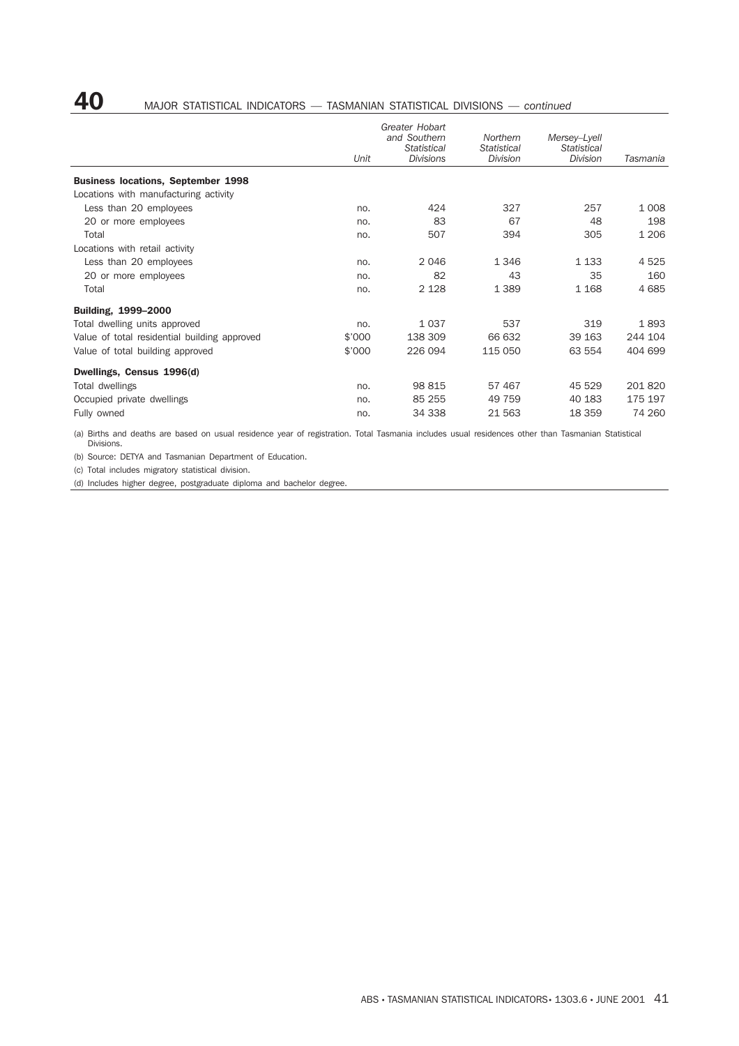## 40 MAJOR STATISTICAL INDICATORS — TASMANIAN STATISTICAL DIVISIONS — *continued*

| | Unit | *Greater Hobart and Southern Statistical Divisions* | *Northern Statistical Division* | *Mersey–Lyell Statistical Division* | *Tasmania* |
|---|---|---|---|---|---|
| **Business locations, September 1998** | | | | | |
| Locations with manufacturing activity | | | | | |
| Less than 20 employees | no. | 424 | 327 | 257 | 1 008 |
| 20 or more employees | no. | 83 | 67 | 48 | 198 |
| Total | no. | 507 | 394 | 305 | 1 206 |
| Locations with retail activity | | | | | |
| Less than 20 employees | no. | 2 046 | 1 346 | 1 133 | 4 525 |
| 20 or more employees | no. | 82 | 43 | 35 | 160 |
| Total | no. | 2 128 | 1 389 | 1 168 | 4 685 |
| **Building, 1999–2000** | | | | | |
| Total dwelling units approved | no. | 1 037 | 537 | 319 | 1 893 |
| Value of total residential building approved | $'000 | 138 309 | 66 632 | 39 163 | 244 104 |
| Value of total building approved | $'000 | 226 094 | 115 050 | 63 554 | 404 699 |
| **Dwellings, Census 1996(d)** | | | | | |
| Total dwellings | no. | 98 815 | 57 467 | 45 529 | 201 820 |
| Occupied private dwellings | no. | 85 255 | 49 759 | 40 183 | 175 197 |
| Fully owned | no. | 34 338 | 21 563 | 18 359 | 74 260 |

(a) Births and deaths are based on usual residence year of registration. Total Tasmania includes usual residences other than Tasmanian Statistical Divisions.

(b) Source: DETYA and Tasmanian Department of Education.

(c) Total includes migratory statistical division.

(d) Includes higher degree, postgraduate diploma and bachelor degree.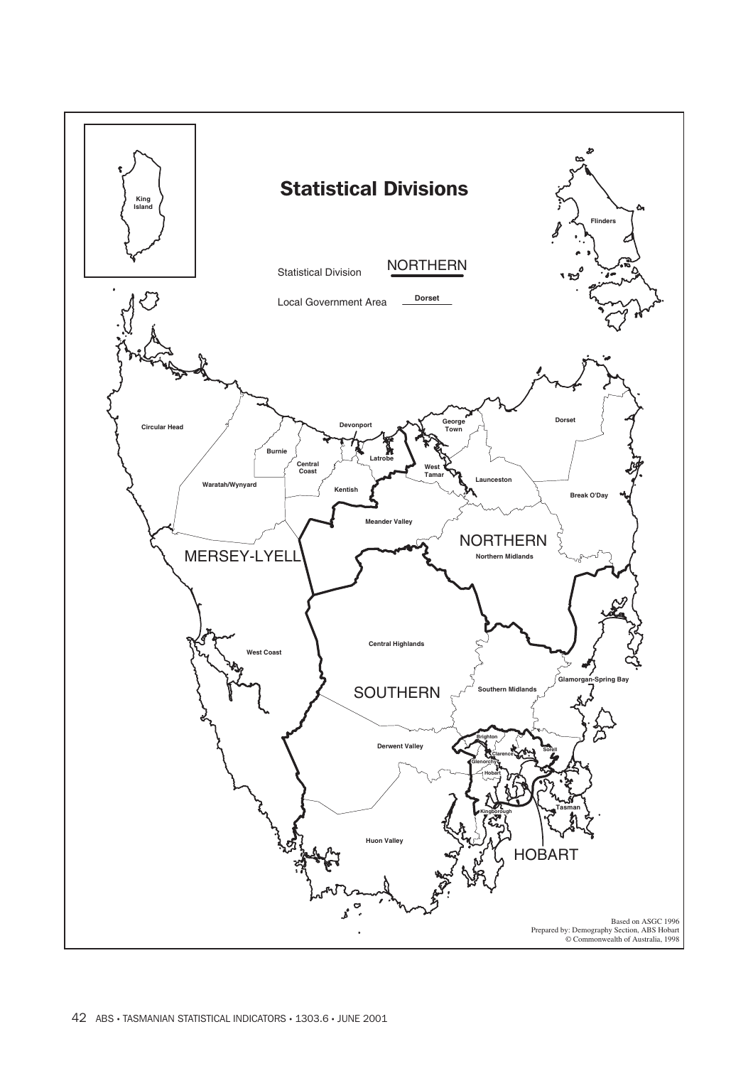# Statistical Divisions

Statistical Division — NORTHERN

Local Government Area — Dorset

King Island

Flinders

Circular Head

Devonport

George Town

Dorset

Burnie

Central Coast

Latrobe

West Tamar

Launceston

Waratah/Wynyard

Kentish

Break O'Day

Meander Valley

NORTHERN

MERSEY-LYELL

Northern Midlands

West Coast

Central Highlands

Glamorgan-Spring Bay

SOUTHERN

Southern Midlands

Brighton

Sorell

Derwent Valley

Clarence

Glenorchy

Hobart

Tasman

Kingborough

Huon Valley

HOBART

Based on ASGC 1996
Prepared by: Demography Section, ABS Hobart
© Commonwealth of Australia, 1998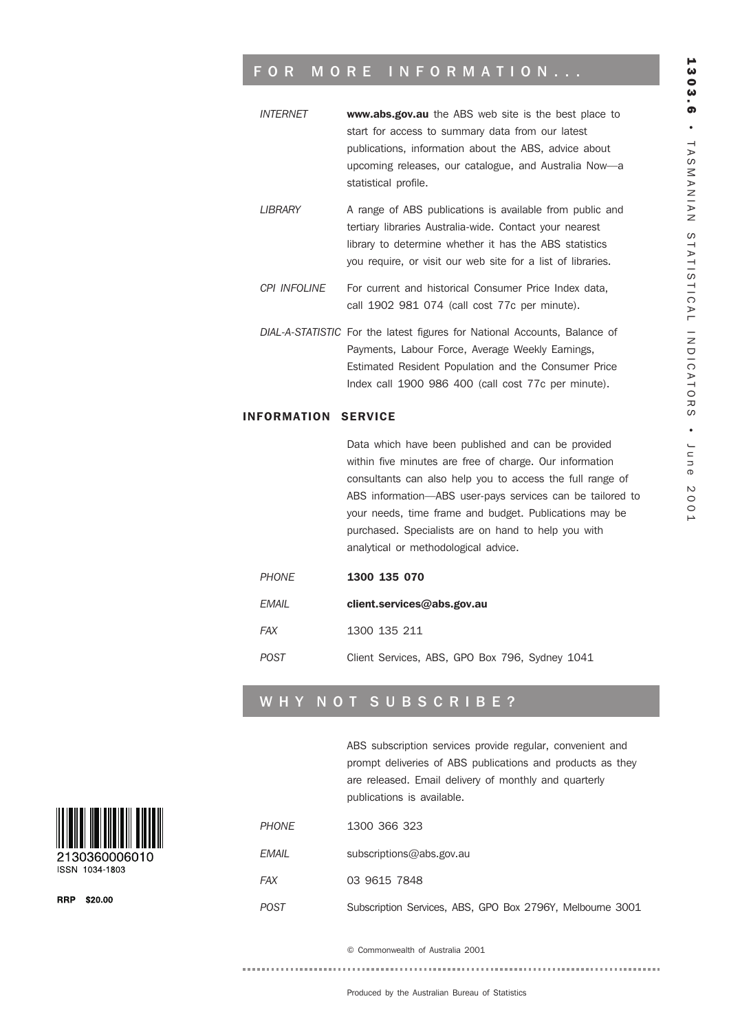## FOR MORE INFORMATION...

*INTERNET* **www.abs.gov.au** the ABS web site is the best place to start for access to summary data from our latest publications, information about the ABS, advice about upcoming releases, our catalogue, and Australia Now—a statistical profile.

*LIBRARY* A range of ABS publications is available from public and tertiary libraries Australia-wide. Contact your nearest library to determine whether it has the ABS statistics you require, or visit our web site for a list of libraries.

*CPI INFOLINE* For current and historical Consumer Price Index data, call 1902 981 074 (call cost 77c per minute).

*DIAL-A-STATISTIC* For the latest figures for National Accounts, Balance of Payments, Labour Force, Average Weekly Earnings, Estimated Resident Population and the Consumer Price Index call 1900 986 400 (call cost 77c per minute).

### INFORMATION SERVICE

Data which have been published and can be provided within five minutes are free of charge. Our information consultants can also help you to access the full range of ABS information—ABS user-pays services can be tailored to your needs, time frame and budget. Publications may be purchased. Specialists are on hand to help you with analytical or methodological advice.

*PHONE* **1300 135 070**

*EMAIL* **client.services@abs.gov.au**

*FAX* 1300 135 211

*POST* Client Services, ABS, GPO Box 796, Sydney 1041

## WHY NOT SUBSCRIBE?

ABS subscription services provide regular, convenient and prompt deliveries of ABS publications and products as they are released. Email delivery of monthly and quarterly publications is available.

*PHONE* 1300 366 323

*EMAIL* subscriptions@abs.gov.au

*FAX* 03 9615 7848

*POST* Subscription Services, ABS, GPO Box 2796Y, Melbourne 3001

2130360006010

ISSN 1034-1803

**RRP $20.00**

© Commonwealth of Australia 2001

Produced by the Australian Bureau of Statistics